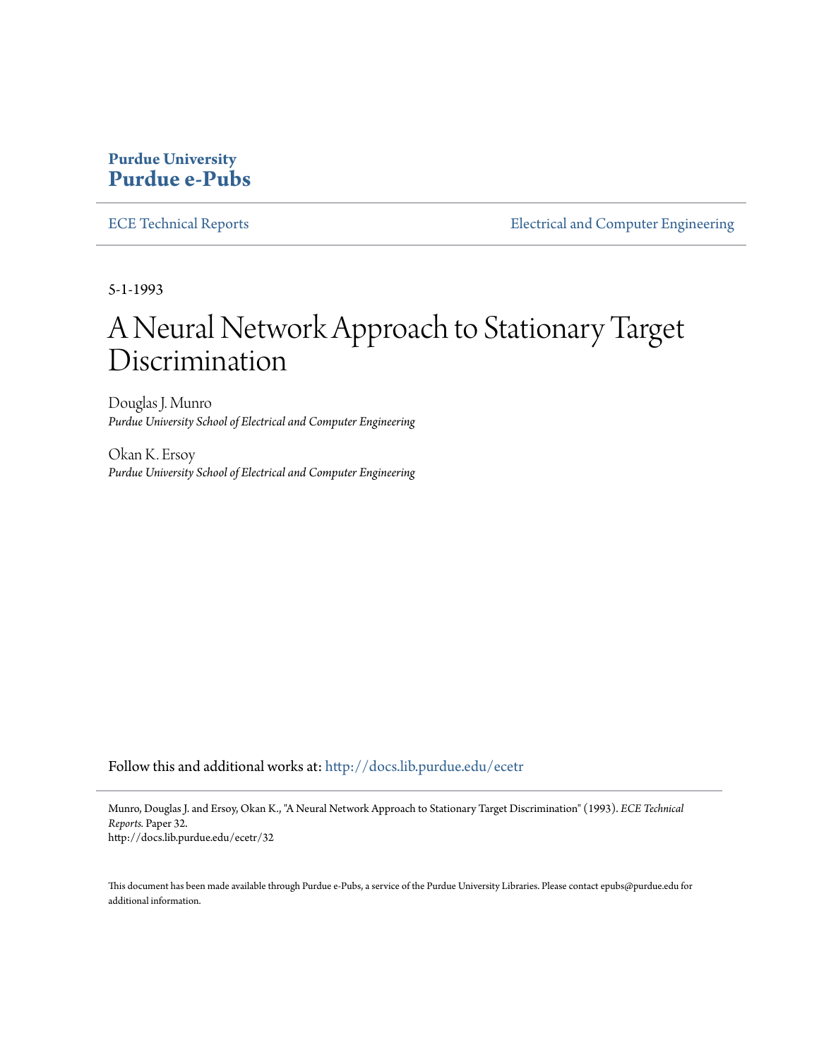**Purdue University**
**Purdue e-Pubs**

ECE Technical Reports | Electrical and Computer Engineering

5-1-1993

# A Neural Network Approach to Stationary Target Discrimination

Douglas J. Munro
*Purdue University School of Electrical and Computer Engineering*

Okan K. Ersoy
*Purdue University School of Electrical and Computer Engineering*

Follow this and additional works at: http://docs.lib.purdue.edu/ecetr

Munro, Douglas J. and Ersoy, Okan K., "A Neural Network Approach to Stationary Target Discrimination" (1993). *ECE Technical Reports.* Paper 32.
http://docs.lib.purdue.edu/ecetr/32

This document has been made available through Purdue e-Pubs, a service of the Purdue University Libraries. Please contact epubs@purdue.edu for additional information.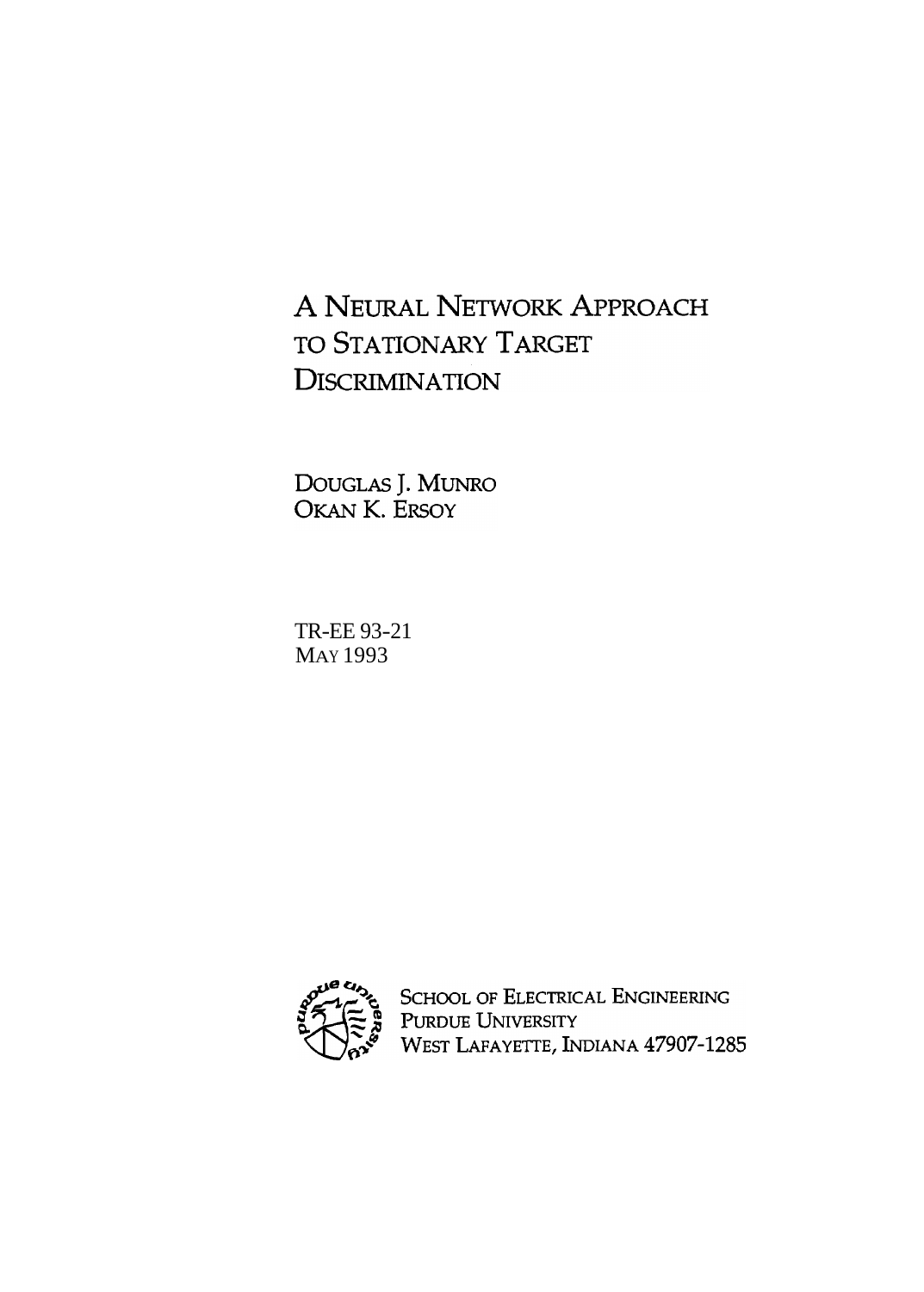# A Neural Network Approach to Stationary Target Discrimination

Douglas J. Munro
Okan K. Ersoy

TR-EE 93-21
May 1993

School of Electrical Engineering
Purdue University
West Lafayette, Indiana 47907-1285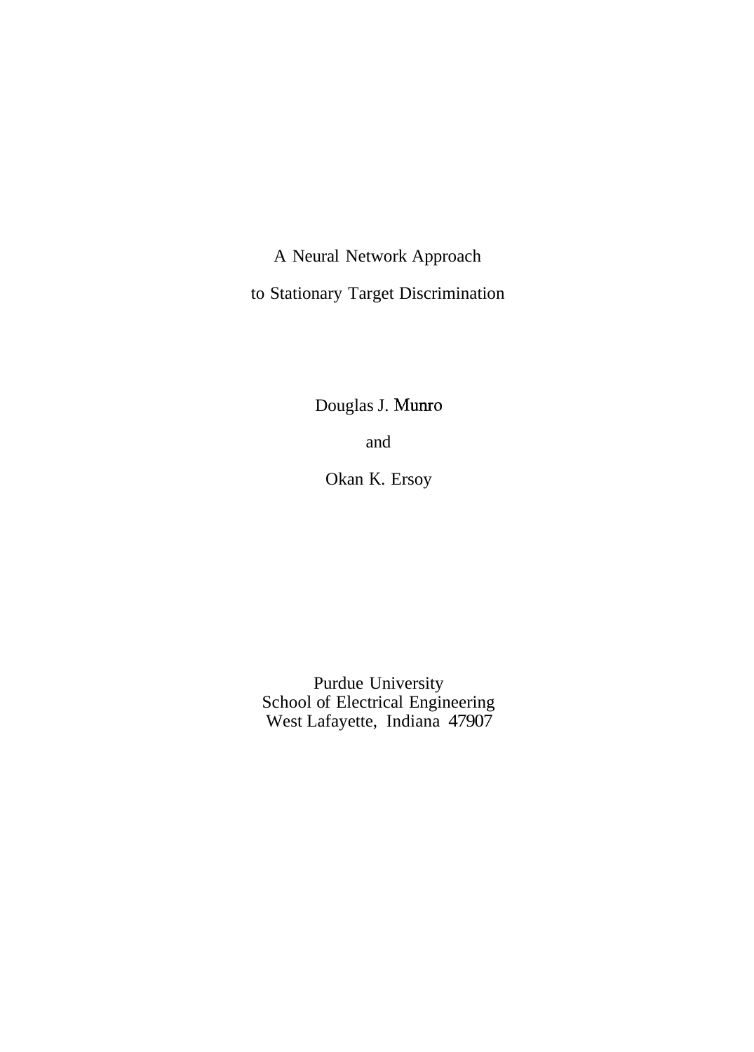# A Neural Network Approach to Stationary Target Discrimination

Douglas J. Munro

and

Okan K. Ersoy

Purdue University
School of Electrical Engineering
West Lafayette, Indiana 47907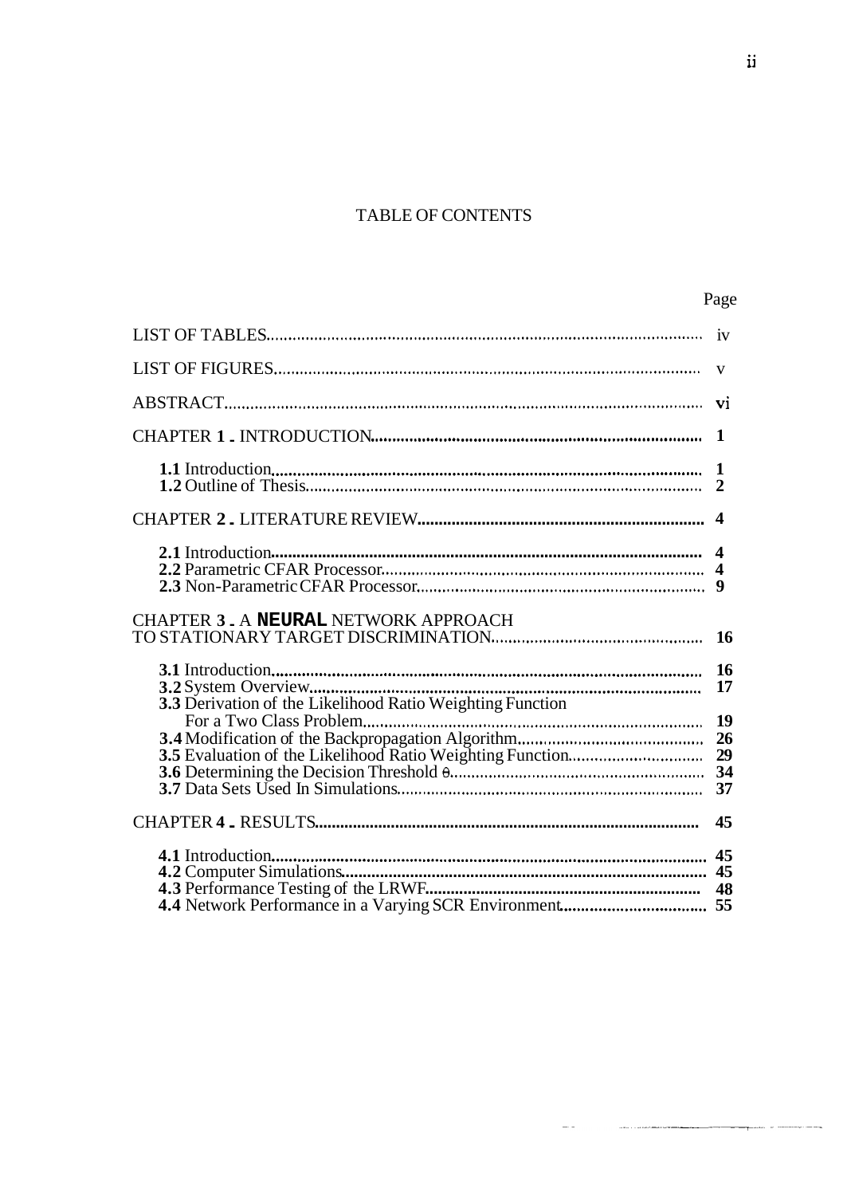# TABLE OF CONTENTS

| | Page |
|---|---|
| LIST OF TABLES | iv |
| LIST OF FIGURES | v |
| ABSTRACT | vi |
| CHAPTER 1 - INTRODUCTION | 1 |
| 1.1 Introduction | 1 |
| 1.2 Outline of Thesis | 2 |
| CHAPTER 2 - LITERATURE REVIEW | 4 |
| 2.1 Introduction | 4 |
| 2.2 Parametric CFAR Processor | 4 |
| 2.3 Non-Parametric CFAR Processor | 9 |
| CHAPTER 3 - A NEURAL NETWORK APPROACH TO STATIONARY TARGET DISCRIMINATION | 16 |
| 3.1 Introduction | 16 |
| 3.2 System Overview | 17 |
| 3.3 Derivation of the Likelihood Ratio Weighting Function For a Two Class Problem | 19 |
| 3.4 Modification of the Backpropagation Algorithm | 26 |
| 3.5 Evaluation of the Likelihood Ratio Weighting Function | 29 |
| 3.6 Determining the Decision Threshold $\theta$ | 34 |
| 3.7 Data Sets Used In Simulations | 37 |
| CHAPTER 4 - RESULTS | 45 |
| 4.1 Introduction | 45 |
| 4.2 Computer Simulations | 45 |
| 4.3 Performance Testing of the LRWF | 48 |
| 4.4 Network Performance in a Varying SCR Environment | 55 |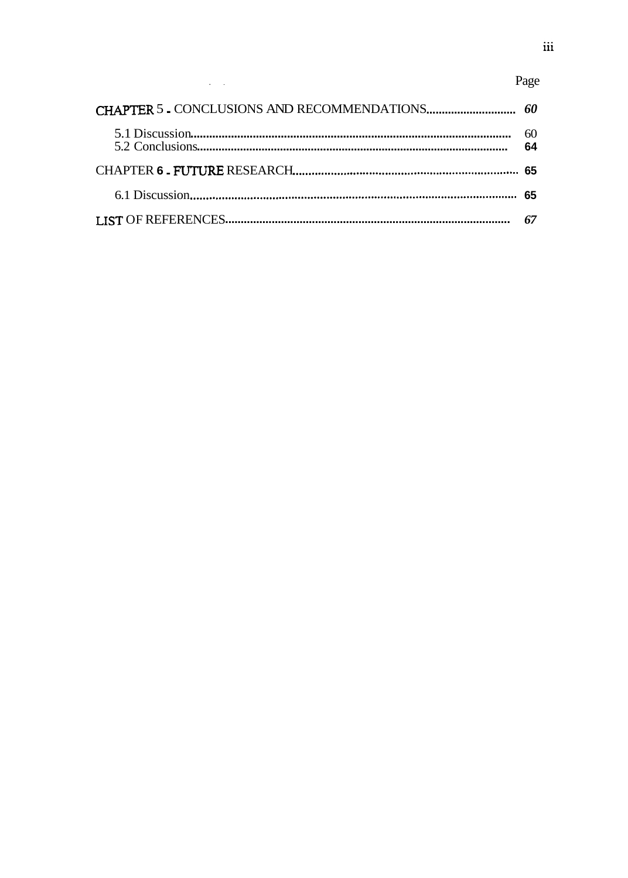| | Page |
|---|---|
| CHAPTER 5 - CONCLUSIONS AND RECOMMENDATIONS | 60 |
| 5.1 Discussion | 60 |
| 5.2 Conclusions | 64 |
| CHAPTER 6 - FUTURE RESEARCH | 65 |
| 6.1 Discussion | 65 |
| LIST OF REFERENCES | 67 |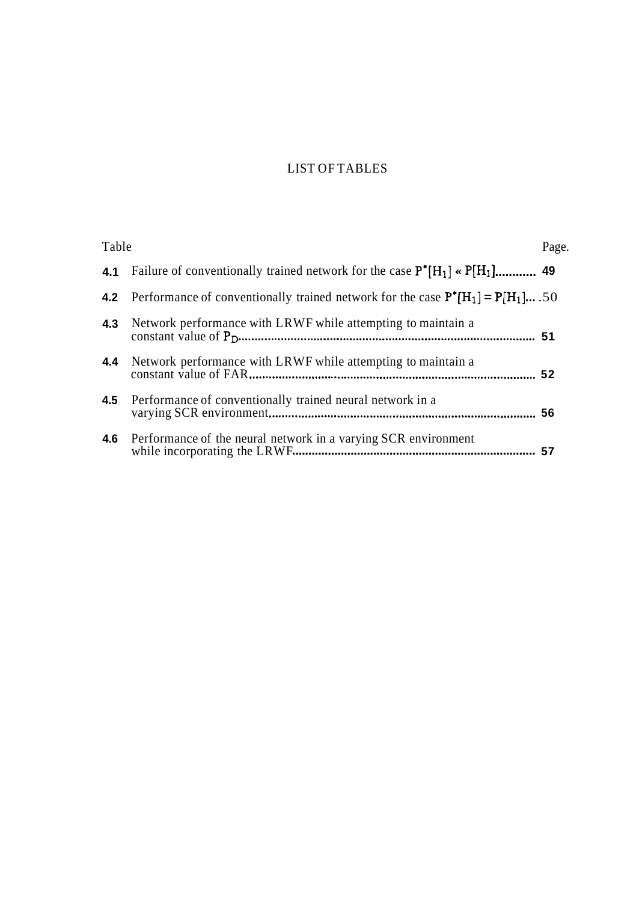# LIST OF TABLES

| Table | | Page. |
|---|---|---|
| 4.1 | Failure of conventionally trained network for the case $P^{*}[H_1] \ll P[H_1]$ | 49 |
| 4.2 | Performance of conventionally trained network for the case $P^{*}[H_1] = P[H_1]$ | 50 |
| 4.3 | Network performance with LRWF while attempting to maintain a constant value of $P_D$ | 51 |
| 4.4 | Network performance with LRWF while attempting to maintain a constant value of FAR | 52 |
| 4.5 | Performance of conventionally trained neural network in a varying SCR environment | 56 |
| 4.6 | Performance of the neural network in a varying SCR environment while incorporating the LRWF | 57 |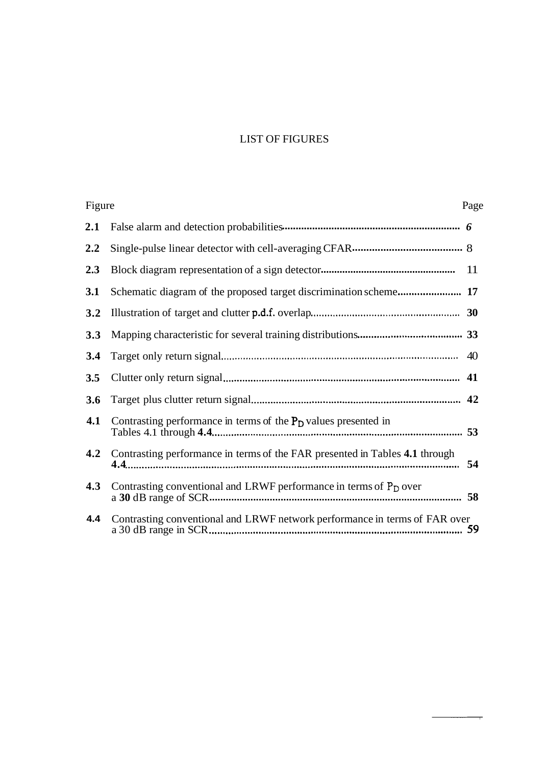# LIST OF FIGURES

| Figure | | Page |
|---|---|---|
| 2.1 | False alarm and detection probabilities | 6 |
| 2.2 | Single-pulse linear detector with cell-averaging CFAR | 8 |
| 2.3 | Block diagram representation of a sign detector | 11 |
| 3.1 | Schematic diagram of the proposed target discrimination scheme | 17 |
| 3.2 | Illustration of target and clutter p.d.f. overlap | 30 |
| 3.3 | Mapping characteristic for several training distributions | 33 |
| 3.4 | Target only return signal | 40 |
| 3.5 | Clutter only return signal | 41 |
| 3.6 | Target plus clutter return signal | 42 |
| 4.1 | Contrasting performance in terms of the $P_D$ values presented in Tables 4.1 through 4.4 | 53 |
| 4.2 | Contrasting performance in terms of the FAR presented in Tables 4.1 through 4.4 | 54 |
| 4.3 | Contrasting conventional and LRWF performance in terms of $P_D$ over a 30 dB range of SCR | 58 |
| 4.4 | Contrasting conventional and LRWF network performance in terms of FAR over a 30 dB range in SCR | 59 |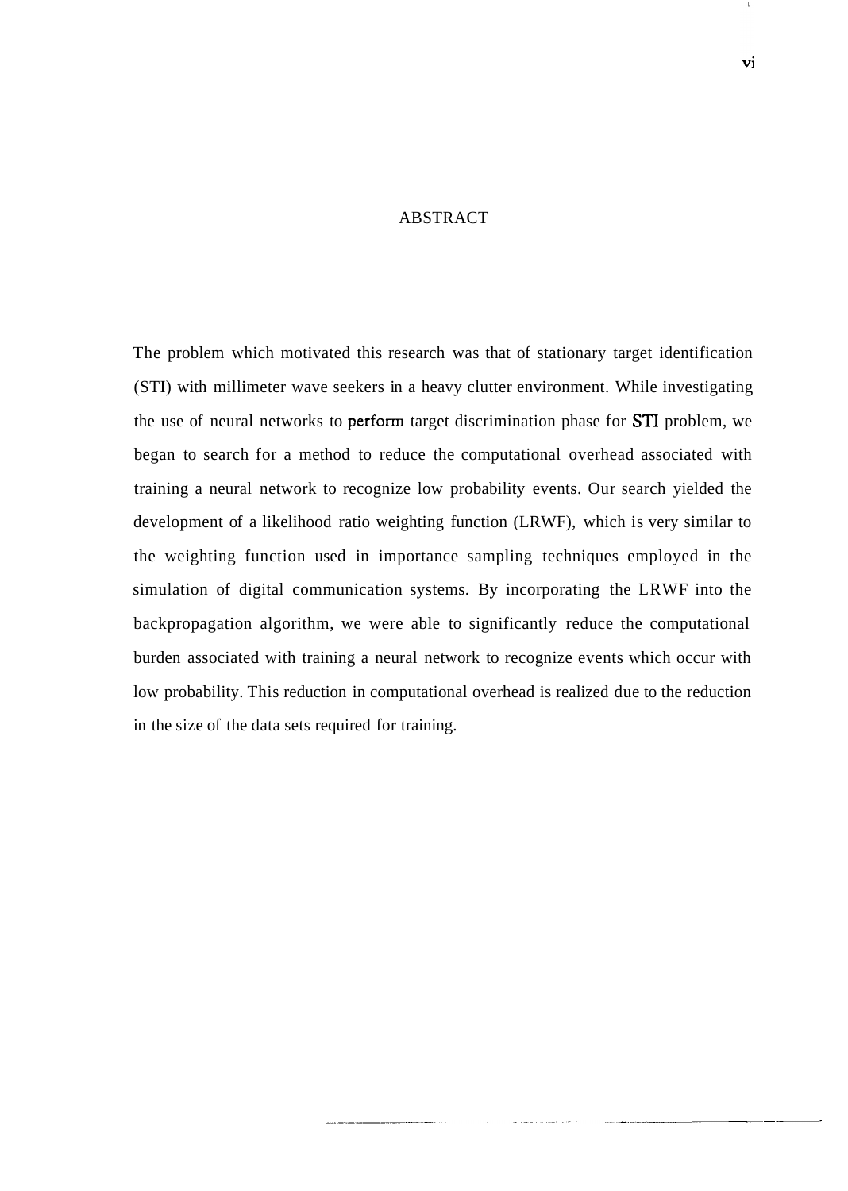# ABSTRACT

The problem which motivated this research was that of stationary target identification (STI) with millimeter wave seekers in a heavy clutter environment. While investigating the use of neural networks to perform target discrimination phase for STI problem, we began to search for a method to reduce the computational overhead associated with training a neural network to recognize low probability events. Our search yielded the development of a likelihood ratio weighting function (LRWF), which is very similar to the weighting function used in importance sampling techniques employed in the simulation of digital communication systems. By incorporating the LRWF into the backpropagation algorithm, we were able to significantly reduce the computational burden associated with training a neural network to recognize events which occur with low probability. This reduction in computational overhead is realized due to the reduction in the size of the data sets required for training.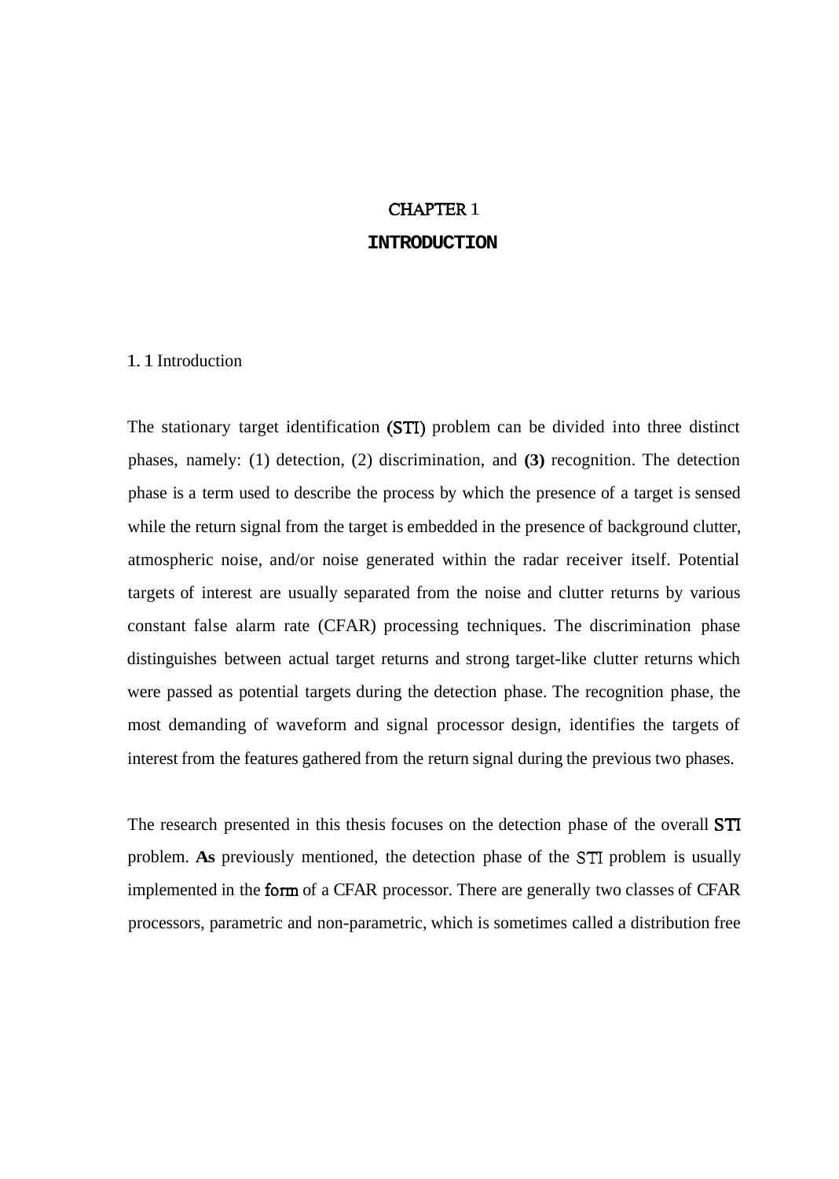# CHAPTER 1
# INTRODUCTION

## 1.1 Introduction

The stationary target identification (STI) problem can be divided into three distinct phases, namely: (1) detection, (2) discrimination, and **(3)** recognition. The detection phase is a term used to describe the process by which the presence of a target is sensed while the return signal from the target is embedded in the presence of background clutter, atmospheric noise, and/or noise generated within the radar receiver itself. Potential targets of interest are usually separated from the noise and clutter returns by various constant false alarm rate (CFAR) processing techniques. The discrimination phase distinguishes between actual target returns and strong target-like clutter returns which were passed as potential targets during the detection phase. The recognition phase, the most demanding of waveform and signal processor design, identifies the targets of interest from the features gathered from the return signal during the previous two phases.

The research presented in this thesis focuses on the detection phase of the overall STI problem. **As** previously mentioned, the detection phase of the STI problem is usually implemented in the form of a CFAR processor. There are generally two classes of CFAR processors, parametric and non-parametric, which is sometimes called a distribution free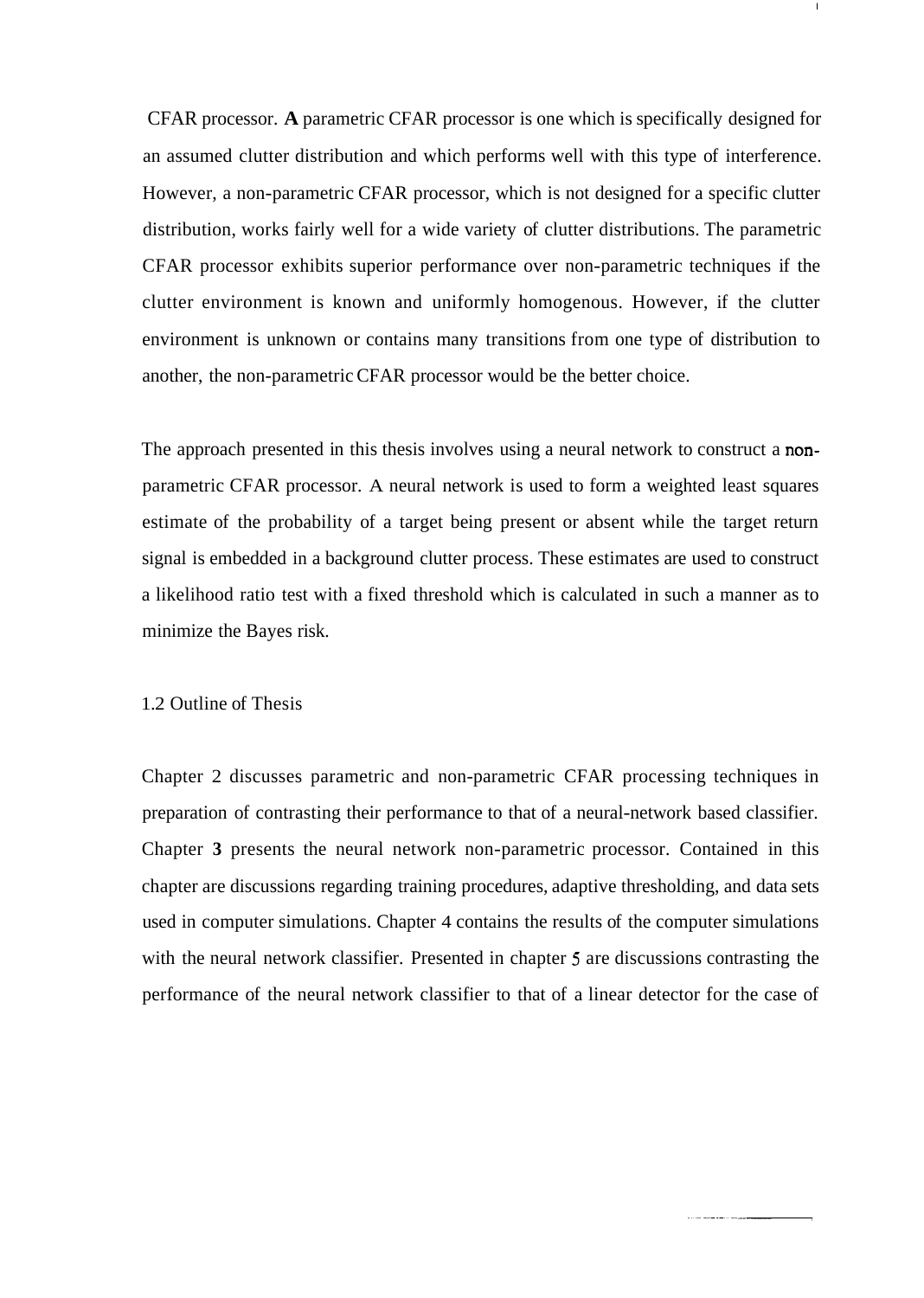CFAR processor. **A** parametric CFAR processor is one which is specifically designed for an assumed clutter distribution and which performs well with this type of interference. However, a non-parametric CFAR processor, which is not designed for a specific clutter distribution, works fairly well for a wide variety of clutter distributions. The parametric CFAR processor exhibits superior performance over non-parametric techniques if the clutter environment is known and uniformly homogenous. However, if the clutter environment is unknown or contains many transitions from one type of distribution to another, the non-parametric CFAR processor would be the better choice.

The approach presented in this thesis involves using a neural network to construct a non-parametric CFAR processor. A neural network is used to form a weighted least squares estimate of the probability of a target being present or absent while the target return signal is embedded in a background clutter process. These estimates are used to construct a likelihood ratio test with a fixed threshold which is calculated in such a manner as to minimize the Bayes risk.

## 1.2 Outline of Thesis

Chapter 2 discusses parametric and non-parametric CFAR processing techniques in preparation of contrasting their performance to that of a neural-network based classifier. Chapter **3** presents the neural network non-parametric processor. Contained in this chapter are discussions regarding training procedures, adaptive thresholding, and data sets used in computer simulations. Chapter 4 contains the results of the computer simulations with the neural network classifier. Presented in chapter 5 are discussions contrasting the performance of the neural network classifier to that of a linear detector for the case of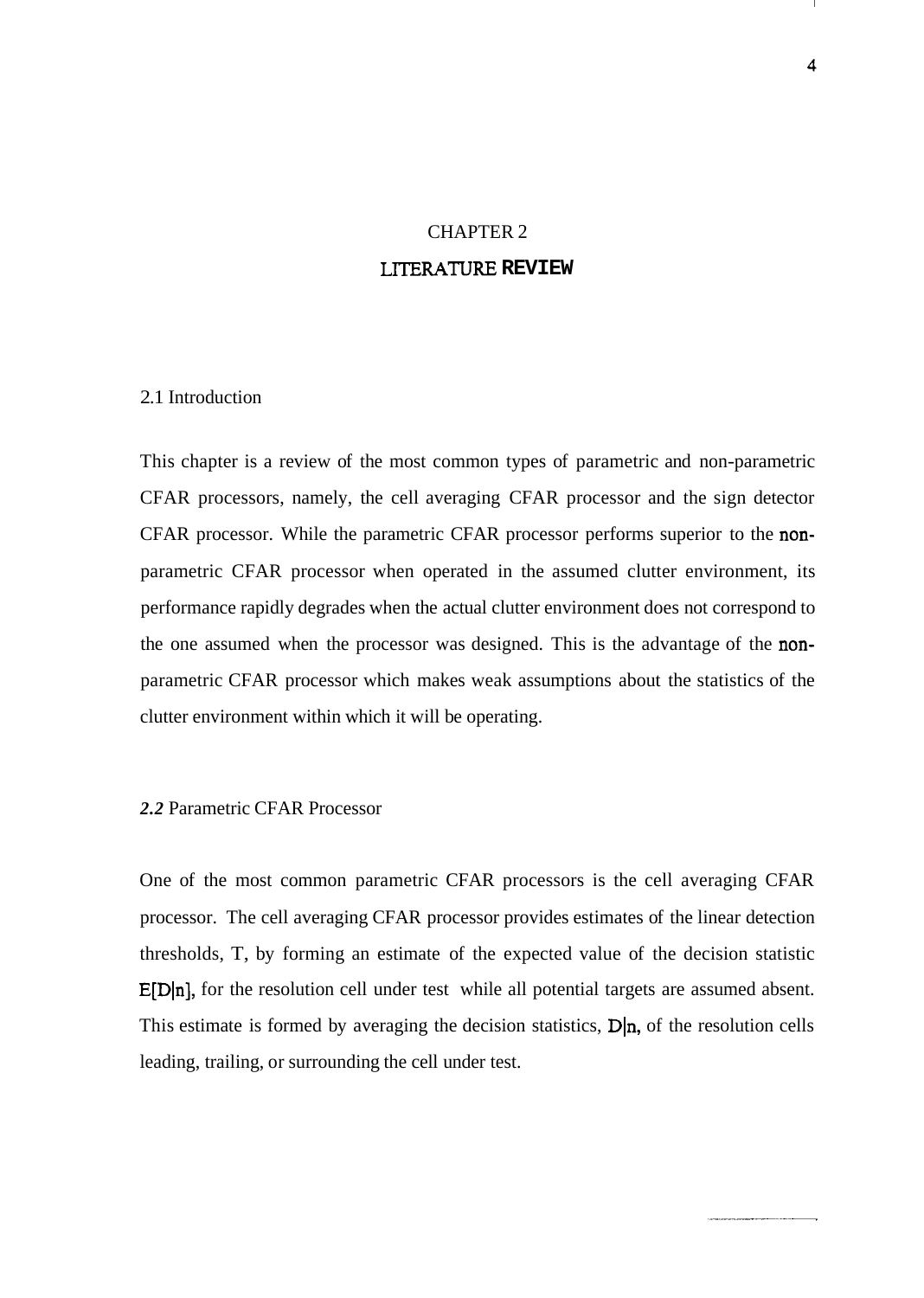# CHAPTER 2

# LITERATURE REVIEW

## 2.1 Introduction

This chapter is a review of the most common types of parametric and non-parametric CFAR processors, namely, the cell averaging CFAR processor and the sign detector CFAR processor. While the parametric CFAR processor performs superior to the non-parametric CFAR processor when operated in the assumed clutter environment, its performance rapidly degrades when the actual clutter environment does not correspond to the one assumed when the processor was designed. This is the advantage of the non-parametric CFAR processor which makes weak assumptions about the statistics of the clutter environment within which it will be operating.

## *2.2* Parametric CFAR Processor

One of the most common parametric CFAR processors is the cell averaging CFAR processor. The cell averaging CFAR processor provides estimates of the linear detection thresholds, T, by forming an estimate of the expected value of the decision statistic $E[D|n]$, for the resolution cell under test while all potential targets are assumed absent. This estimate is formed by averaging the decision statistics, $D|n$, of the resolution cells leading, trailing, or surrounding the cell under test.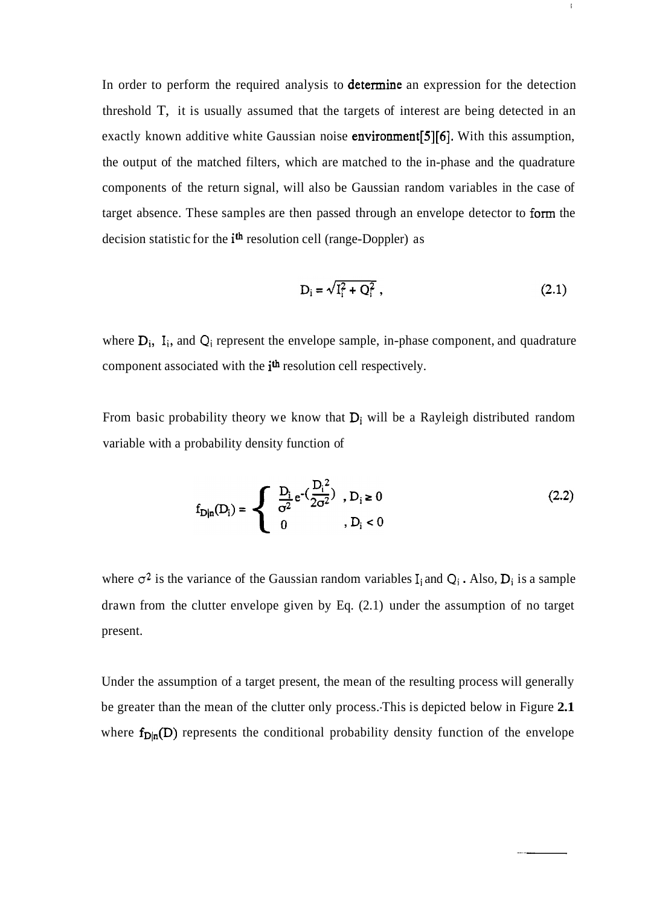In order to perform the required analysis to determine an expression for the detection threshold T, it is usually assumed that the targets of interest are being detected in an exactly known additive white Gaussian noise environment[5][6]. With this assumption, the output of the matched filters, which are matched to the in-phase and the quadrature components of the return signal, will also be Gaussian random variables in the case of target absence. These samples are then passed through an envelope detector to form the decision statistic for the $i^{th}$ resolution cell (range-Doppler) as

$$D_i = \sqrt{I_i^2 + Q_i^2}\ , \tag{2.1}$$

where $D_i$, $I_i$, and $Q_i$ represent the envelope sample, in-phase component, and quadrature component associated with the $i^{th}$ resolution cell respectively.

From basic probability theory we know that $D_i$ will be a Rayleigh distributed random variable with a probability density function of

$$f_{D|n}(D_i) = \begin{cases} \dfrac{D_i}{\sigma^2} e^{-\left(\frac{D_i^2}{2\sigma^2}\right)} & , D_i \geq 0 \\ 0 & , D_i < 0 \end{cases} \tag{2.2}$$

where $\sigma^2$ is the variance of the Gaussian random variables $I_i$ and $Q_i$. Also, $D_i$ is a sample drawn from the clutter envelope given by Eq. (2.1) under the assumption of no target present.

Under the assumption of a target present, the mean of the resulting process will generally be greater than the mean of the clutter only process. This is depicted below in Figure **2.1** where $f_{D|n}(D)$ represents the conditional probability density function of the envelope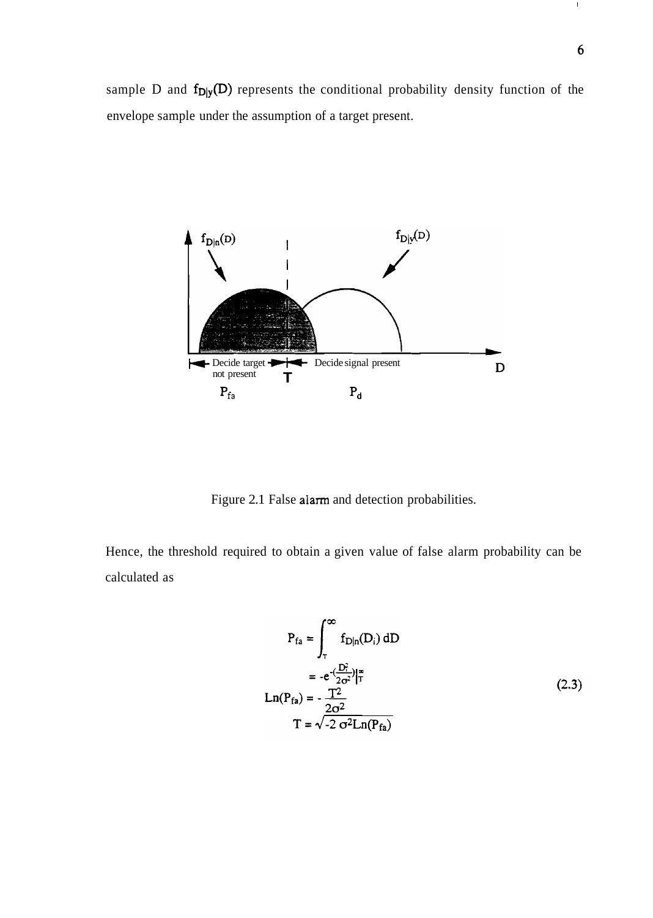sample D and $f_{D|y}(D)$ represents the conditional probability density function of the envelope sample under the assumption of a target present.

Figure 2.1 False alarm and detection probabilities.

Hence, the threshold required to obtain a given value of false alarm probability can be calculated as

$$
\begin{aligned}
P_{fa} &= \int_{T}^{\infty} f_{D|n}(D_i)\, dD \\
&= -e^{-\left(\frac{D_i^2}{2\sigma^2}\right)}\Big|_T^{\infty} \\
Ln(P_{fa}) &= -\frac{T^2}{2\sigma^2} \\
T &= \sqrt{-2\,\sigma^2 Ln(P_{fa})}
\end{aligned}
\tag{2.3}
$$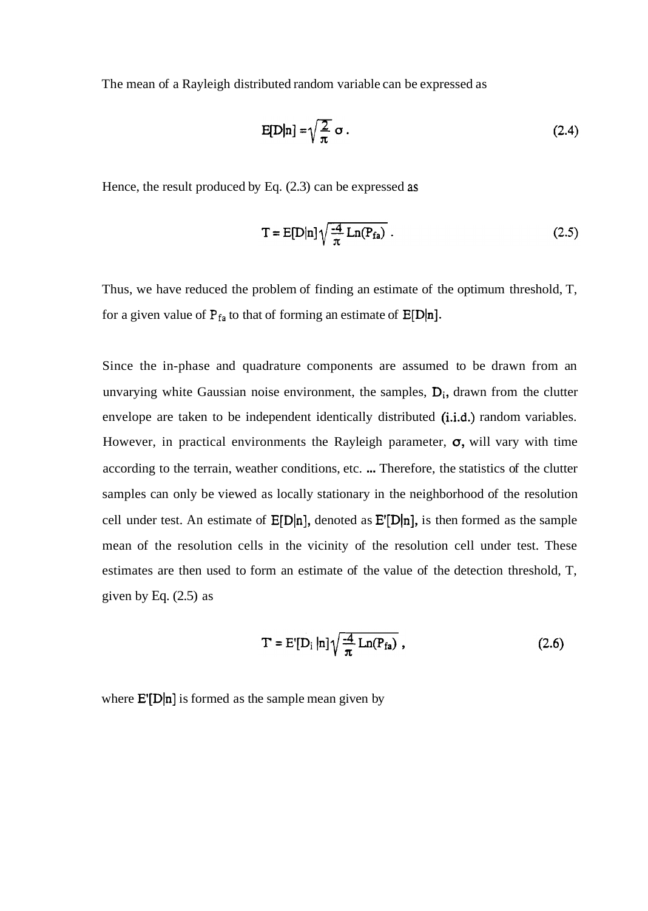The mean of a Rayleigh distributed random variable can be expressed as

$$E[D|n] = \sqrt{\frac{2}{\pi}}\,\sigma\,. \tag{2.4}$$

Hence, the result produced by Eq. (2.3) can be expressed as

$$T = E[D|n]\sqrt{\frac{-4}{\pi}\,\mathrm{Ln}(P_{fa})}\,. \tag{2.5}$$

Thus, we have reduced the problem of finding an estimate of the optimum threshold, T, for a given value of $P_{fa}$ to that of forming an estimate of $E[D|n]$.

Since the in-phase and quadrature components are assumed to be drawn from an unvarying white Gaussian noise environment, the samples, $D_i$, drawn from the clutter envelope are taken to be independent identically distributed (i.i.d.) random variables. However, in practical environments the Rayleigh parameter, $\sigma$, will vary with time according to the terrain, weather conditions, etc. ... Therefore, the statistics of the clutter samples can only be viewed as locally stationary in the neighborhood of the resolution cell under test. An estimate of $E[D|n]$, denoted as $E'[D|n]$, is then formed as the sample mean of the resolution cells in the vicinity of the resolution cell under test. These estimates are then used to form an estimate of the value of the detection threshold, T, given by Eq. (2.5) as

$$T' = E'[D_i\,|n]\sqrt{\frac{-4}{\pi}\,\mathrm{Ln}(P_{fa})}\,, \tag{2.6}$$

where $E'[D|n]$ is formed as the sample mean given by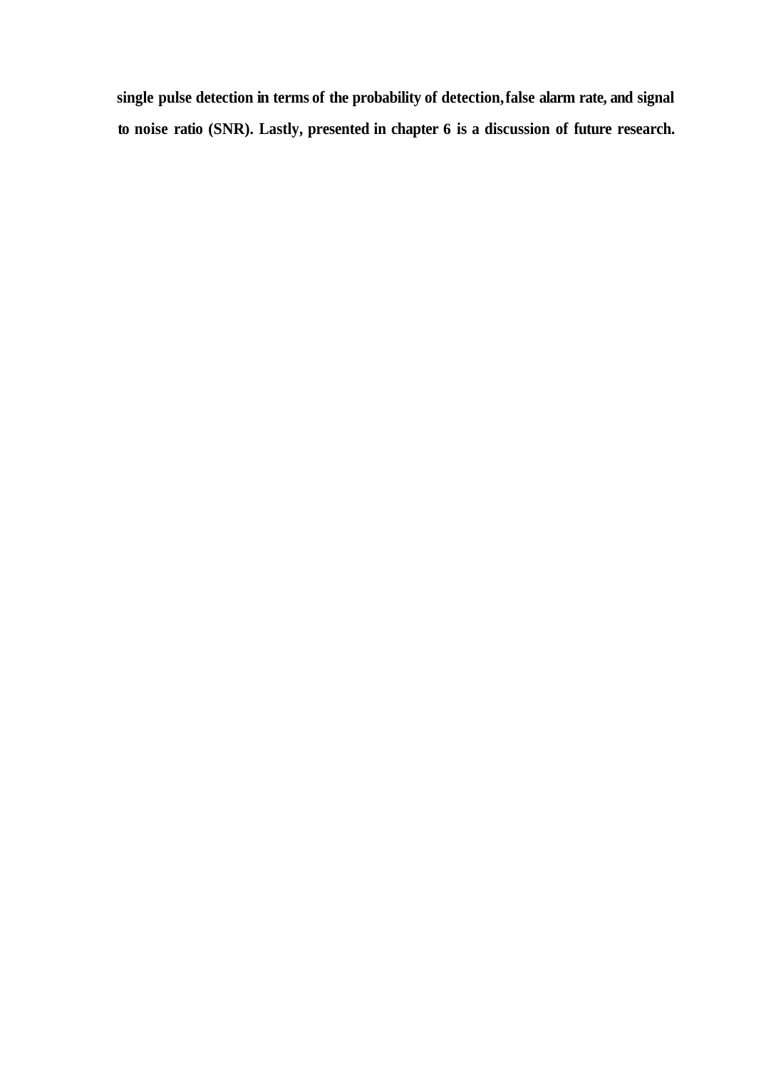**single pulse detection in terms of the probability of detection, false alarm rate, and signal to noise ratio (SNR). Lastly, presented in chapter 6 is a discussion of future research.**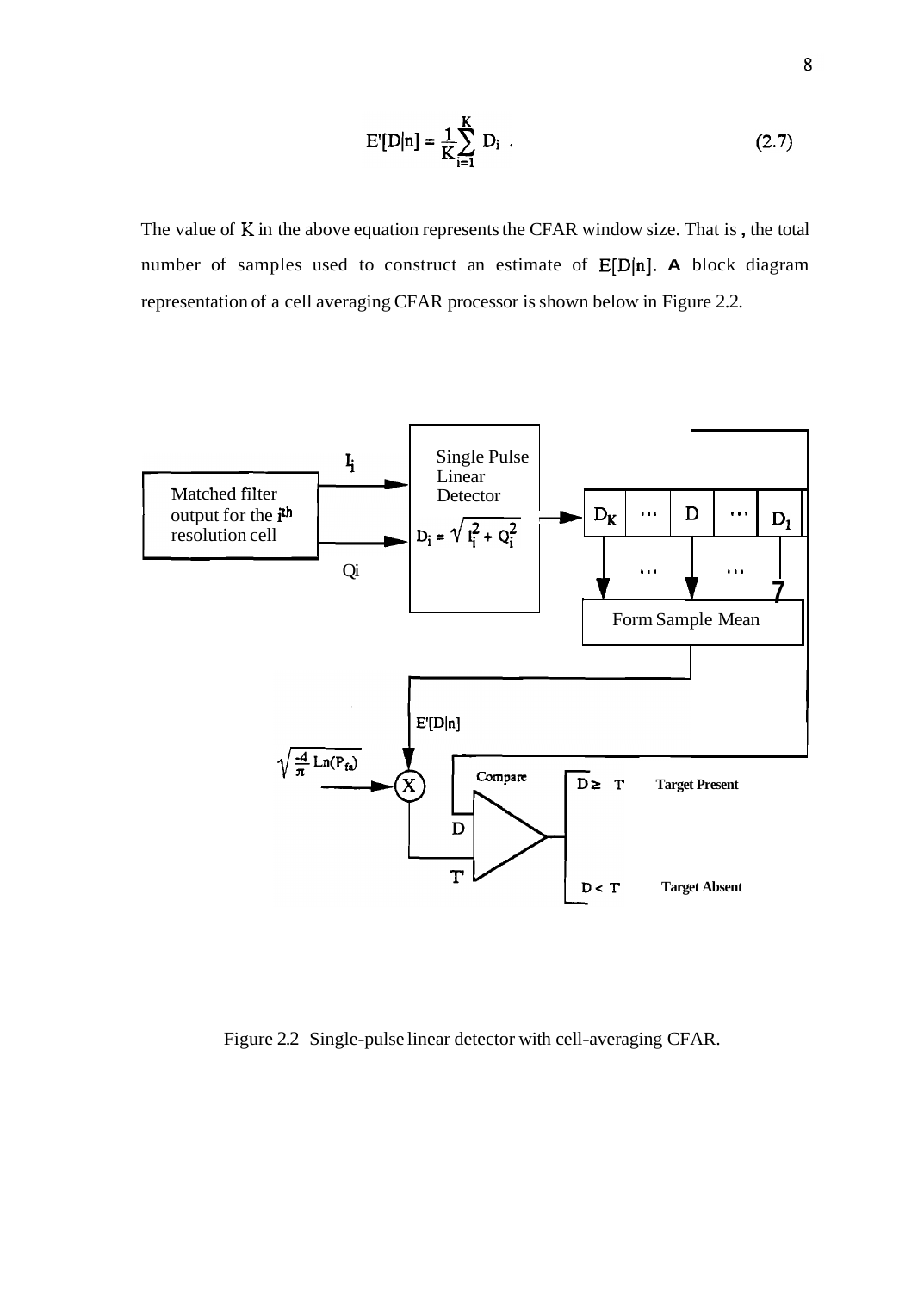$$E'[D|n] = \frac{1}{K}\sum_{i=1}^{K} D_i \ . \tag{2.7}$$

The value of K in the above equation represents the CFAR window size. That is , the total number of samples used to construct an estimate of $E[D|n]$. A block diagram representation of a cell averaging CFAR processor is shown below in Figure 2.2.

Figure 2.2 Single-pulse linear detector with cell-averaging CFAR.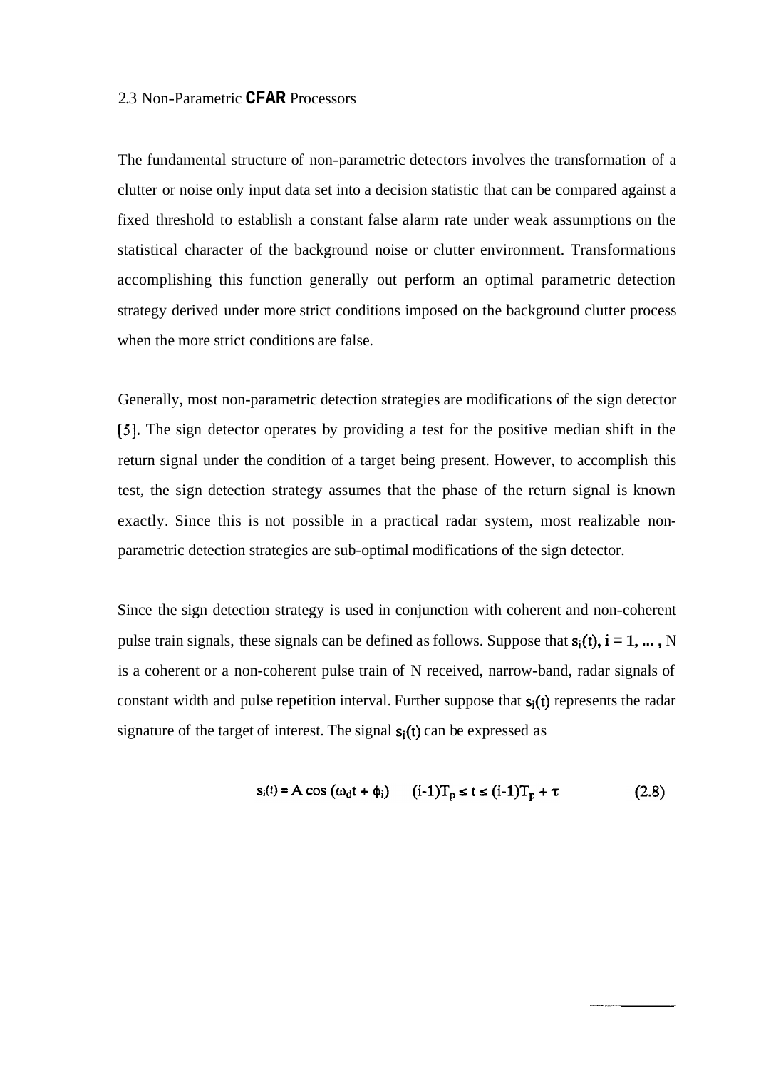## 2.3 Non-Parametric CFAR Processors

The fundamental structure of non-parametric detectors involves the transformation of a clutter or noise only input data set into a decision statistic that can be compared against a fixed threshold to establish a constant false alarm rate under weak assumptions on the statistical character of the background noise or clutter environment. Transformations accomplishing this function generally out perform an optimal parametric detection strategy derived under more strict conditions imposed on the background clutter process when the more strict conditions are false.

Generally, most non-parametric detection strategies are modifications of the sign detector [5]. The sign detector operates by providing a test for the positive median shift in the return signal under the condition of a target being present. However, to accomplish this test, the sign detection strategy assumes that the phase of the return signal is known exactly. Since this is not possible in a practical radar system, most realizable non-parametric detection strategies are sub-optimal modifications of the sign detector.

Since the sign detection strategy is used in conjunction with coherent and non-coherent pulse train signals, these signals can be defined as follows. Suppose that $s_i(t), i = 1, ..., N$ is a coherent or a non-coherent pulse train of N received, narrow-band, radar signals of constant width and pulse repetition interval. Further suppose that $s_i(t)$ represents the radar signature of the target of interest. The signal $s_i(t)$ can be expressed as

$$s_i(t) = A \cos(\omega_d t + \phi_i) \qquad (i-1)T_p \leq t \leq (i-1)T_p + \tau \tag{2.8}$$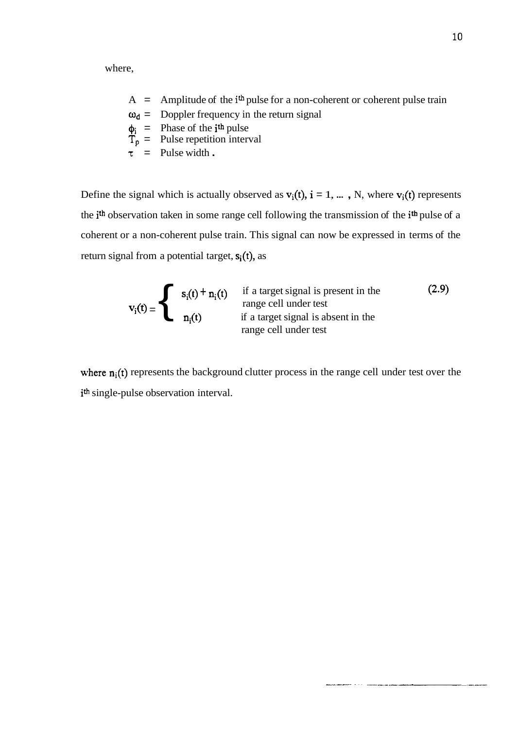where,

- $A$ = Amplitude of the $i^{th}$ pulse for a non-coherent or coherent pulse train
- $\omega_d$ = Doppler frequency in the return signal
- $\phi_i$ = Phase of the $i^{th}$ pulse
- $T_p$ = Pulse repetition interval
- $\tau$ = Pulse width .

Define the signal which is actually observed as $v_i(t)$, $i = 1, \ldots, N$, where $v_i(t)$ represents the $i^{th}$ observation taken in some range cell following the transmission of the $i^{th}$ pulse of a coherent or a non-coherent pulse train. This signal can now be expressed in terms of the return signal from a potential target, $s_i(t)$, as

$$v_i(t) = \begin{cases} s_i(t) + n_i(t) & \text{if a target signal is present in the range cell under test} \\ n_i(t) & \text{if a target signal is absent in the range cell under test} \end{cases} \tag{2.9}$$

where $n_i(t)$ represents the background clutter process in the range cell under test over the $i^{th}$ single-pulse observation interval.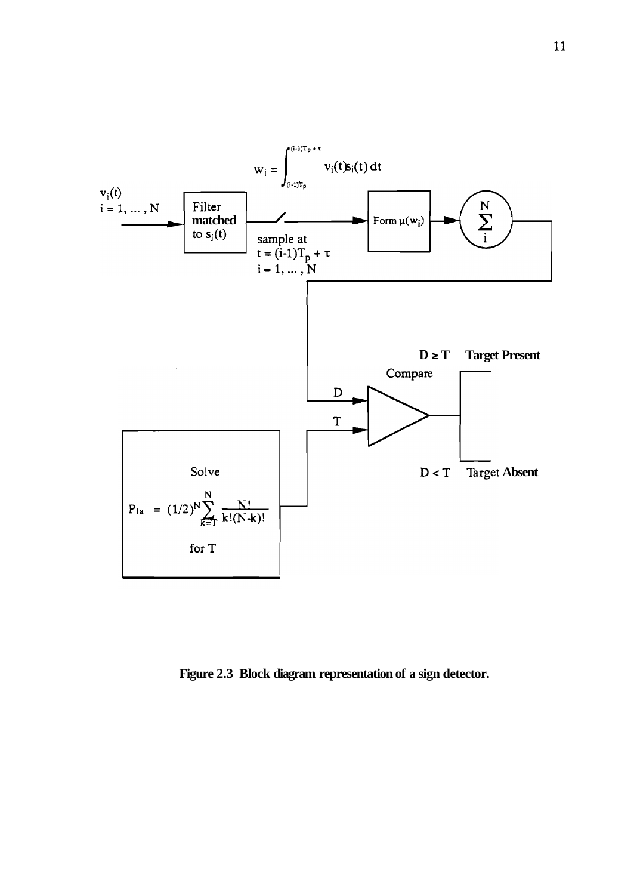$$w_i = \int_{(i-1)T_p}^{(i-1)T_p+\tau} v_i(t)s_i(t)\,dt$$

$v_i(t)$
$i = 1, \ldots, N$

Filter matched to $s_i(t)$

sample at
$t = (i-1)T_p + \tau$
$i = 1, \ldots, N$

Form $\mu(w_i)$

$\sum_i^N$

D

T

Compare

$D \geq T$ **Target Present**

$D < T$ Target **Absent**

Solve

$$P_{fa} = (1/2)^N \sum_{k=T}^{N} \frac{N!}{k!(N-k)!}$$

for T

**Figure 2.3 Block diagram representation of a sign detector.**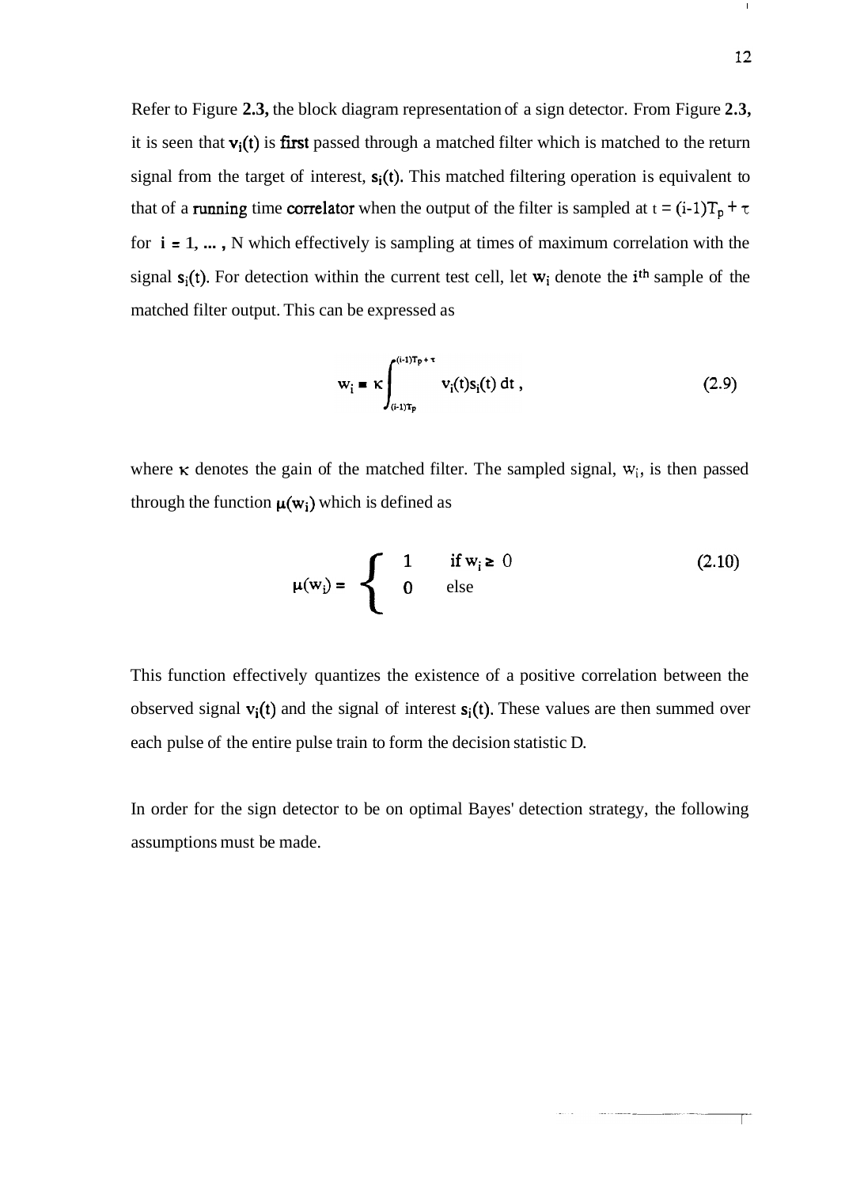Refer to Figure **2.3,** the block diagram representation of a sign detector. From Figure **2.3,** it is seen that $v_i(t)$ is first passed through a matched filter which is matched to the return signal from the target of interest, $s_i(t)$. This matched filtering operation is equivalent to that of a running time correlator when the output of the filter is sampled at $t = (i-1)T_p + \tau$ for $i = 1, \ldots, N$ which effectively is sampling at times of maximum correlation with the signal $s_i(t)$. For detection within the current test cell, let $w_i$ denote the $i^{th}$ sample of the matched filter output. This can be expressed as

$$w_i = \kappa \int_{(i-1)T_p}^{(i-1)T_p + \tau} v_i(t) s_i(t)\, dt\,, \tag{2.9}$$

where $\kappa$ denotes the gain of the matched filter. The sampled signal, $w_i$, is then passed through the function $\mu(w_i)$ which is defined as

$$\mu(w_i) = \begin{cases} 1 & \text{if } w_i \geq 0 \\ 0 & \text{else} \end{cases} \tag{2.10}$$

This function effectively quantizes the existence of a positive correlation between the observed signal $v_i(t)$ and the signal of interest $s_i(t)$. These values are then summed over each pulse of the entire pulse train to form the decision statistic D.

In order for the sign detector to be on optimal Bayes' detection strategy, the following assumptions must be made.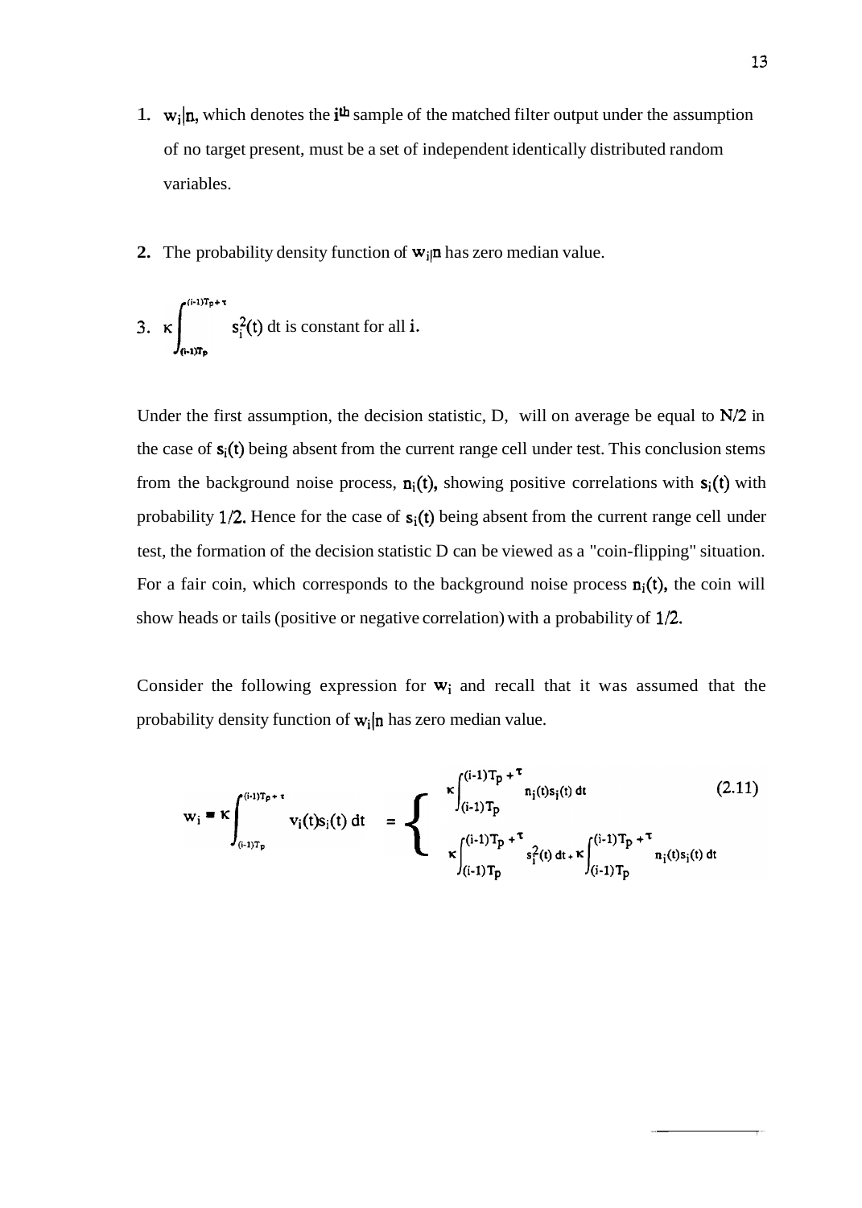1. $w_i|n$, which denotes the $i^{th}$ sample of the matched filter output under the assumption of no target present, must be a set of independent identically distributed random variables.

2. The probability density function of $w_i|n$ has zero median value.

3. $\kappa \int_{(i-1)T_p}^{(i-1)T_p+\tau} s_i^2(t)\, dt$ is constant for all $i$.

Under the first assumption, the decision statistic, D, will on average be equal to $N/2$ in the case of $s_i(t)$ being absent from the current range cell under test. This conclusion stems from the background noise process, $n_i(t)$, showing positive correlations with $s_i(t)$ with probability $1/2$. Hence for the case of $s_i(t)$ being absent from the current range cell under test, the formation of the decision statistic D can be viewed as a "coin-flipping" situation. For a fair coin, which corresponds to the background noise process $n_i(t)$, the coin will show heads or tails (positive or negative correlation) with a probability of $1/2$.

Consider the following expression for $w_i$ and recall that it was assumed that the probability density function of $w_i|n$ has zero median value.

$$w_i = \kappa \int_{(i-1)T_p}^{(i-1)T_p+\tau} v_i(t) s_i(t)\, dt \quad = \begin{cases} \kappa \int_{(i-1)T_p}^{(i-1)T_p+\tau} n_i(t) s_i(t)\, dt \\ \kappa \int_{(i-1)T_p}^{(i-1)T_p+\tau} s_i^2(t)\, dt + \kappa \int_{(i-1)T_p}^{(i-1)T_p+\tau} n_i(t) s_i(t)\, dt \end{cases} \tag{2.11}$$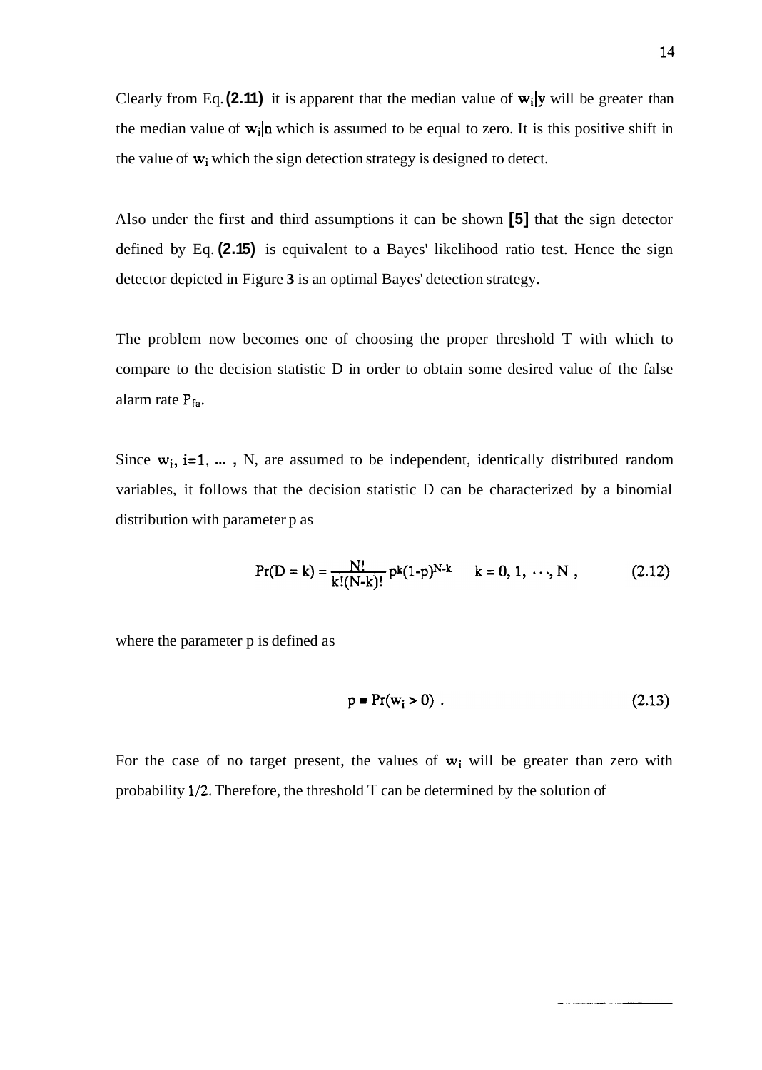Clearly from Eq. (2.11) it is apparent that the median value of $w_i|y$ will be greater than the median value of $w_i|n$ which is assumed to be equal to zero. It is this positive shift in the value of $w_i$ which the sign detection strategy is designed to detect.

Also under the first and third assumptions it can be shown [5] that the sign detector defined by Eq. (2.15) is equivalent to a Bayes' likelihood ratio test. Hence the sign detector depicted in Figure **3** is an optimal Bayes' detection strategy.

The problem now becomes one of choosing the proper threshold T with which to compare to the decision statistic D in order to obtain some desired value of the false alarm rate $P_{fa}$.

Since $w_i$, $i=1, \ldots, N$, are assumed to be independent, identically distributed random variables, it follows that the decision statistic D can be characterized by a binomial distribution with parameter p as

$$\Pr(D = k) = \frac{N!}{k!(N-k)!} p^k (1-p)^{N-k} \qquad k = 0, 1, \cdots, N , \qquad (2.12)$$

where the parameter p is defined as

$$p \equiv \Pr(w_i > 0) \ . \qquad (2.13)$$

For the case of no target present, the values of $w_i$ will be greater than zero with probability $1/2$. Therefore, the threshold T can be determined by the solution of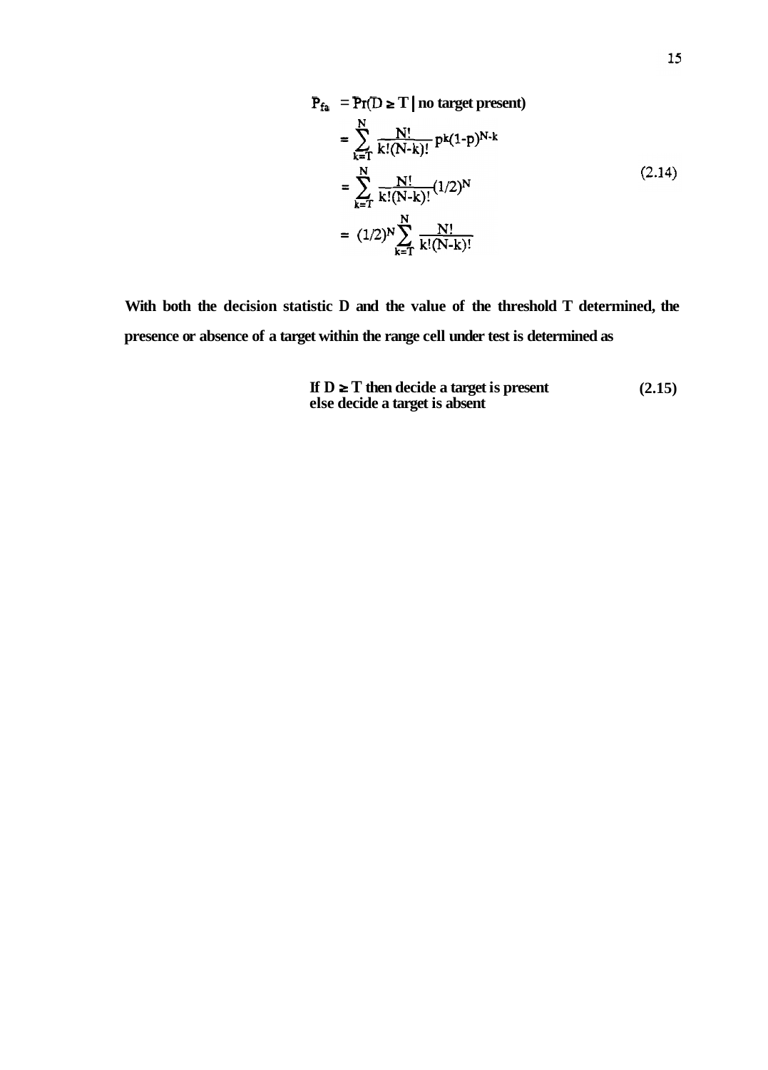$$
\begin{aligned}
P_{fa} &= \Pr(D \geq T \mid \text{no target present}) \\
&= \sum_{k=T}^{N} \frac{N!}{k!(N-k)!} p^k (1-p)^{N-k} \\
&= \sum_{k=T}^{N} \frac{N!}{k!(N-k)!} (1/2)^N \\
&= (1/2)^N \sum_{k=T}^{N} \frac{N!}{k!(N-k)!}
\end{aligned} \tag{2.14}
$$

**With both the decision statistic D and the value of the threshold T determined, the presence or absence of a target within the range cell under test is determined as**

**If D ≥ T then decide a target is present** **(2.15)**
**else decide a target is absent**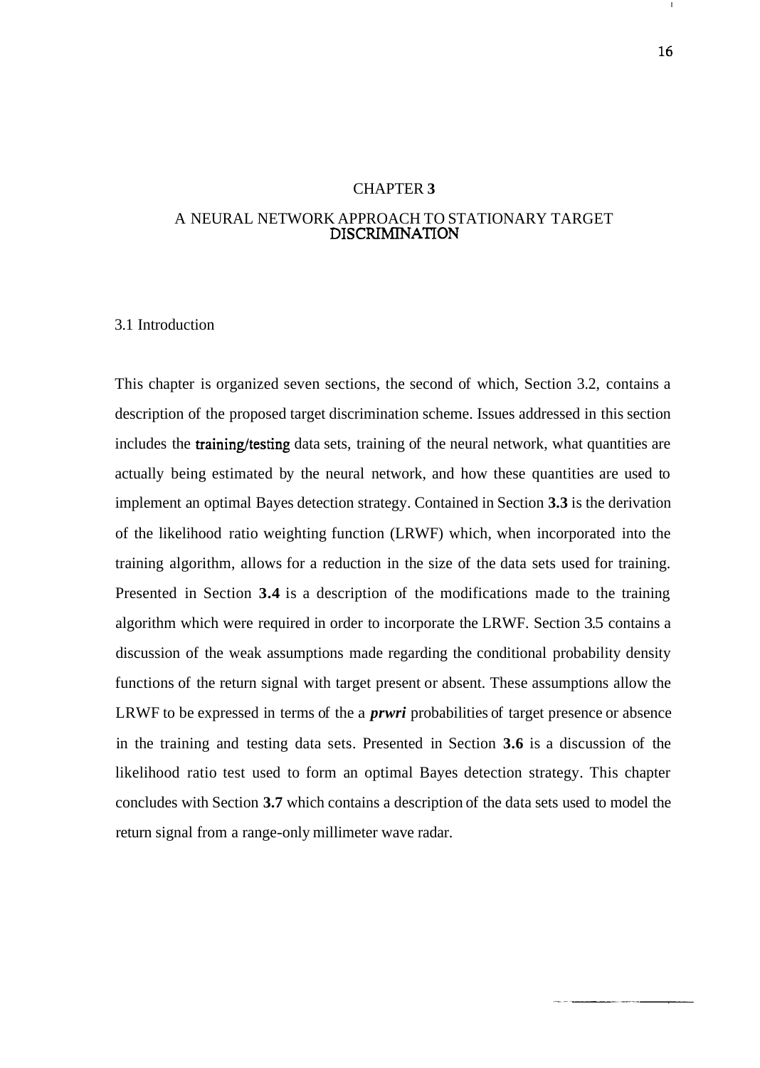# CHAPTER 3

# A NEURAL NETWORK APPROACH TO STATIONARY TARGET DISCRIMINATION

## 3.1 Introduction

This chapter is organized seven sections, the second of which, Section 3.2, contains a description of the proposed target discrimination scheme. Issues addressed in this section includes the training/testing data sets, training of the neural network, what quantities are actually being estimated by the neural network, and how these quantities are used to implement an optimal Bayes detection strategy. Contained in Section **3.3** is the derivation of the likelihood ratio weighting function (LRWF) which, when incorporated into the training algorithm, allows for a reduction in the size of the data sets used for training. Presented in Section **3.4** is a description of the modifications made to the training algorithm which were required in order to incorporate the LRWF. Section 3.5 contains a discussion of the weak assumptions made regarding the conditional probability density functions of the return signal with target present or absent. These assumptions allow the LRWF to be expressed in terms of the a ***prwri*** probabilities of target presence or absence in the training and testing data sets. Presented in Section **3.6** is a discussion of the likelihood ratio test used to form an optimal Bayes detection strategy. This chapter concludes with Section **3.7** which contains a description of the data sets used to model the return signal from a range-only millimeter wave radar.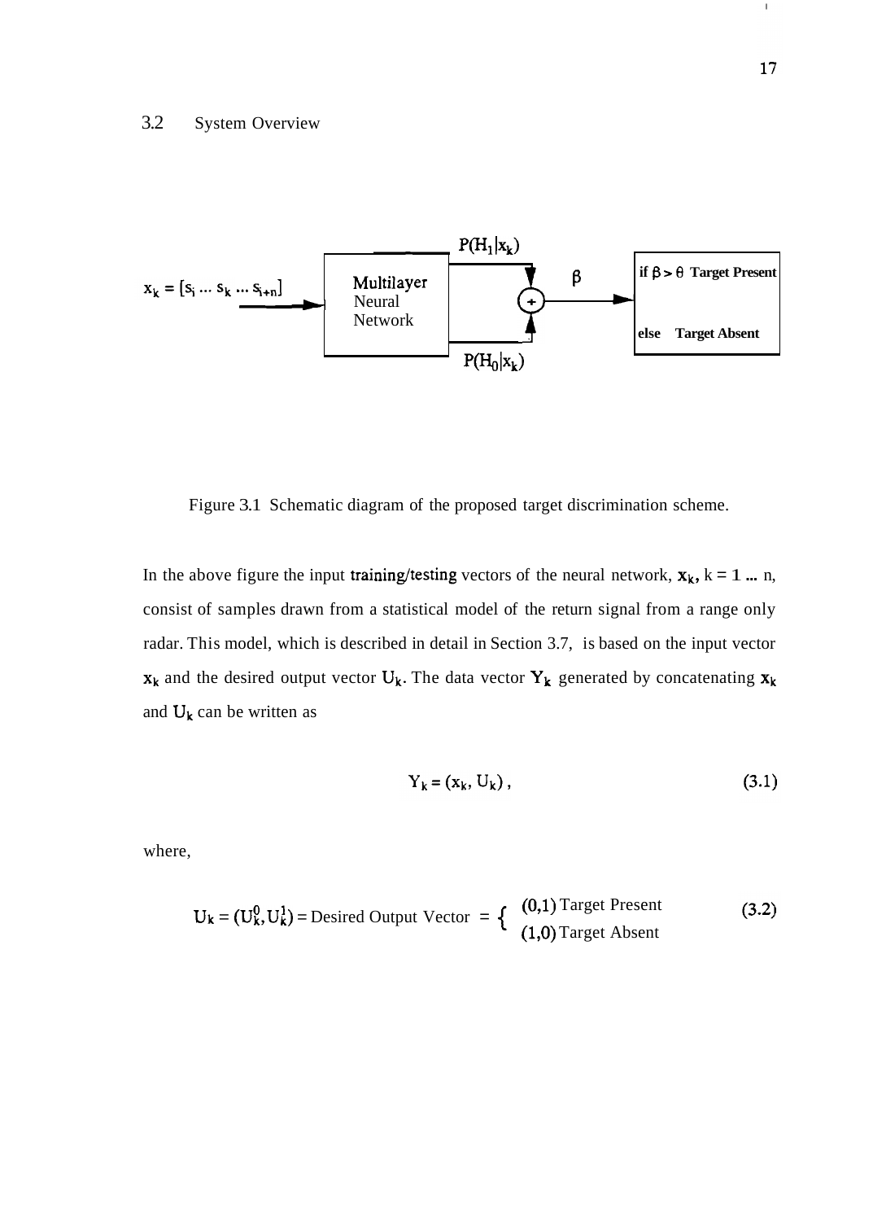## 3.2 System Overview

$x_k = [s_i \ldots s_k \ldots s_{i+n}]$ → Multilayer Neural Network → $P(H_1|x_k)$, $P(H_0|x_k)$ → (+) → $\beta$ → if $\beta > \theta$ Target Present; else Target Absent

Figure 3.1 Schematic diagram of the proposed target discrimination scheme.

In the above figure the input training/testing vectors of the neural network, $\mathbf{x}_k$, k = 1 ... n, consist of samples drawn from a statistical model of the return signal from a range only radar. This model, which is described in detail in Section 3.7, is based on the input vector $\mathbf{x}_k$ and the desired output vector $U_k$. The data vector $\mathbf{Y}_k$ generated by concatenating $\mathbf{x}_k$ and $U_k$ can be written as

$$Y_k = (x_k, U_k)\,, \tag{3.1}$$

where,

$$U_k = (U_k^0, U_k^1) = \text{Desired Output Vector } = \begin{cases} (0,1) \text{ Target Present} \\ (1,0) \text{ Target Absent} \end{cases} \tag{3.2}$$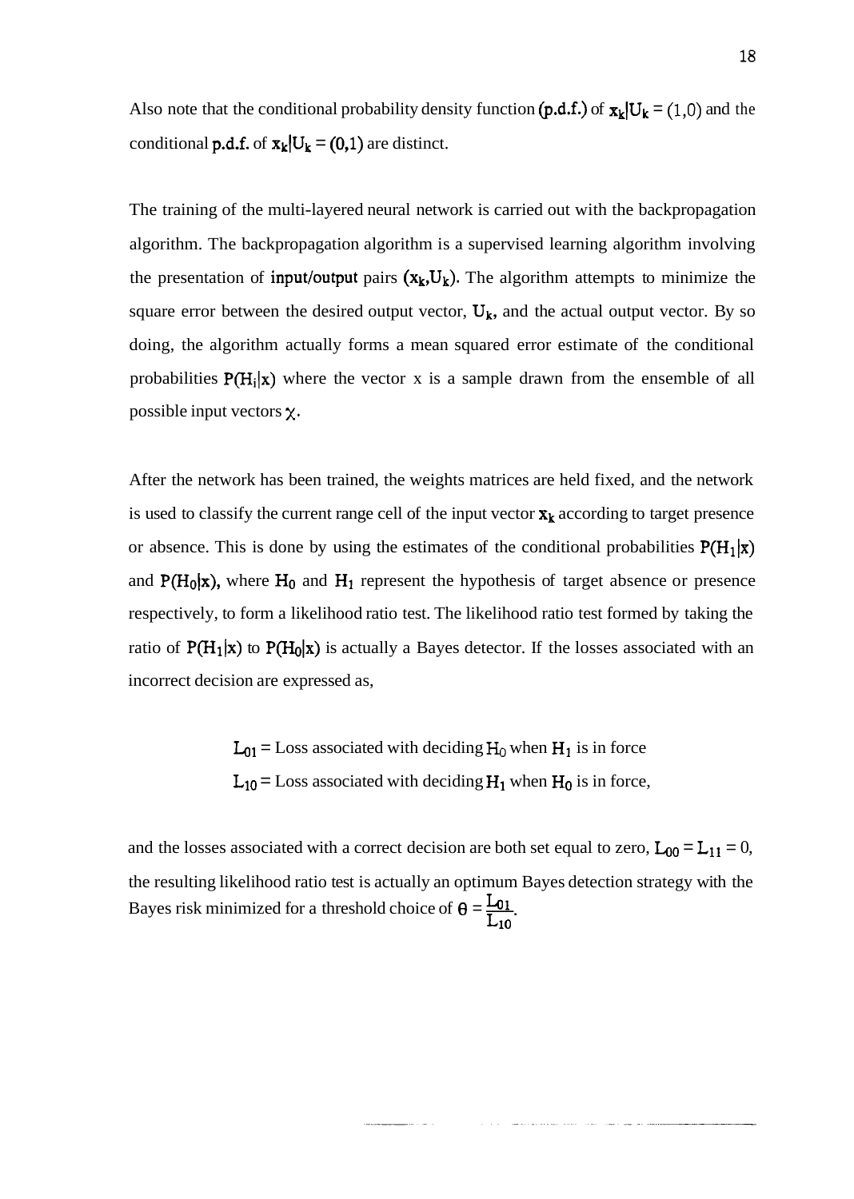Also note that the conditional probability density function (p.d.f.) of $\mathbf{x}_k | \mathbf{U}_k = (1,0)$ and the conditional p.d.f. of $\mathbf{x}_k | \mathbf{U}_k = (0,1)$ are distinct.

The training of the multi-layered neural network is carried out with the backpropagation algorithm. The backpropagation algorithm is a supervised learning algorithm involving the presentation of input/output pairs $(\mathbf{x}_k, \mathbf{U}_k)$. The algorithm attempts to minimize the square error between the desired output vector, $\mathbf{U}_k$, and the actual output vector. By so doing, the algorithm actually forms a mean squared error estimate of the conditional probabilities $P(H_i|\mathbf{x})$ where the vector x is a sample drawn from the ensemble of all possible input vectors $\chi$.

After the network has been trained, the weights matrices are held fixed, and the network is used to classify the current range cell of the input vector $\mathbf{x}_k$ according to target presence or absence. This is done by using the estimates of the conditional probabilities $P(H_1|\mathbf{x})$ and $P(H_0|\mathbf{x})$, where $H_0$ and $H_1$ represent the hypothesis of target absence or presence respectively, to form a likelihood ratio test. The likelihood ratio test formed by taking the ratio of $P(H_1|\mathbf{x})$ to $P(H_0|\mathbf{x})$ is actually a Bayes detector. If the losses associated with an incorrect decision are expressed as,

$L_{01}$ = Loss associated with deciding $H_0$ when $H_1$ is in force

$L_{10}$ = Loss associated with deciding $H_1$ when $H_0$ is in force,

and the losses associated with a correct decision are both set equal to zero, $L_{00} = L_{11} = 0$, the resulting likelihood ratio test is actually an optimum Bayes detection strategy with the Bayes risk minimized for a threshold choice of $\theta = \frac{L_{01}}{L_{10}}$.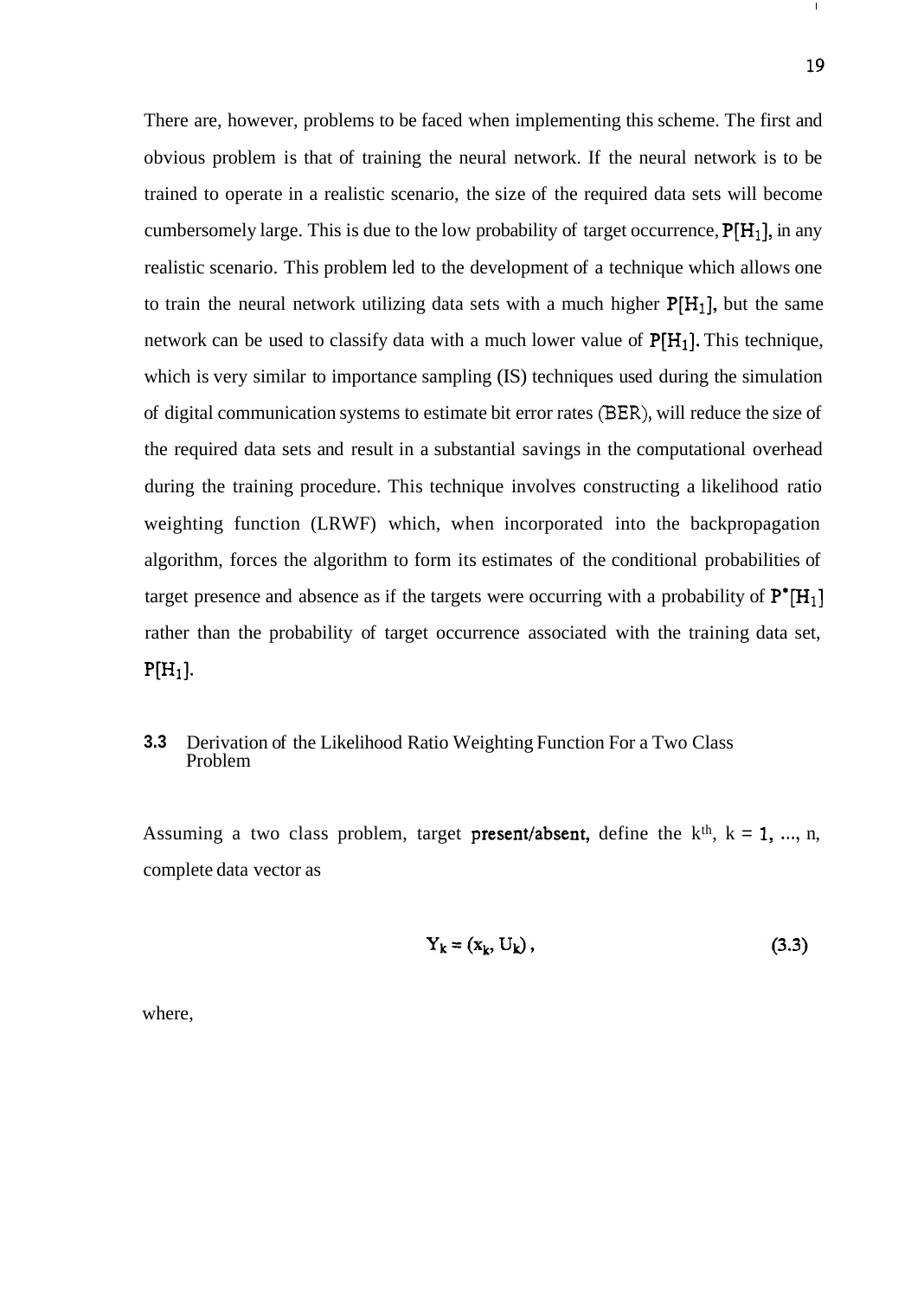There are, however, problems to be faced when implementing this scheme. The first and obvious problem is that of training the neural network. If the neural network is to be trained to operate in a realistic scenario, the size of the required data sets will become cumbersomely large. This is due to the low probability of target occurrence, $P[H_1]$, in any realistic scenario. This problem led to the development of a technique which allows one to train the neural network utilizing data sets with a much higher $P[H_1]$, but the same network can be used to classify data with a much lower value of $P[H_1]$. This technique, which is very similar to importance sampling (IS) techniques used during the simulation of digital communication systems to estimate bit error rates (BER), will reduce the size of the required data sets and result in a substantial savings in the computational overhead during the training procedure. This technique involves constructing a likelihood ratio weighting function (LRWF) which, when incorporated into the backpropagation algorithm, forces the algorithm to form its estimates of the conditional probabilities of target presence and absence as if the targets were occurring with a probability of $P^*[H_1]$ rather than the probability of target occurrence associated with the training data set, $P[H_1]$.

### 3.3 Derivation of the Likelihood Ratio Weighting Function For a Two Class Problem

Assuming a two class problem, target **present/absent,** define the $k^{th}$, $k = 1, ..., n$, complete data vector as

$$\mathbf{Y_k} = (\mathbf{x_k}, \mathbf{U_k}) \,, \tag{3.3}$$

where,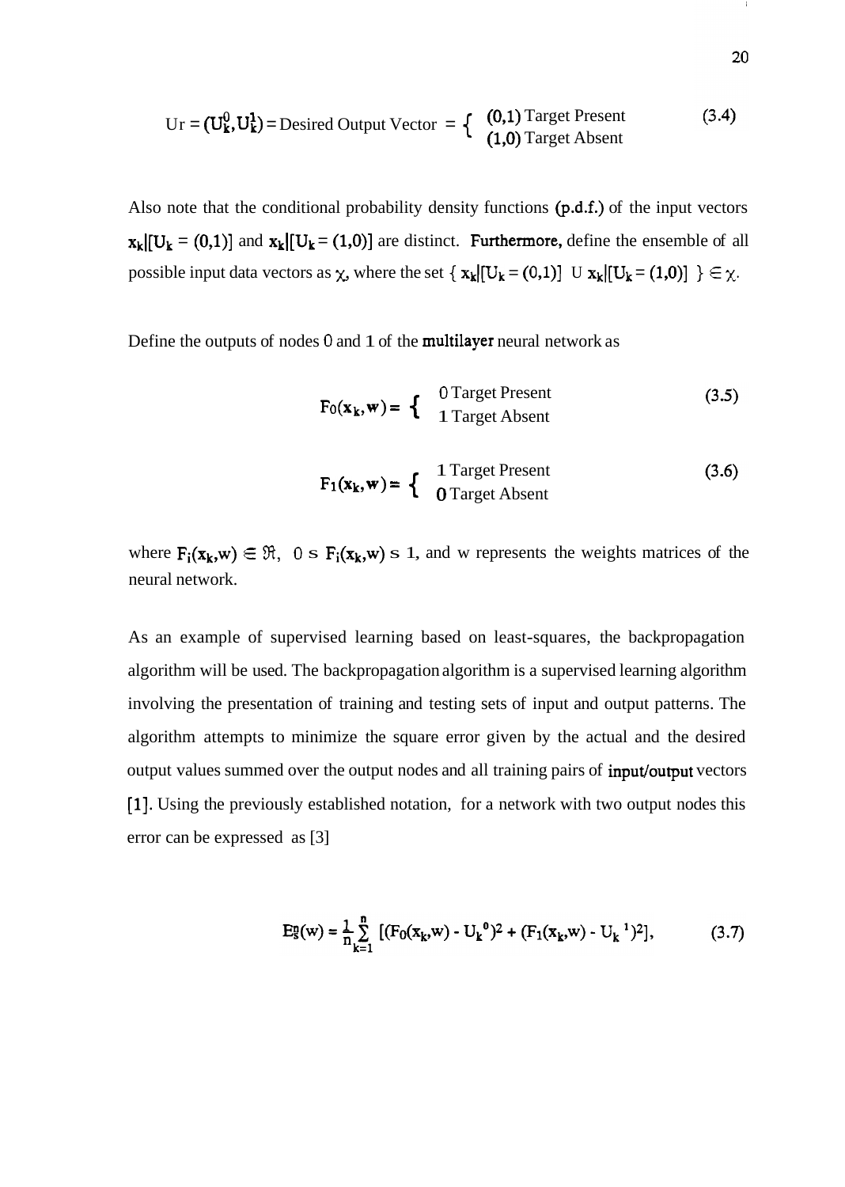$$\text{Ur} = (U_k^0, U_k^1) = \text{Desired Output Vector} = \begin{cases} (0,1) \text{ Target Present} \\ (1,0) \text{ Target Absent} \end{cases} \tag{3.4}$$

Also note that the conditional probability density functions (p.d.f.) of the input vectors $\mathbf{x}_k|[U_k = (0,1)]$ and $\mathbf{x}_k|[U_k = (1,0)]$ are distinct. Furthermore, define the ensemble of all possible input data vectors as $\chi$, where the set $\{ \mathbf{x}_k|[U_k = (0,1)] \cup \mathbf{x}_k|[U_k = (1,0)] \} \in \chi$.

Define the outputs of nodes 0 and 1 of the multilayer neural network as

$$F_0(\mathbf{x}_k, \mathbf{w}) = \begin{cases} 0 \text{ Target Present} \\ 1 \text{ Target Absent} \end{cases} \tag{3.5}$$

$$F_1(\mathbf{x}_k, \mathbf{w}) = \begin{cases} 1 \text{ Target Present} \\ 0 \text{ Target Absent} \end{cases} \tag{3.6}$$

where $F_i(\mathbf{x}_k, \mathrm{w}) \in \Re$, $0 \leq F_i(\mathbf{x}_k, \mathrm{w}) \leq 1$, and w represents the weights matrices of the neural network.

As an example of supervised learning based on least-squares, the backpropagation algorithm will be used. The backpropagation algorithm is a supervised learning algorithm involving the presentation of training and testing sets of input and output patterns. The algorithm attempts to minimize the square error given by the actual and the desired output values summed over the output nodes and all training pairs of input/output vectors [1]. Using the previously established notation, for a network with two output nodes this error can be expressed as [3]

$$E_s^n(\mathrm{w}) = \frac{1}{n} \sum_{k=1}^{n} [(F_0(\mathrm{x}_k, \mathrm{w}) - U_k^{\,0})^2 + (F_1(\mathrm{x}_k, \mathrm{w}) - U_k^{\,1})^2], \tag{3.7}$$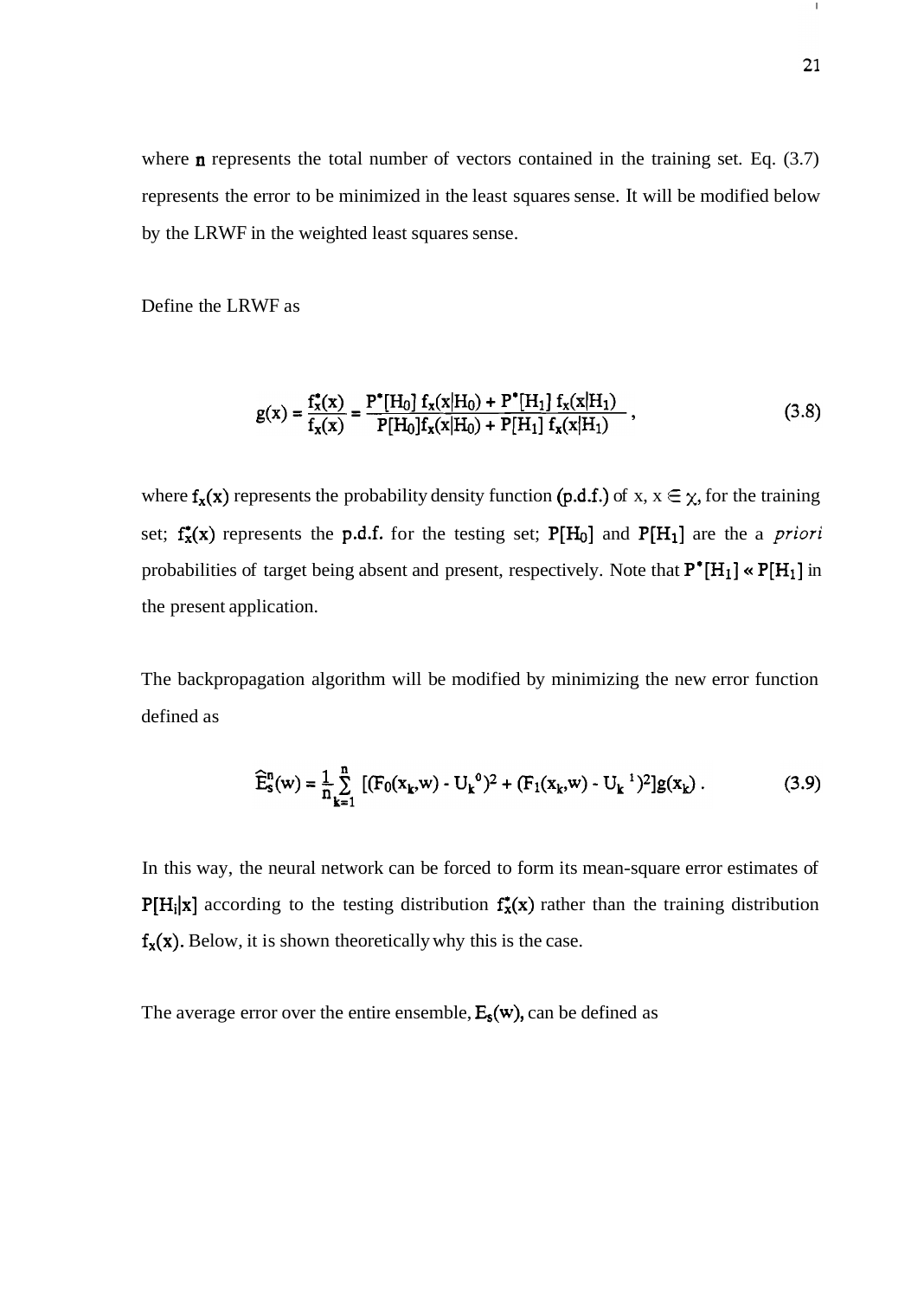where $n$ represents the total number of vectors contained in the training set. Eq. (3.7) represents the error to be minimized in the least squares sense. It will be modified below by the LRWF in the weighted least squares sense.

Define the LRWF as

$$g(x) = \frac{f_x^*(x)}{f_x(x)} = \frac{P^*[H_0]\, f_x(x|H_0) + P^*[H_1]\, f_x(x|H_1)}{P[H_0] f_x(x|H_0) + P[H_1]\, f_x(x|H_1)}\,, \tag{3.8}$$

where $f_x(x)$ represents the probability density function (p.d.f.) of x, $x \in \chi$, for the training set; $f_x^*(x)$ represents the p.d.f. for the testing set; $P[H_0]$ and $P[H_1]$ are the a *priori* probabilities of target being absent and present, respectively. Note that $P^*[H_1] \ll P[H_1]$ in the present application.

The backpropagation algorithm will be modified by minimizing the new error function defined as

$$\hat{E}_s^n(w) = \frac{1}{n}\sum_{k=1}^{n} [(F_0(x_k,w) - U_k{}^0)^2 + (F_1(x_k,w) - U_k{}^1)^2] g(x_k)\,. \tag{3.9}$$

In this way, the neural network can be forced to form its mean-square error estimates of $P[H_i|x]$ according to the testing distribution $f_x^*(x)$ rather than the training distribution $f_x(x)$. Below, it is shown theoretically why this is the case.

The average error over the entire ensemble, $E_s(w)$, can be defined as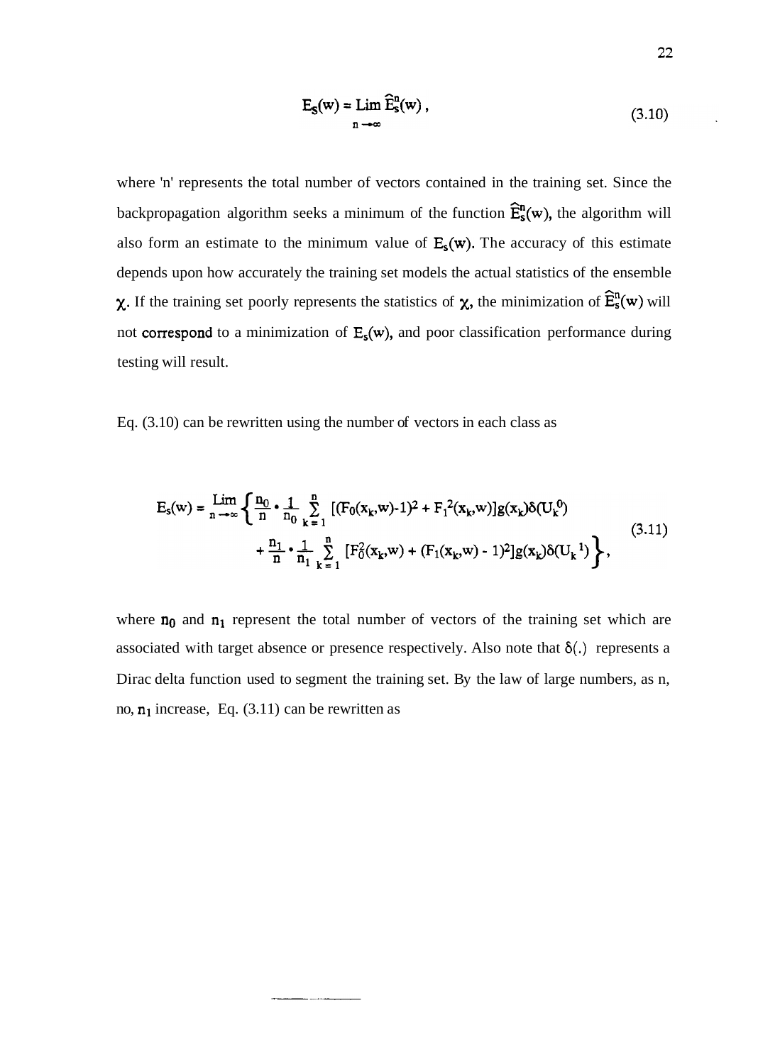$$E_s(w) = \lim_{n \to \infty} \hat{E}_s^n(w) , \tag{3.10}$$

where 'n' represents the total number of vectors contained in the training set. Since the backpropagation algorithm seeks a minimum of the function $\hat{E}_s^n(w)$, the algorithm will also form an estimate to the minimum value of $E_s(w)$. The accuracy of this estimate depends upon how accurately the training set models the actual statistics of the ensemble $\chi$. If the training set poorly represents the statistics of $\chi$, the minimization of $\hat{E}_s^n(w)$ will not correspond to a minimization of $E_s(w)$, and poor classification performance during testing will result.

Eq. (3.10) can be rewritten using the number of vectors in each class as

$$E_s(w) = \lim_{n \to \infty} \left\{ \frac{n_0}{n} \cdot \frac{1}{n_0} \sum_{k=1}^{n} [(F_0(x_k,w)-1)^2 + F_1^2(x_k,w)] g(x_k) \delta(U_k^0) + \frac{n_1}{n} \cdot \frac{1}{n_1} \sum_{k=1}^{n} [F_0^2(x_k,w) + (F_1(x_k,w) - 1)^2] g(x_k) \delta(U_k^1) \right\}, \tag{3.11}$$

where $n_0$ and $n_1$ represent the total number of vectors of the training set which are associated with target absence or presence respectively. Also note that $\delta(.)$ represents a Dirac delta function used to segment the training set. By the law of large numbers, as n, no, $n_1$ increase, Eq. (3.11) can be rewritten as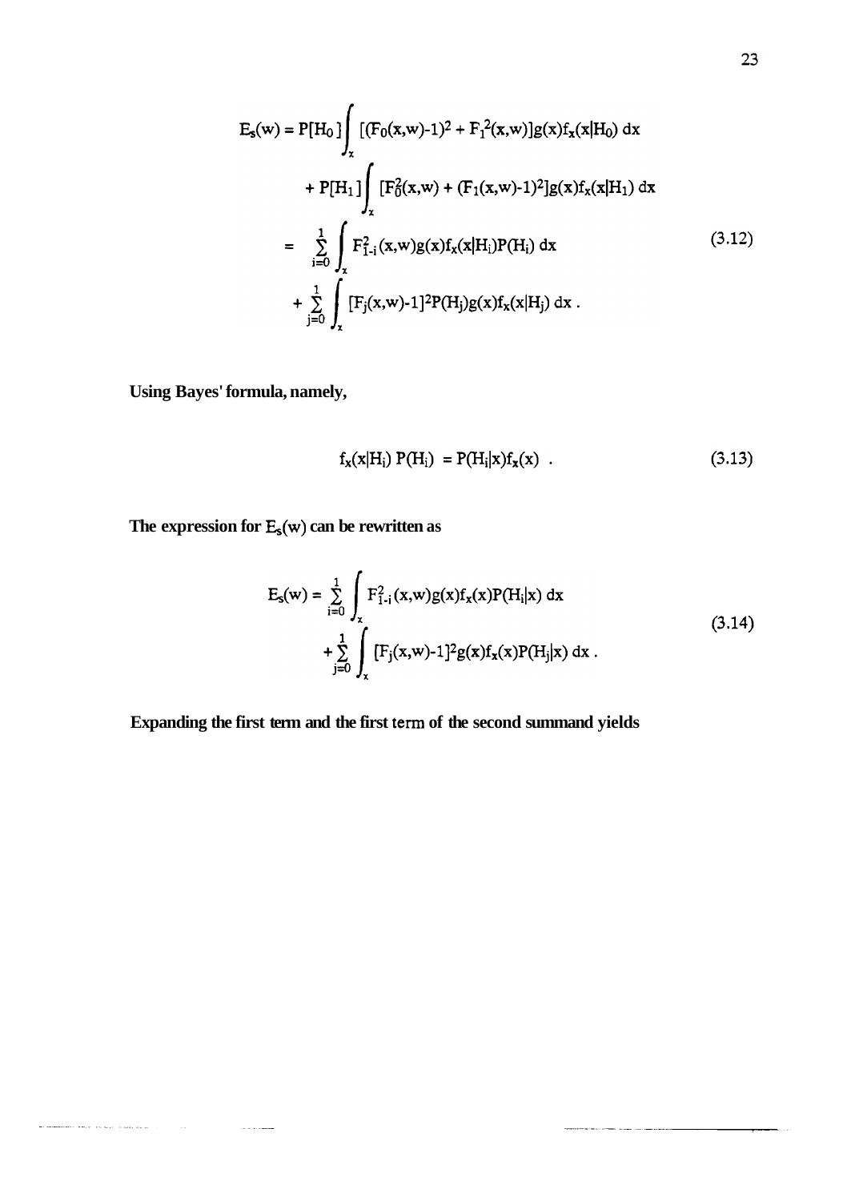$$
\begin{aligned}
E_s(w) &= P[H_0] \int_x [(F_0(x,w)-1)^2 + F_1^2(x,w)]g(x)f_x(x|H_0)\,dx \\
&\quad + P[H_1] \int_x [F_0^2(x,w) + (F_1(x,w)-1)^2]g(x)f_x(x|H_1)\,dx \\
&= \sum_{i=0}^{1} \int_x F_{1-i}^2(x,w)g(x)f_x(x|H_i)P(H_i)\,dx \\
&\quad + \sum_{j=0}^{1} \int_x [F_j(x,w)-1]^2 P(H_j)g(x)f_x(x|H_j)\,dx\,.
\end{aligned}
\tag{3.12}
$$

**Using Bayes' formula, namely,**

$$
f_x(x|H_i)\,P(H_i) = P(H_i|x)f_x(x)\ . \tag{3.13}
$$

**The expression for $E_s(w)$ can be rewritten as**

$$
\begin{aligned}
E_s(w) &= \sum_{i=0}^{1} \int_x F_{1-i}^2(x,w)g(x)f_x(x)P(H_i|x)\,dx \\
&\quad + \sum_{j=0}^{1} \int_x [F_j(x,w)-1]^2 g(x)f_x(x)P(H_j|x)\,dx\,.
\end{aligned}
\tag{3.14}
$$

**Expanding the first term and the first term of the second summand yields**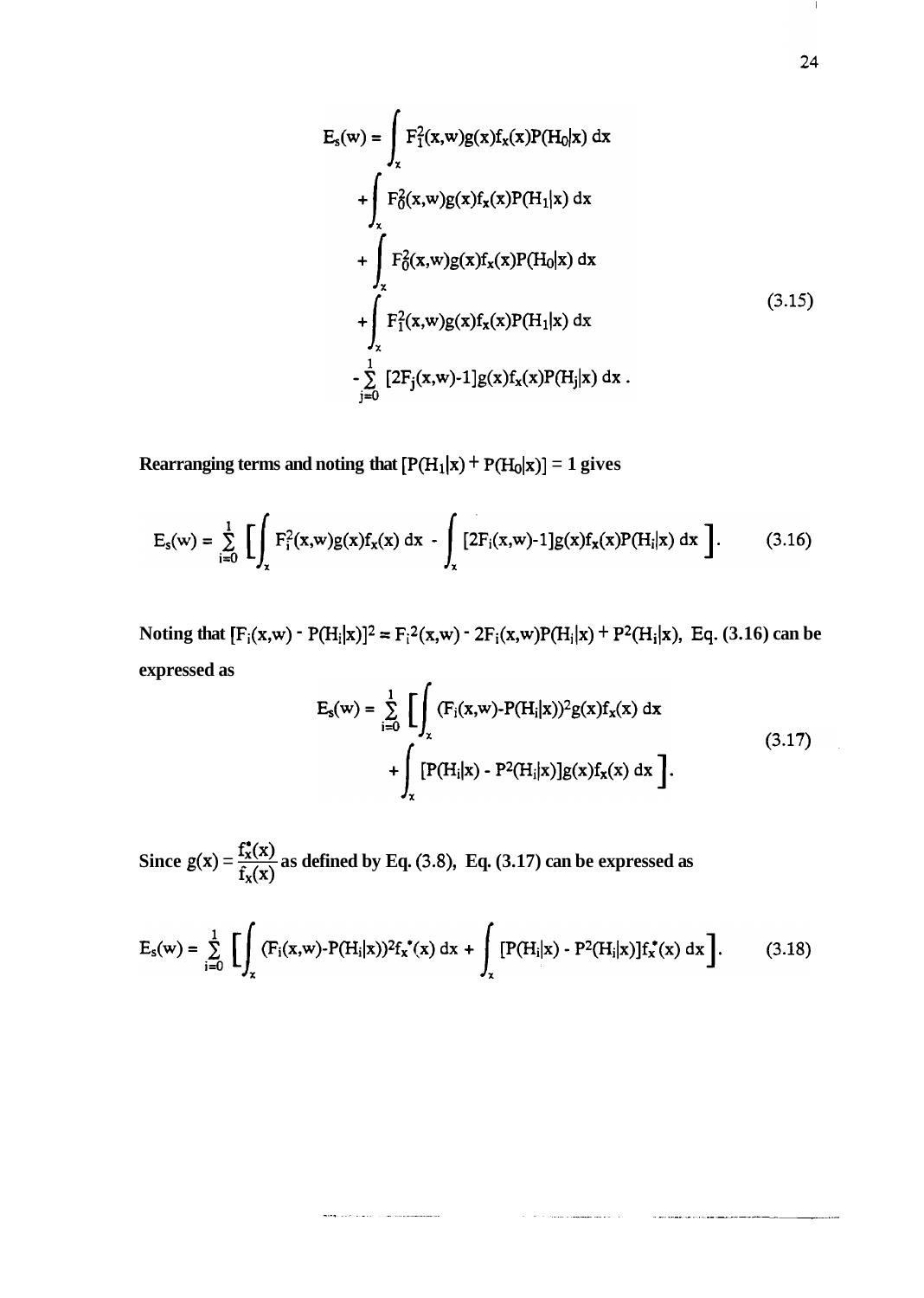$$
\begin{aligned}
E_s(w) = &\int_x F_1^2(x,w)g(x)f_x(x)P(H_0|x)\,dx \\
&+\int_x F_0^2(x,w)g(x)f_x(x)P(H_1|x)\,dx \\
&+\int_x F_0^2(x,w)g(x)f_x(x)P(H_0|x)\,dx \\
&+\int_x F_1^2(x,w)g(x)f_x(x)P(H_1|x)\,dx \\
&-\sum_{j=0}^{1}[2F_j(x,w)-1]g(x)f_x(x)P(H_j|x)\,dx\,.
\end{aligned}
\tag{3.15}
$$

**Rearranging terms and noting that $[P(H_1|x) + P(H_0|x)] = 1$ gives**

$$
E_s(w) = \sum_{i=0}^{1}\left[\int_x F_i^2(x,w)g(x)f_x(x)\,dx - \int_x [2F_i(x,w)-1]g(x)f_x(x)P(H_i|x)\,dx\right].
\tag{3.16}
$$

**Noting that $[F_i(x,w) - P(H_i|x)]^2 = F_i^2(x,w) - 2F_i(x,w)P(H_i|x) + P^2(H_i|x)$, Eq. (3.16) can be expressed as**

$$
\begin{aligned}
E_s(w) = \sum_{i=0}^{1}\Bigg[&\int_x (F_i(x,w)-P(H_i|x))^2 g(x)f_x(x)\,dx \\
&+\int_x [P(H_i|x) - P^2(H_i|x)]g(x)f_x(x)\,dx\Bigg].
\end{aligned}
\tag{3.17}
$$

**Since $g(x) = \dfrac{f_x^*(x)}{f_x(x)}$ as defined by Eq. (3.8), Eq. (3.17) can be expressed as**

$$
E_s(w) = \sum_{i=0}^{1}\left[\int_x (F_i(x,w)-P(H_i|x))^2 f_x^*(x)\,dx + \int_x [P(H_i|x) - P^2(H_i|x)]f_x^*(x)\,dx\right].
\tag{3.18}
$$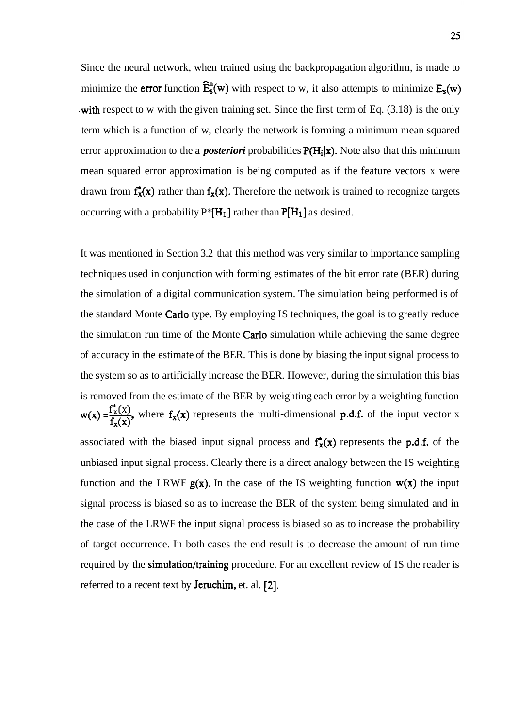Since the neural network, when trained using the backpropagation algorithm, is made to minimize the error function $\widehat{E}_s^n(w)$ with respect to w, it also attempts to minimize $E_s(w)$ with respect to w with the given training set. Since the first term of Eq. (3.18) is the only term which is a function of w, clearly the network is forming a minimum mean squared error approximation to the a ***posteriori*** probabilities $P(H_i|x)$. Note also that this minimum mean squared error approximation is being computed as if the feature vectors x were drawn from $f_x^*(x)$ rather than $f_x(x)$. Therefore the network is trained to recognize targets occurring with a probability $P^*[H_1]$ rather than $P[H_1]$ as desired.

It was mentioned in Section 3.2 that this method was very similar to importance sampling techniques used in conjunction with forming estimates of the bit error rate (BER) during the simulation of a digital communication system. The simulation being performed is of the standard Monte Carlo type. By employing IS techniques, the goal is to greatly reduce the simulation run time of the Monte Carlo simulation while achieving the same degree of accuracy in the estimate of the BER. This is done by biasing the input signal process to the system so as to artificially increase the BER. However, during the simulation this bias is removed from the estimate of the BER by weighting each error by a weighting function $w(x) = \frac{f_x^*(x)}{f_x(x)}$, where $f_x(x)$ represents the multi-dimensional p.d.f. of the input vector x associated with the biased input signal process and $f_x^*(x)$ represents the p.d.f. of the unbiased input signal process. Clearly there is a direct analogy between the IS weighting function and the LRWF $g(x)$. In the case of the IS weighting function $w(x)$ the input signal process is biased so as to increase the BER of the system being simulated and in the case of the LRWF the input signal process is biased so as to increase the probability of target occurrence. In both cases the end result is to decrease the amount of run time required by the simulation/training procedure. For an excellent review of IS the reader is referred to a recent text by Jeruchim, et. al. [2].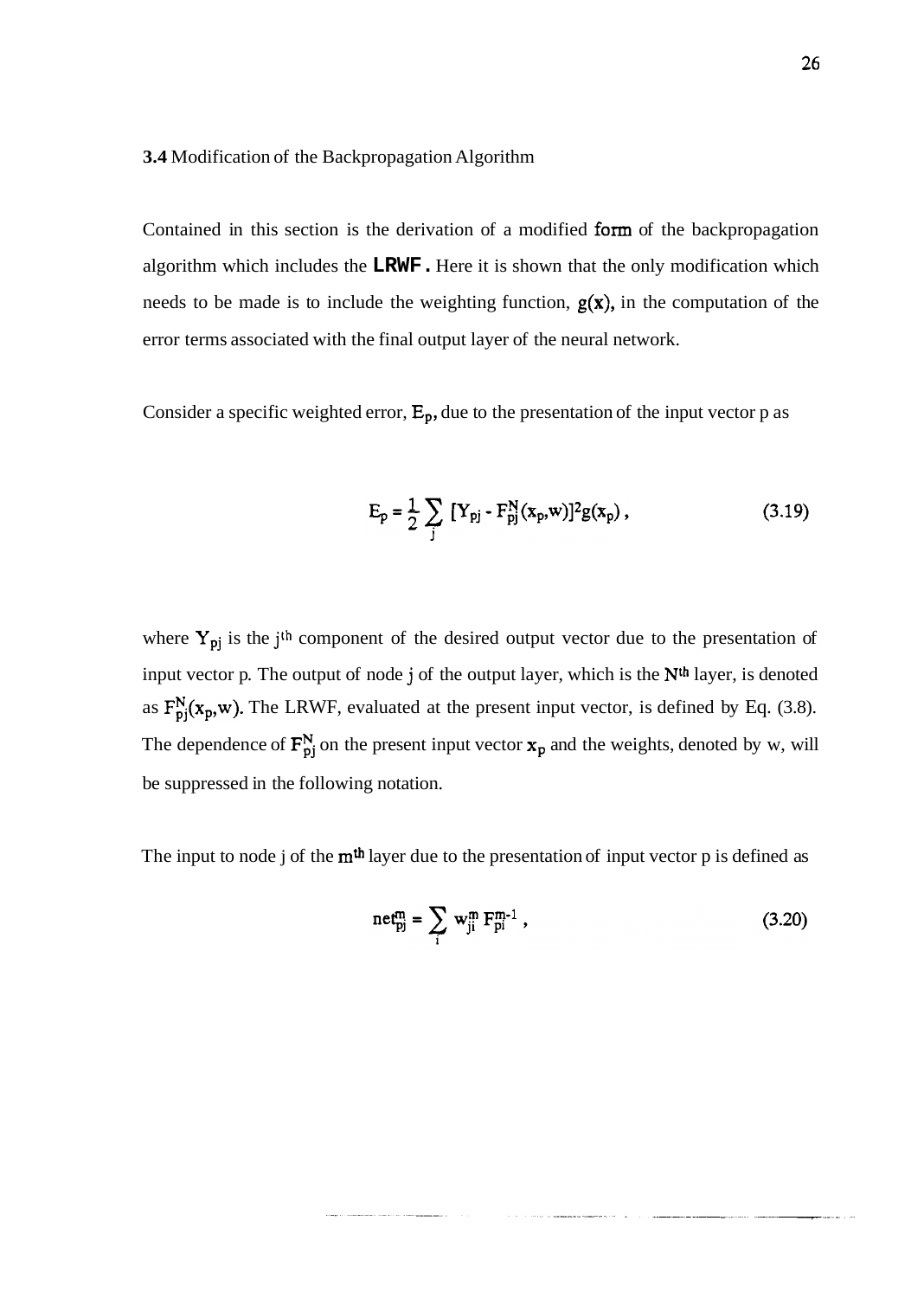### 3.4 Modification of the Backpropagation Algorithm

Contained in this section is the derivation of a modified form of the backpropagation algorithm which includes the **LRWF**. Here it is shown that the only modification which needs to be made is to include the weighting function, $g(\mathbf{x})$, in the computation of the error terms associated with the final output layer of the neural network.

Consider a specific weighted error, $E_p$, due to the presentation of the input vector p as

$$E_p = \frac{1}{2} \sum_j [Y_{pj} - F_{pj}^N(\mathbf{x}_p, w)]^2 g(\mathbf{x}_p) , \tag{3.19}$$

where $Y_{pj}$ is the $j^{th}$ component of the desired output vector due to the presentation of input vector p. The output of node j of the output layer, which is the $N^{th}$ layer, is denoted as $F_{pj}^N(\mathbf{x}_p, w)$. The LRWF, evaluated at the present input vector, is defined by Eq. (3.8). The dependence of $F_{pj}^N$ on the present input vector $\mathbf{x}_p$ and the weights, denoted by w, will be suppressed in the following notation.

The input to node j of the $m^{th}$ layer due to the presentation of input vector p is defined as

$$net_{pj}^m = \sum_i w_{ji}^m F_{pi}^{m-1} , \tag{3.20}$$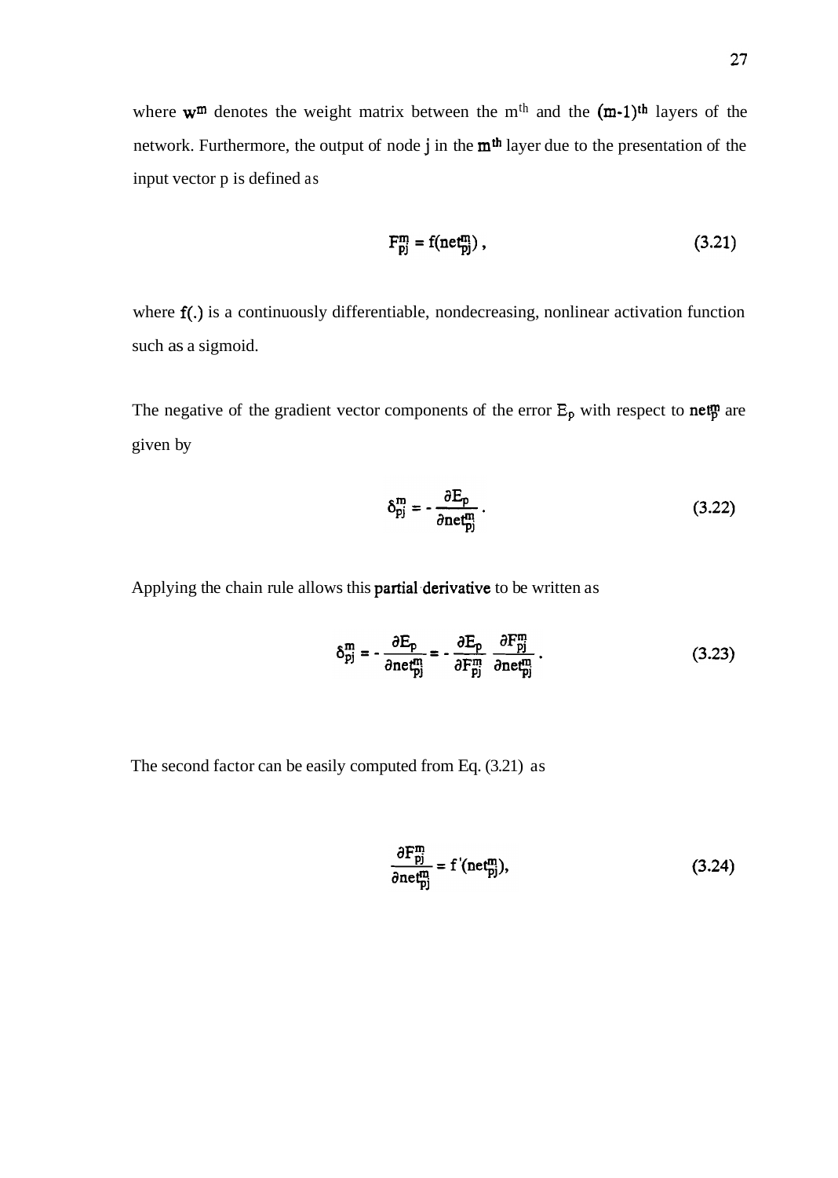where $\mathbf{w}^m$ denotes the weight matrix between the m$^{th}$ and the $(m-1)^{th}$ layers of the network. Furthermore, the output of node j in the $m^{th}$ layer due to the presentation of the input vector p is defined as

$$F_{pj}^{m} = f(net_{pj}^{m}) , \tag{3.21}$$

where $f(.)$ is a continuously differentiable, nondecreasing, nonlinear activation function such as a sigmoid.

The negative of the gradient vector components of the error $E_p$ with respect to $net_p^m$ are given by

$$\delta_{pj}^{m} = - \frac{\partial E_p}{\partial net_{pj}^{m}} . \tag{3.22}$$

Applying the chain rule allows this partial derivative to be written as

$$\delta_{pj}^{m} = - \frac{\partial E_p}{\partial net_{pj}^{m}} = - \frac{\partial E_p}{\partial F_{pj}^{m}} \frac{\partial F_{pj}^{m}}{\partial net_{pj}^{m}} . \tag{3.23}$$

The second factor can be easily computed from Eq. (3.21) as

$$\frac{\partial F_{pj}^{m}}{\partial net_{pj}^{m}} = f'(net_{pj}^{m}), \tag{3.24}$$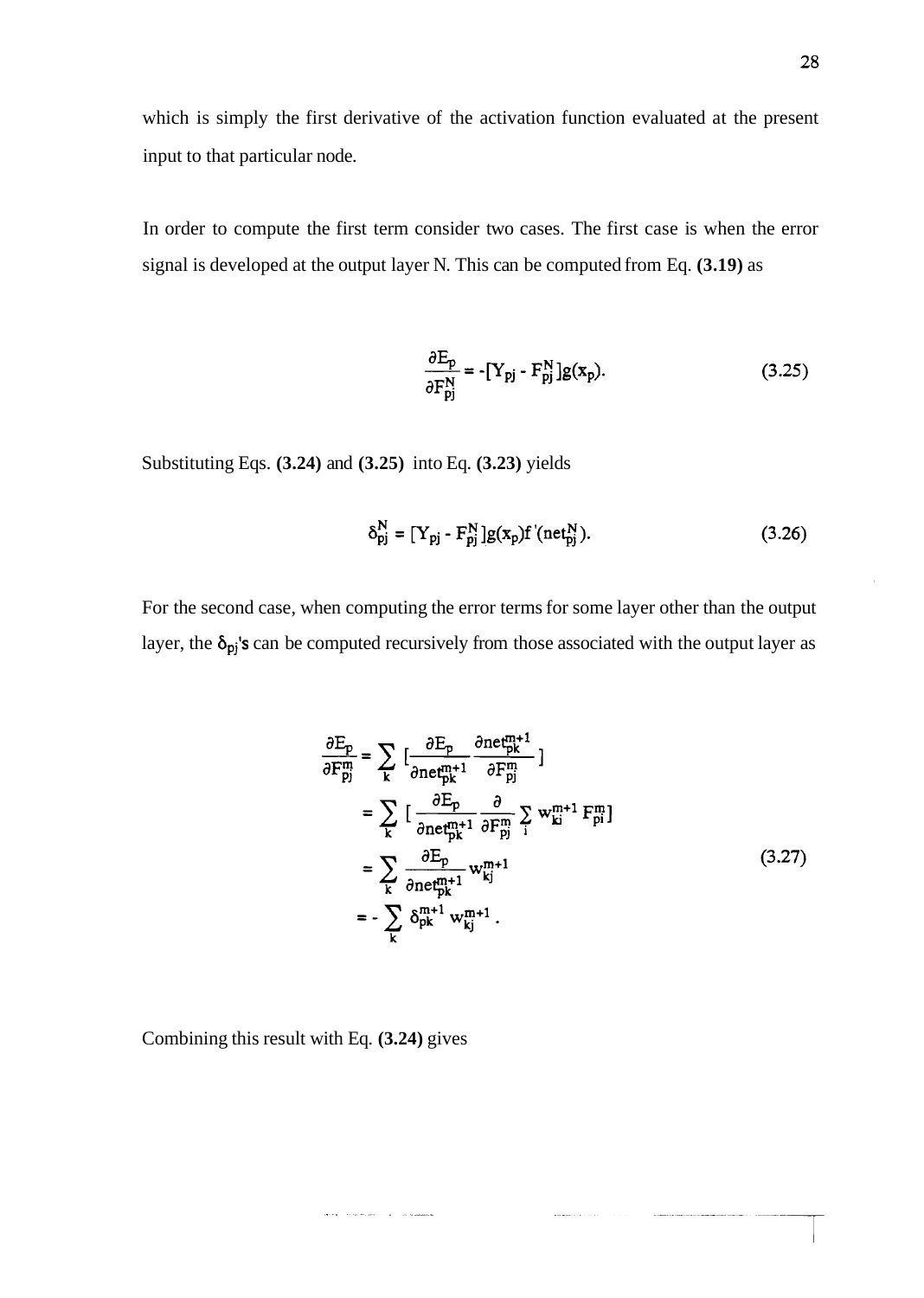which is simply the first derivative of the activation function evaluated at the present input to that particular node.

In order to compute the first term consider two cases. The first case is when the error signal is developed at the output layer N. This can be computed from Eq. **(3.19)** as

$$\frac{\partial E_p}{\partial F_{pj}^N} = -[Y_{pj} - F_{pj}^N]g(x_p). \tag{3.25}$$

Substituting Eqs. **(3.24)** and **(3.25)** into Eq. **(3.23)** yields

$$\delta_{pj}^N = [Y_{pj} - F_{pj}^N]g(x_p)f'(net_{pj}^N). \tag{3.26}$$

For the second case, when computing the error terms for some layer other than the output layer, the $\delta_{pj}$'s can be computed recursively from those associated with the output layer as

$$\begin{aligned}
\frac{\partial E_p}{\partial F_{pj}^m} &= \sum_k \left[\frac{\partial E_p}{\partial net_{pk}^{m+1}} \frac{\partial net_{pk}^{m+1}}{\partial F_{pj}^m}\right] \\
&= \sum_k \left[\frac{\partial E_p}{\partial net_{pk}^{m+1}} \frac{\partial}{\partial F_{pj}^m} \sum_i w_{ki}^{m+1} F_{pi}^m\right] \\
&= \sum_k \frac{\partial E_p}{\partial net_{pk}^{m+1}} w_{kj}^{m+1} \\
&= -\sum_k \delta_{pk}^{m+1} w_{kj}^{m+1} .
\end{aligned} \tag{3.27}$$

Combining this result with Eq. **(3.24)** gives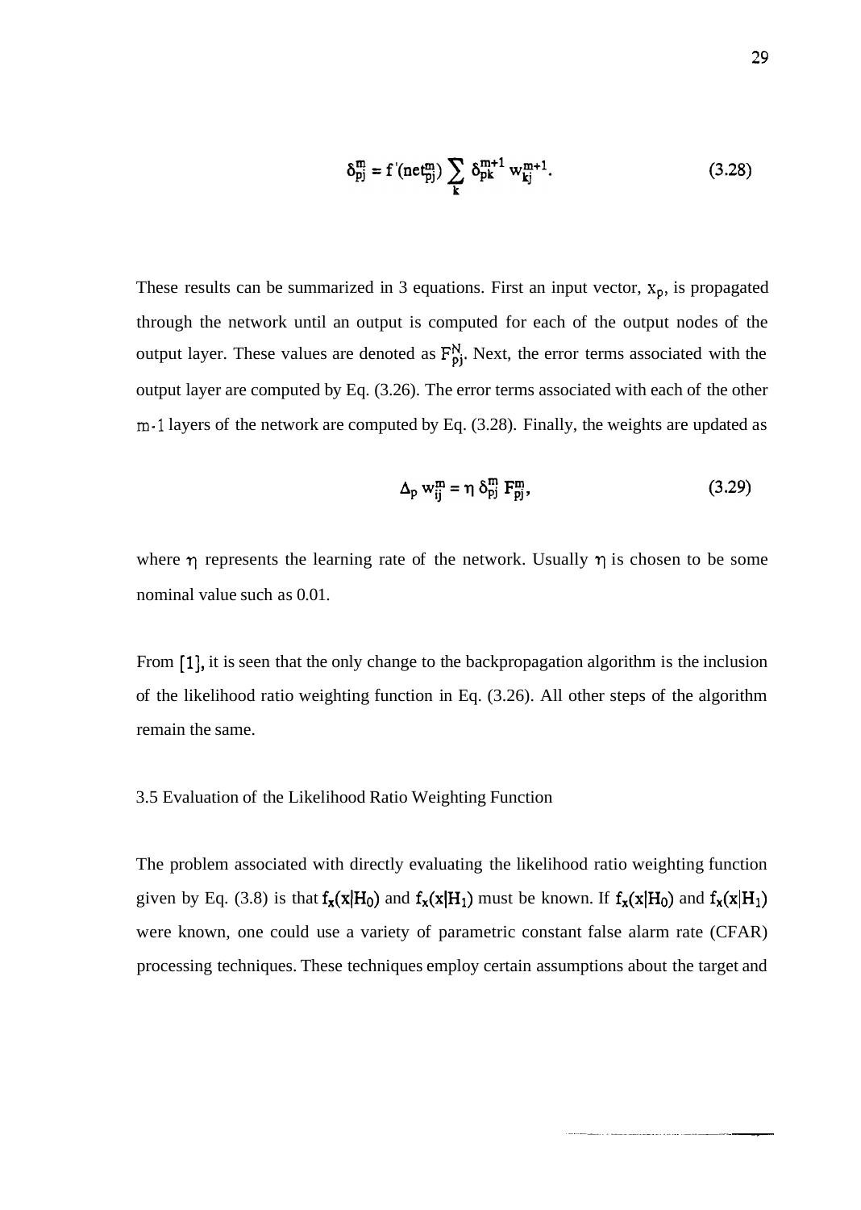$$\delta_{pj}^{m} = f'(net_{pj}^{m}) \sum_{k} \delta_{pk}^{m+1} w_{kj}^{m+1}. \tag{3.28}$$

These results can be summarized in 3 equations. First an input vector, $x_p$, is propagated through the network until an output is computed for each of the output nodes of the output layer. These values are denoted as $F_{pj}^{N}$. Next, the error terms associated with the output layer are computed by Eq. (3.26). The error terms associated with each of the other $m-1$ layers of the network are computed by Eq. (3.28). Finally, the weights are updated as

$$\Delta_p w_{ij}^{m} = \eta \, \delta_{pj}^{m} F_{pj}^{m}, \tag{3.29}$$

where $\eta$ represents the learning rate of the network. Usually $\eta$ is chosen to be some nominal value such as 0.01.

From [1], it is seen that the only change to the backpropagation algorithm is the inclusion of the likelihood ratio weighting function in Eq. (3.26). All other steps of the algorithm remain the same.

3.5 Evaluation of the Likelihood Ratio Weighting Function

The problem associated with directly evaluating the likelihood ratio weighting function given by Eq. (3.8) is that $f_x(x|H_0)$ and $f_x(x|H_1)$ must be known. If $f_x(x|H_0)$ and $f_x(x|H_1)$ were known, one could use a variety of parametric constant false alarm rate (CFAR) processing techniques. These techniques employ certain assumptions about the target and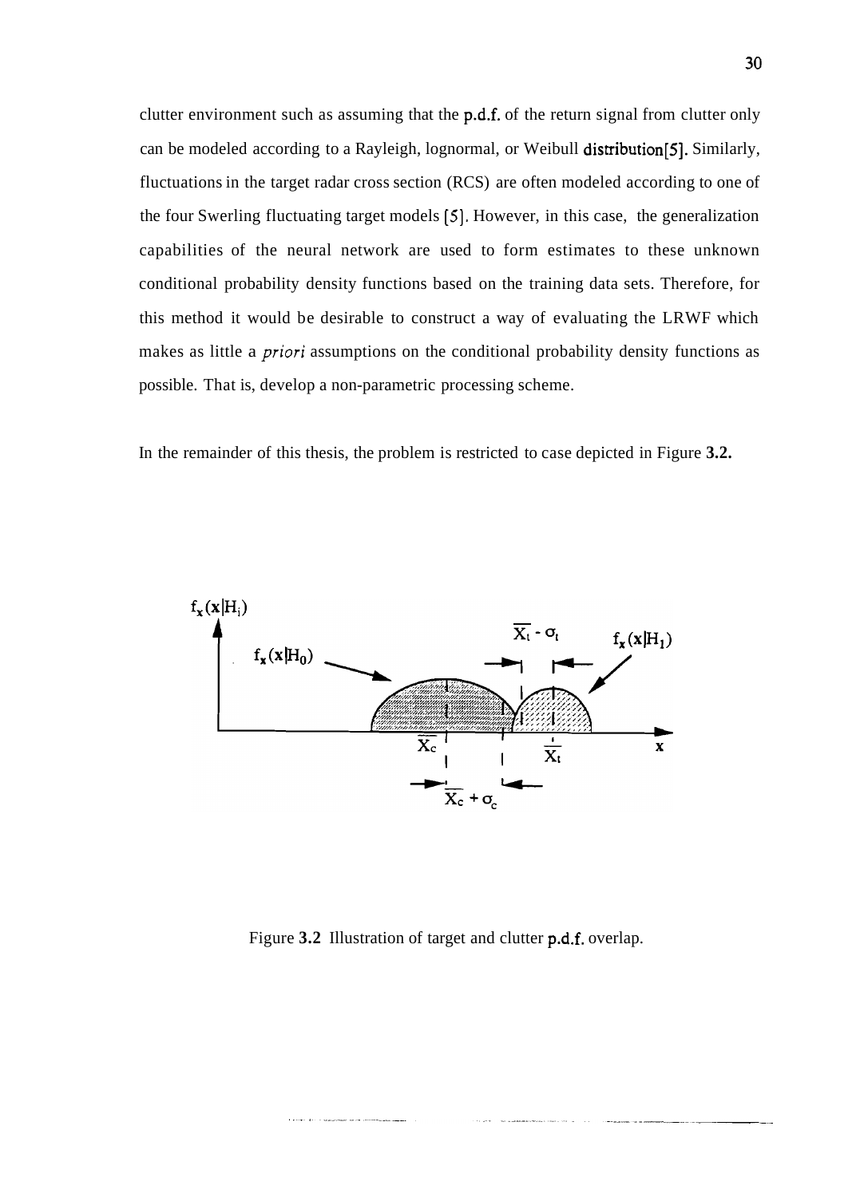clutter environment such as assuming that the p.d.f. of the return signal from clutter only can be modeled according to a Rayleigh, lognormal, or Weibull distribution[5]. Similarly, fluctuations in the target radar cross section (RCS) are often modeled according to one of the four Swerling fluctuating target models [5]. However, in this case, the generalization capabilities of the neural network are used to form estimates to these unknown conditional probability density functions based on the training data sets. Therefore, for this method it would be desirable to construct a way of evaluating the LRWF which makes as little a *priori* assumptions on the conditional probability density functions as possible. That is, develop a non-parametric processing scheme.

In the remainder of this thesis, the problem is restricted to case depicted in Figure **3.2.**

Figure **3.2** Illustration of target and clutter p.d.f. overlap.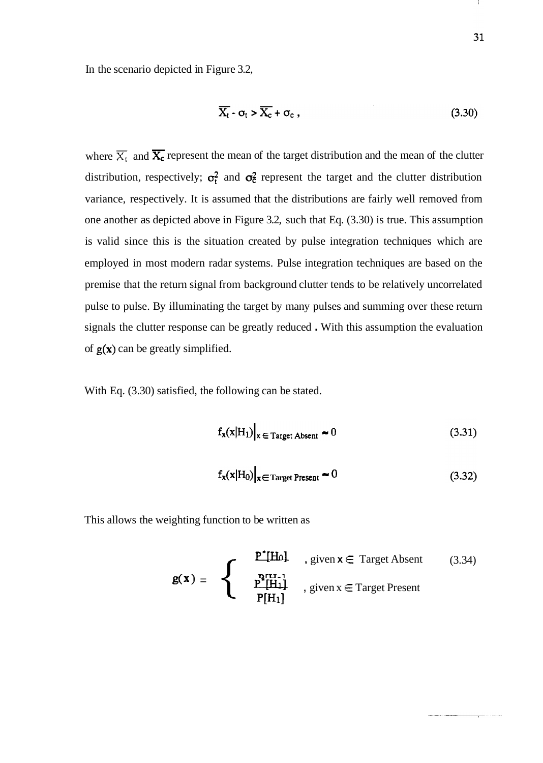In the scenario depicted in Figure 3.2,

$$\overline{X_t} - \sigma_t > \overline{X_c} + \sigma_c \,, \tag{3.30}$$

where $\overline{X_t}$ and $\overline{X_c}$ represent the mean of the target distribution and the mean of the clutter distribution, respectively; $\sigma_t^2$ and $\sigma_c^2$ represent the target and the clutter distribution variance, respectively. It is assumed that the distributions are fairly well removed from one another as depicted above in Figure 3.2, such that Eq. (3.30) is true. This assumption is valid since this is the situation created by pulse integration techniques which are employed in most modern radar systems. Pulse integration techniques are based on the premise that the return signal from background clutter tends to be relatively uncorrelated pulse to pulse. By illuminating the target by many pulses and summing over these return signals the clutter response can be greatly reduced . With this assumption the evaluation of $g(\mathbf{x})$ can be greatly simplified.

With Eq. (3.30) satisfied, the following can be stated.

$$f_{\mathbf{x}}(\mathbf{x}|H_1)\Big|_{\mathbf{x} \in \text{Target Absent}} \approx 0 \tag{3.31}$$

$$f_{\mathbf{x}}(\mathbf{x}|H_0)\Big|_{\mathbf{x} \in \text{Target Present}} \approx 0 \tag{3.32}$$

This allows the weighting function to be written as

$$g(\mathbf{x}) = \begin{cases} \dfrac{P^*[H_0]}{P[H_0]} & \text{, given } \mathbf{x} \in \text{ Target Absent} \\[2ex] \dfrac{P^*[H_1]}{P[H_1]} & \text{, given } \mathbf{x} \in \text{ Target Present} \end{cases} \tag{3.34}$$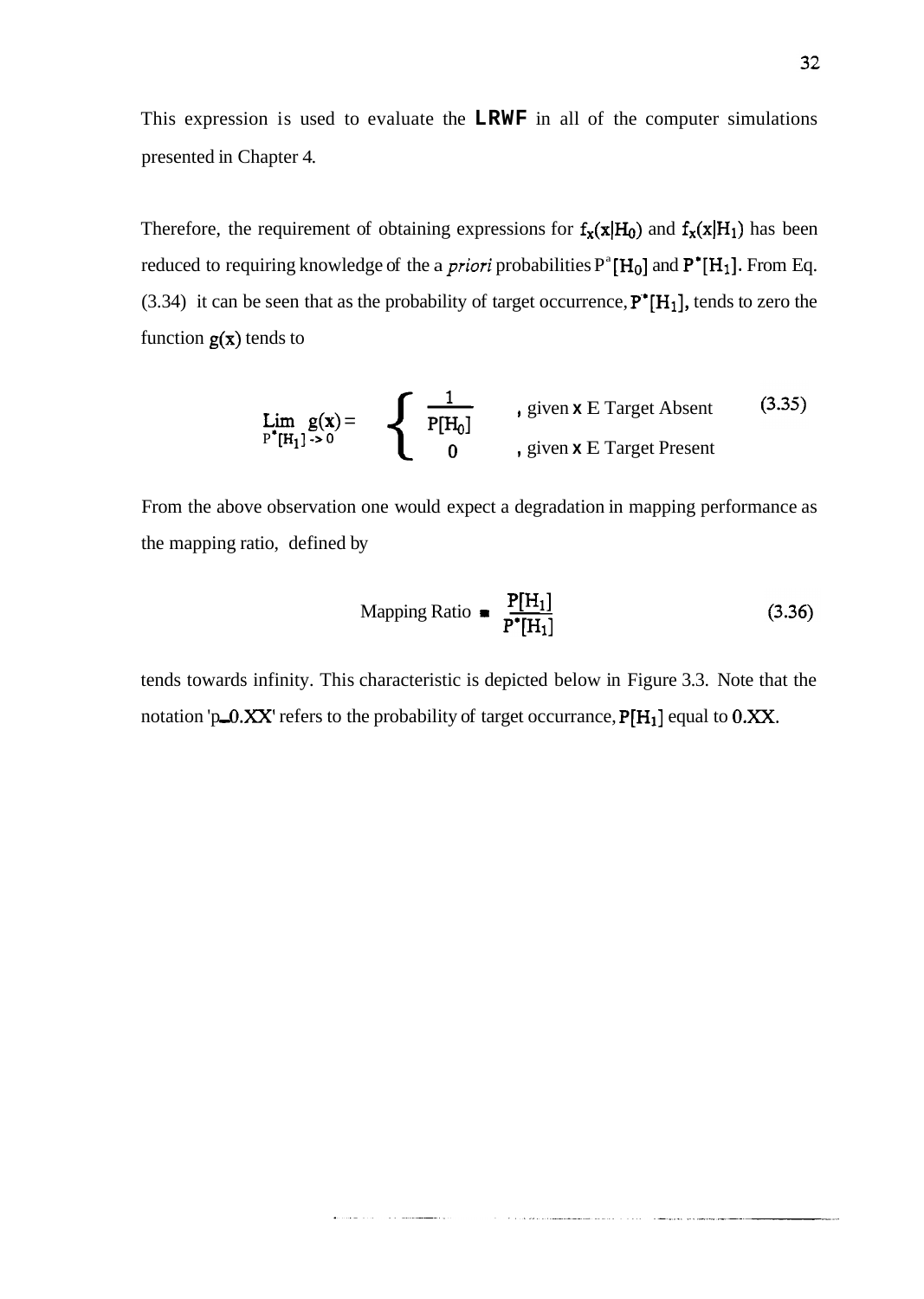This expression is used to evaluate the **LRWF** in all of the computer simulations presented in Chapter 4.

Therefore, the requirement of obtaining expressions for $f_{\mathbf{x}}(\mathbf{x}|H_0)$ and $f_{\mathbf{x}}(\mathbf{x}|H_1)$ has been reduced to requiring knowledge of the a *priori* probabilities $P^*[H_0]$ and $P^*[H_1]$. From Eq. (3.34) it can be seen that as the probability of target occurrence, $P^*[H_1]$, tends to zero the function $g(\mathbf{x})$ tends to

$$\lim_{P^*[H_1] \to 0} g(\mathbf{x}) = \begin{cases} \dfrac{1}{P[H_0]} & \text{, given } \mathbf{x} \in \text{Target Absent} \\ 0 & \text{, given } \mathbf{x} \in \text{Target Present} \end{cases} \tag{3.35}$$

From the above observation one would expect a degradation in mapping performance as the mapping ratio, defined by

$$\text{Mapping Ratio} = \frac{P[H_1]}{P^*[H_1]} \tag{3.36}$$

tends towards infinity. This characteristic is depicted below in Figure 3.3. Note that the notation 'p_0.XX' refers to the probability of target occurrance, $P[H_1]$ equal to 0.XX.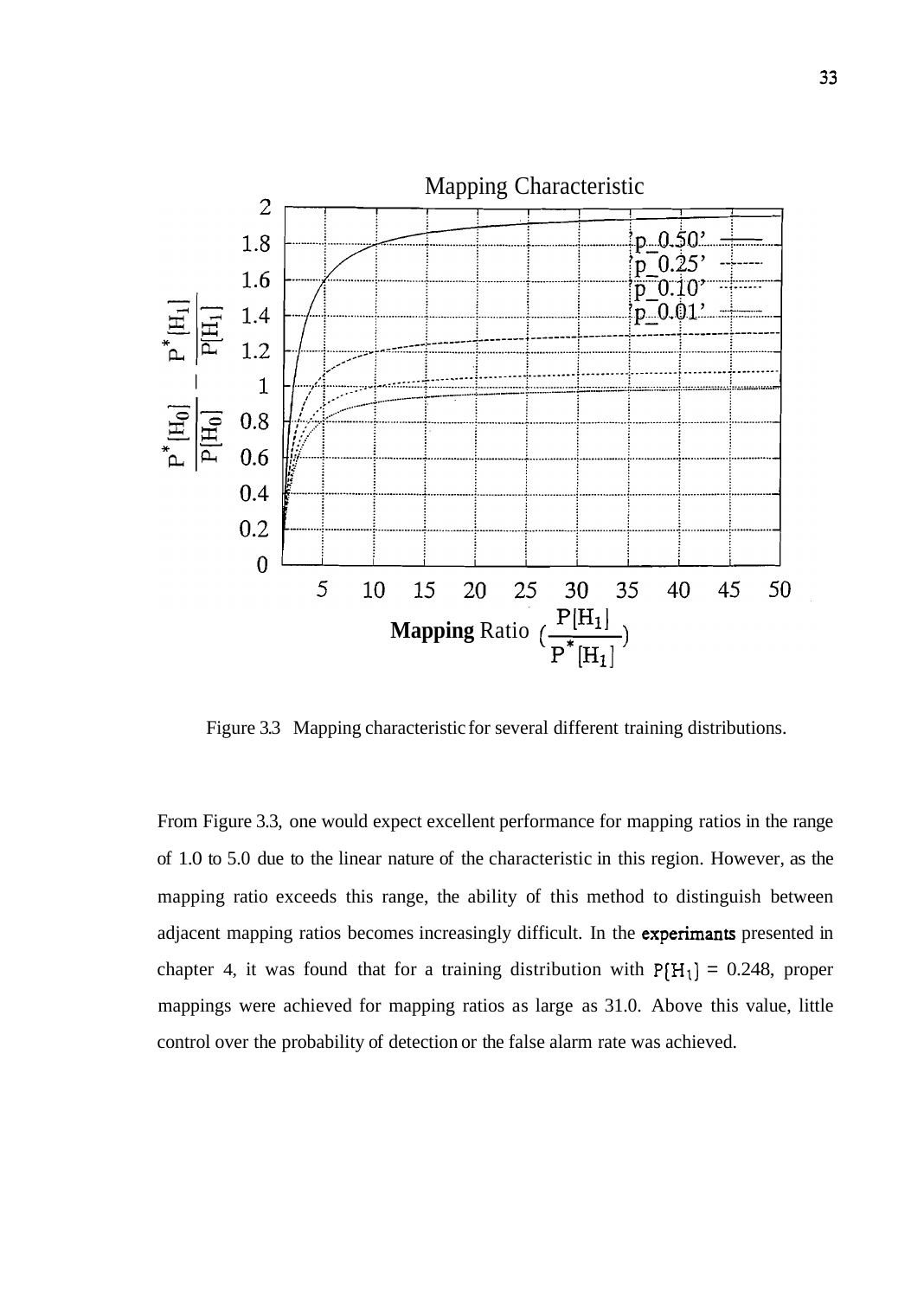Figure 3.3 Mapping characteristic for several different training distributions.

From Figure 3.3, one would expect excellent performance for mapping ratios in the range of 1.0 to 5.0 due to the linear nature of the characteristic in this region. However, as the mapping ratio exceeds this range, the ability of this method to distinguish between adjacent mapping ratios becomes increasingly difficult. In the experimants presented in chapter 4, it was found that for a training distribution with $P[H_1] = 0.248$, proper mappings were achieved for mapping ratios as large as 31.0. Above this value, little control over the probability of detection or the false alarm rate was achieved.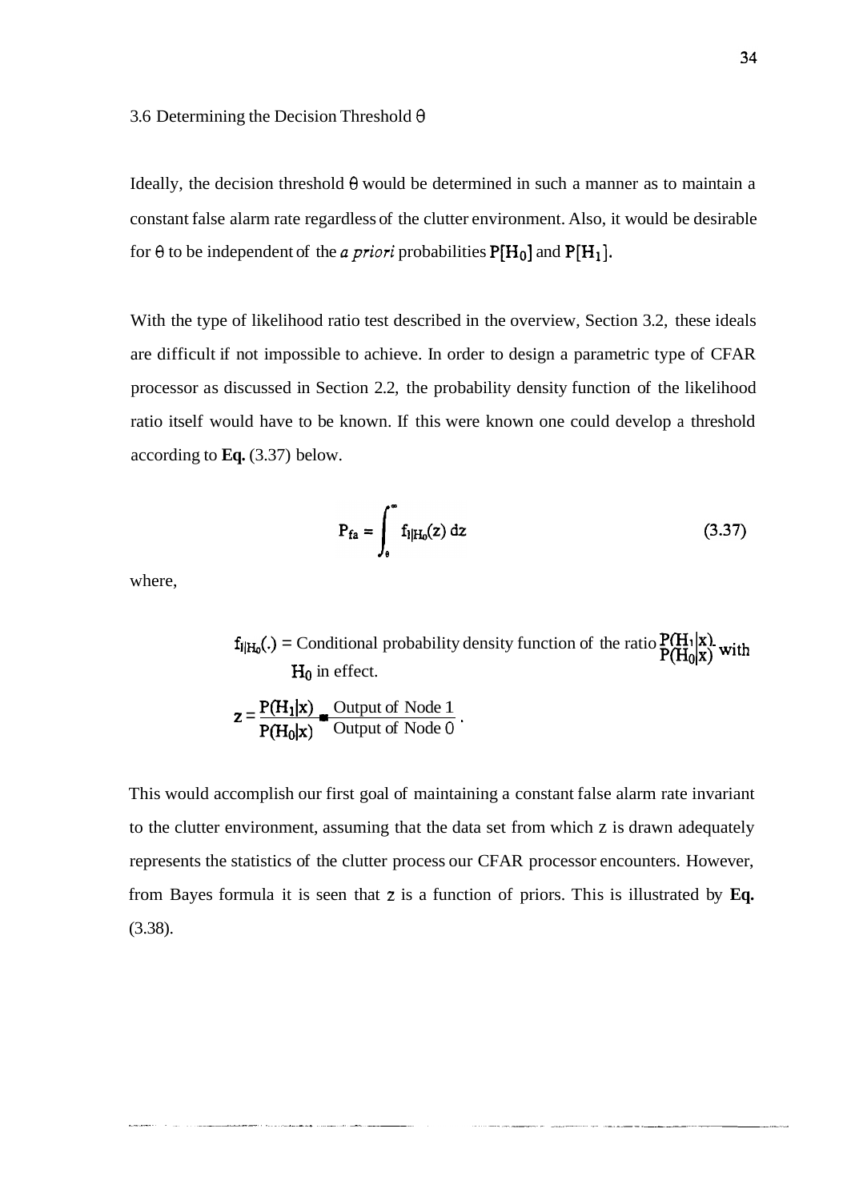### 3.6 Determining the Decision Threshold $\theta$

Ideally, the decision threshold $\theta$ would be determined in such a manner as to maintain a constant false alarm rate regardless of the clutter environment. Also, it would be desirable for $\theta$ to be independent of the *a priori* probabilities $P[H_0]$ and $P[H_1]$.

With the type of likelihood ratio test described in the overview, Section 3.2, these ideals are difficult if not impossible to achieve. In order to design a parametric type of CFAR processor as discussed in Section 2.2, the probability density function of the likelihood ratio itself would have to be known. If this were known one could develop a threshold according to **Eq.** (3.37) below.

$$P_{fa} = \int_{\theta}^{\infty} f_{l|H_0}(z)\, dz \qquad (3.37)$$

where,

$f_{l|H_0}(.)$ = Conditional probability density function of the ratio $\frac{P(H_1|x)}{P(H_0|x)}$ with $H_0$ in effect.

$z = \frac{P(H_1|x)}{P(H_0|x)} = \frac{\text{Output of Node 1}}{\text{Output of Node 0}}$.

This would accomplish our first goal of maintaining a constant false alarm rate invariant to the clutter environment, assuming that the data set from which $z$ is drawn adequately represents the statistics of the clutter process our CFAR processor encounters. However, from Bayes formula it is seen that $z$ is a function of priors. This is illustrated by **Eq.** (3.38).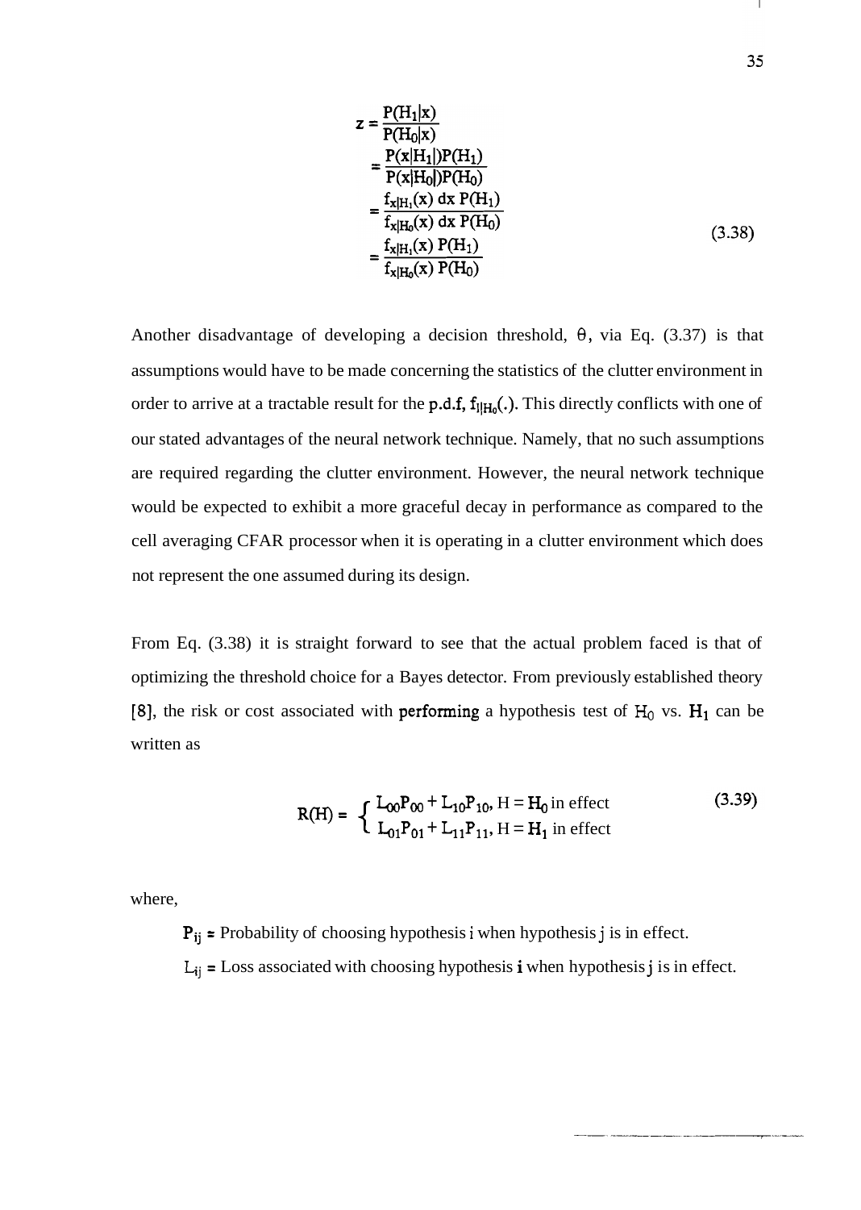$$
\begin{aligned}
z &= \frac{P(H_1|x)}{P(H_0|x)} \\
&= \frac{P(x|H_1|)P(H_1)}{P(x|H_0|)P(H_0)} \\
&= \frac{f_{x|H_1}(x)\, dx\, P(H_1)}{f_{x|H_0}(x)\, dx\, P(H_0)} \\
&= \frac{f_{x|H_1}(x)\, P(H_1)}{f_{x|H_0}(x)\, P(H_0)}
\end{aligned} \tag{3.38}
$$

Another disadvantage of developing a decision threshold, $\theta$, via Eq. (3.37) is that assumptions would have to be made concerning the statistics of the clutter environment in order to arrive at a tractable result for the p.d.f, $f_{l|H_0}(.)$. This directly conflicts with one of our stated advantages of the neural network technique. Namely, that no such assumptions are required regarding the clutter environment. However, the neural network technique would be expected to exhibit a more graceful decay in performance as compared to the cell averaging CFAR processor when it is operating in a clutter environment which does not represent the one assumed during its design.

From Eq. (3.38) it is straight forward to see that the actual problem faced is that of optimizing the threshold choice for a Bayes detector. From previously established theory [8], the risk or cost associated with performing a hypothesis test of $H_0$ vs. $H_1$ can be written as

$$
R(H) = \begin{cases} L_{00}P_{00} + L_{10}P_{10}, & H = H_0 \text{ in effect} \\ L_{01}P_{01} + L_{11}P_{11}, & H = H_1 \text{ in effect} \end{cases} \tag{3.39}
$$

where,

$P_{ij}$ = Probability of choosing hypothesis i when hypothesis j is in effect.

$L_{ij}$ = Loss associated with choosing hypothesis i when hypothesis j is in effect.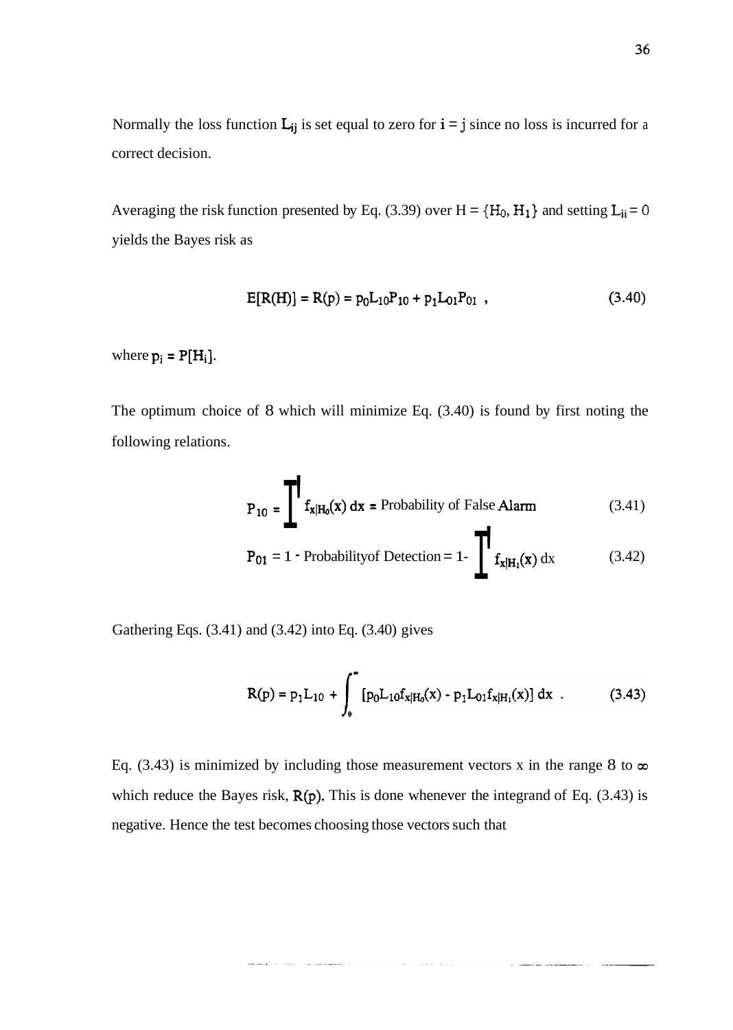Normally the loss function $L_{ij}$ is set equal to zero for $i = j$ since no loss is incurred for a correct decision.

Averaging the risk function presented by Eq. (3.39) over $H = \{H_0, H_1\}$ and setting $L_{ii} = 0$ yields the Bayes risk as

$$E[R(H)] = R(p) = p_0 L_{10} P_{10} + p_1 L_{01} P_{01} \ , \tag{3.40}$$

where $p_i = P[H_i]$.

The optimum choice of $\theta$ which will minimize Eq. (3.40) is found by first noting the following relations.

$$P_{10} = \int_{\theta}^{\infty} f_{x|H_0}(x)\, dx = \text{Probability of False Alarm} \tag{3.41}$$

$$P_{01} = 1 - \text{Probability of Detection} = 1 - \int_{\theta}^{\infty} f_{x|H_1}(x)\, dx \tag{3.42}$$

Gathering Eqs. (3.41) and (3.42) into Eq. (3.40) gives

$$R(p) = p_1 L_{10} + \int_{\theta}^{\infty} [p_0 L_{10} f_{x|H_0}(x) - p_1 L_{01} f_{x|H_1}(x)]\, dx \ . \tag{3.43}$$

Eq. (3.43) is minimized by including those measurement vectors x in the range $\theta$ to $\infty$ which reduce the Bayes risk, $R(p)$. This is done whenever the integrand of Eq. (3.43) is negative. Hence the test becomes choosing those vectors such that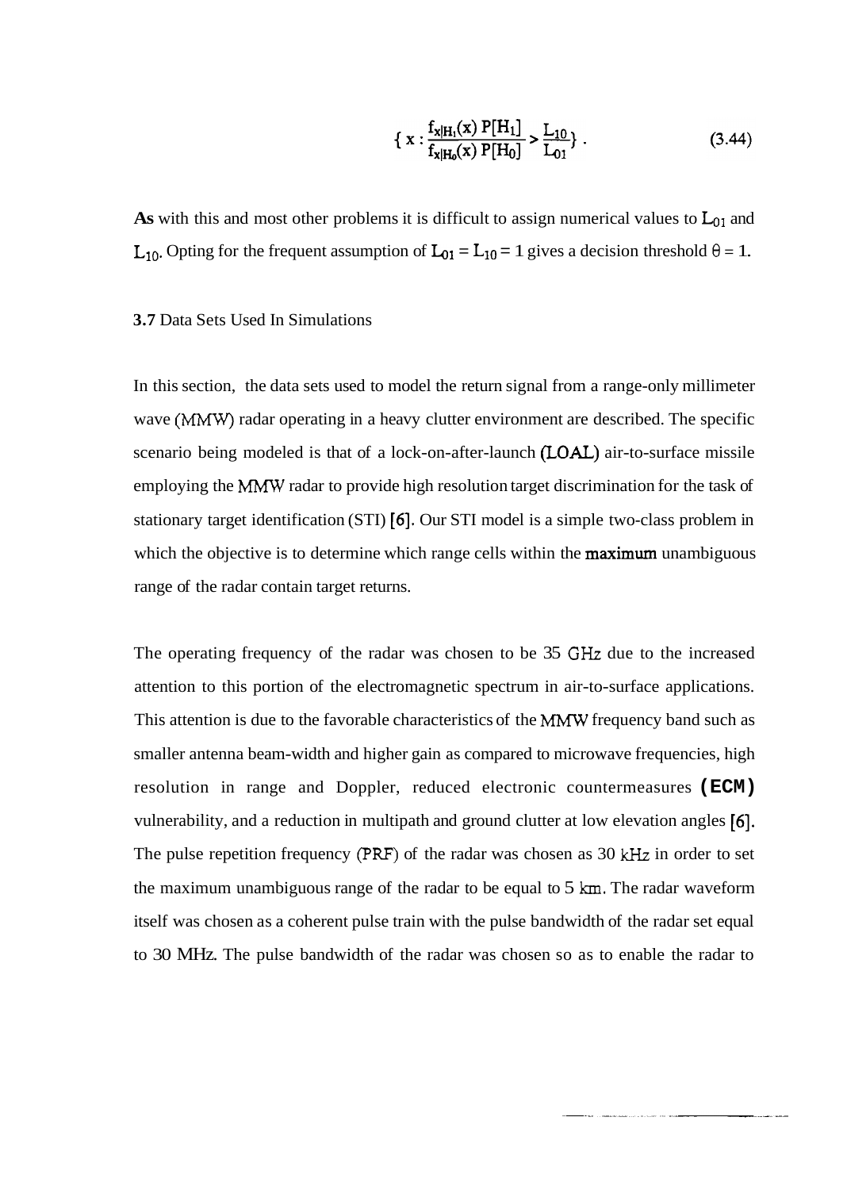$$\{ x : \frac{f_{x|H_1}(x)\, P[H_1]}{f_{x|H_0}(x)\, P[H_0]} > \frac{L_{10}}{L_{01}} \} . \tag{3.44}$$

**As** with this and most other problems it is difficult to assign numerical values to $L_{01}$ and $L_{10}$. Opting for the frequent assumption of $L_{01} = L_{10} = 1$ gives a decision threshold $\theta = 1$.

**3.7** Data Sets Used In Simulations

In this section, the data sets used to model the return signal from a range-only millimeter wave (MMW) radar operating in a heavy clutter environment are described. The specific scenario being modeled is that of a lock-on-after-launch (LOAL) air-to-surface missile employing the MMW radar to provide high resolution target discrimination for the task of stationary target identification (STI) [6]. Our STI model is a simple two-class problem in which the objective is to determine which range cells within the maximum unambiguous range of the radar contain target returns.

The operating frequency of the radar was chosen to be 35 GHz due to the increased attention to this portion of the electromagnetic spectrum in air-to-surface applications. This attention is due to the favorable characteristics of the MMW frequency band such as smaller antenna beam-width and higher gain as compared to microwave frequencies, high resolution in range and Doppler, reduced electronic countermeasures **(ECM)** vulnerability, and a reduction in multipath and ground clutter at low elevation angles [6]. The pulse repetition frequency (PRF) of the radar was chosen as 30 kHz in order to set the maximum unambiguous range of the radar to be equal to 5 km. The radar waveform itself was chosen as a coherent pulse train with the pulse bandwidth of the radar set equal to 30 MHz. The pulse bandwidth of the radar was chosen so as to enable the radar to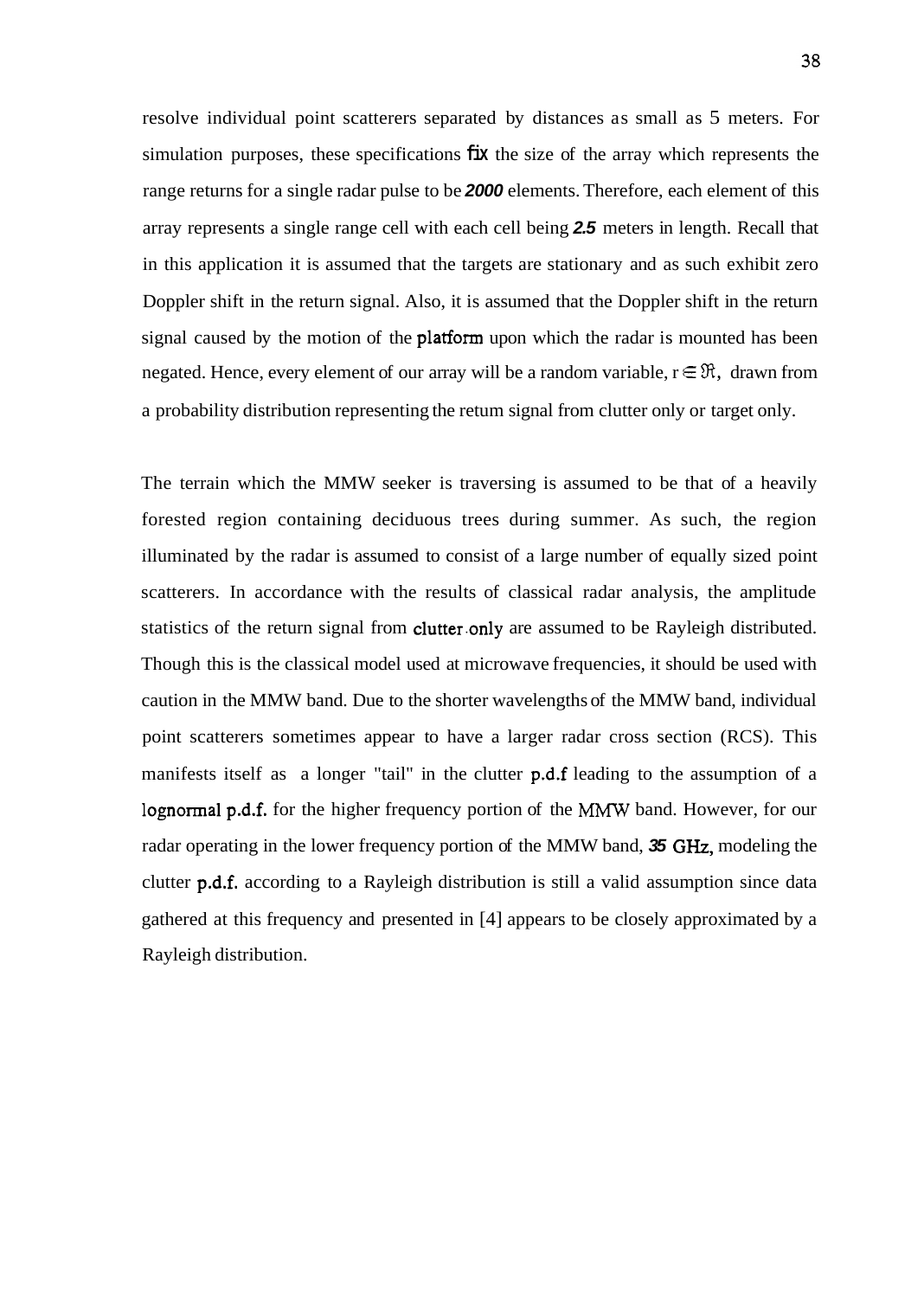resolve individual point scatterers separated by distances as small as 5 meters. For simulation purposes, these specifications fix the size of the array which represents the range returns for a single radar pulse to be 2000 elements. Therefore, each element of this array represents a single range cell with each cell being 2.5 meters in length. Recall that in this application it is assumed that the targets are stationary and as such exhibit zero Doppler shift in the return signal. Also, it is assumed that the Doppler shift in the return signal caused by the motion of the platform upon which the radar is mounted has been negated. Hence, every element of our array will be a random variable, $r \in \Re$, drawn from a probability distribution representing the retum signal from clutter only or target only.

The terrain which the MMW seeker is traversing is assumed to be that of a heavily forested region containing deciduous trees during summer. As such, the region illuminated by the radar is assumed to consist of a large number of equally sized point scatterers. In accordance with the results of classical radar analysis, the amplitude statistics of the return signal from clutter only are assumed to be Rayleigh distributed. Though this is the classical model used at microwave frequencies, it should be used with caution in the MMW band. Due to the shorter wavelengths of the MMW band, individual point scatterers sometimes appear to have a larger radar cross section (RCS). This manifests itself as a longer "tail" in the clutter p.d.f leading to the assumption of a lognormal p.d.f. for the higher frequency portion of the MMW band. However, for our radar operating in the lower frequency portion of the MMW band, 35 GHz, modeling the clutter p.d.f. according to a Rayleigh distribution is still a valid assumption since data gathered at this frequency and presented in [4] appears to be closely approximated by a Rayleigh distribution.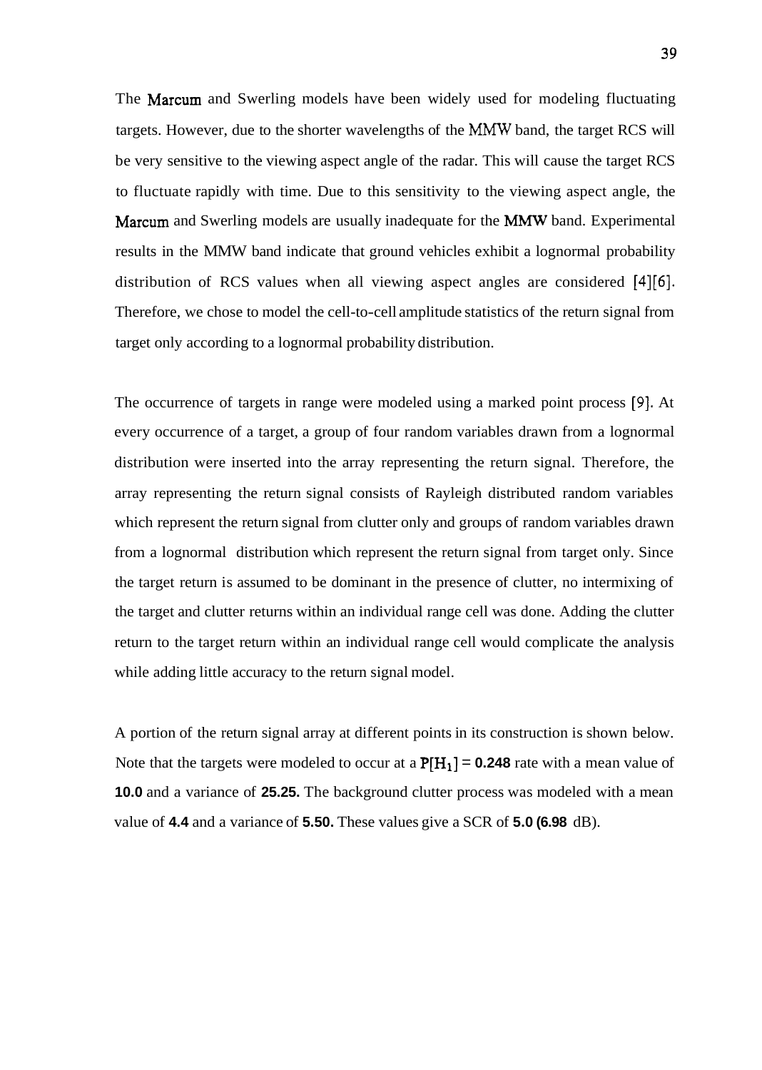The Marcum and Swerling models have been widely used for modeling fluctuating targets. However, due to the shorter wavelengths of the MMW band, the target RCS will be very sensitive to the viewing aspect angle of the radar. This will cause the target RCS to fluctuate rapidly with time. Due to this sensitivity to the viewing aspect angle, the Marcum and Swerling models are usually inadequate for the MMW band. Experimental results in the MMW band indicate that ground vehicles exhibit a lognormal probability distribution of RCS values when all viewing aspect angles are considered [4][6]. Therefore, we chose to model the cell-to-cell amplitude statistics of the return signal from target only according to a lognormal probability distribution.

The occurrence of targets in range were modeled using a marked point process [9]. At every occurrence of a target, a group of four random variables drawn from a lognormal distribution were inserted into the array representing the return signal. Therefore, the array representing the return signal consists of Rayleigh distributed random variables which represent the return signal from clutter only and groups of random variables drawn from a lognormal distribution which represent the return signal from target only. Since the target return is assumed to be dominant in the presence of clutter, no intermixing of the target and clutter returns within an individual range cell was done. Adding the clutter return to the target return within an individual range cell would complicate the analysis while adding little accuracy to the return signal model.

A portion of the return signal array at different points in its construction is shown below. Note that the targets were modeled to occur at a $P[H_1] = 0.248$ rate with a mean value of **10.0** and a variance of **25.25.** The background clutter process was modeled with a mean value of **4.4** and a variance of **5.50.** These values give a SCR of **5.0 (6.98** dB).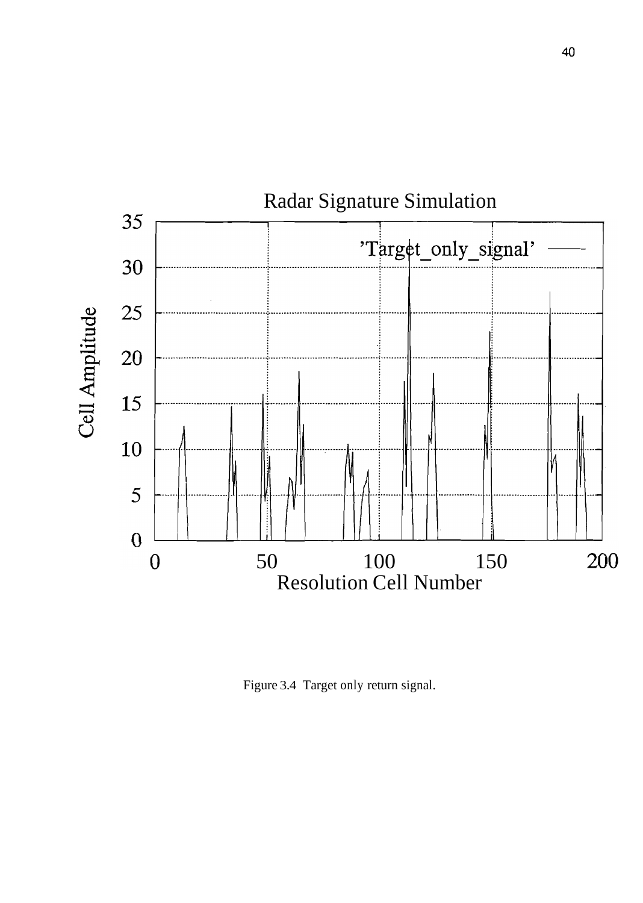Figure 3.4 Target only return signal.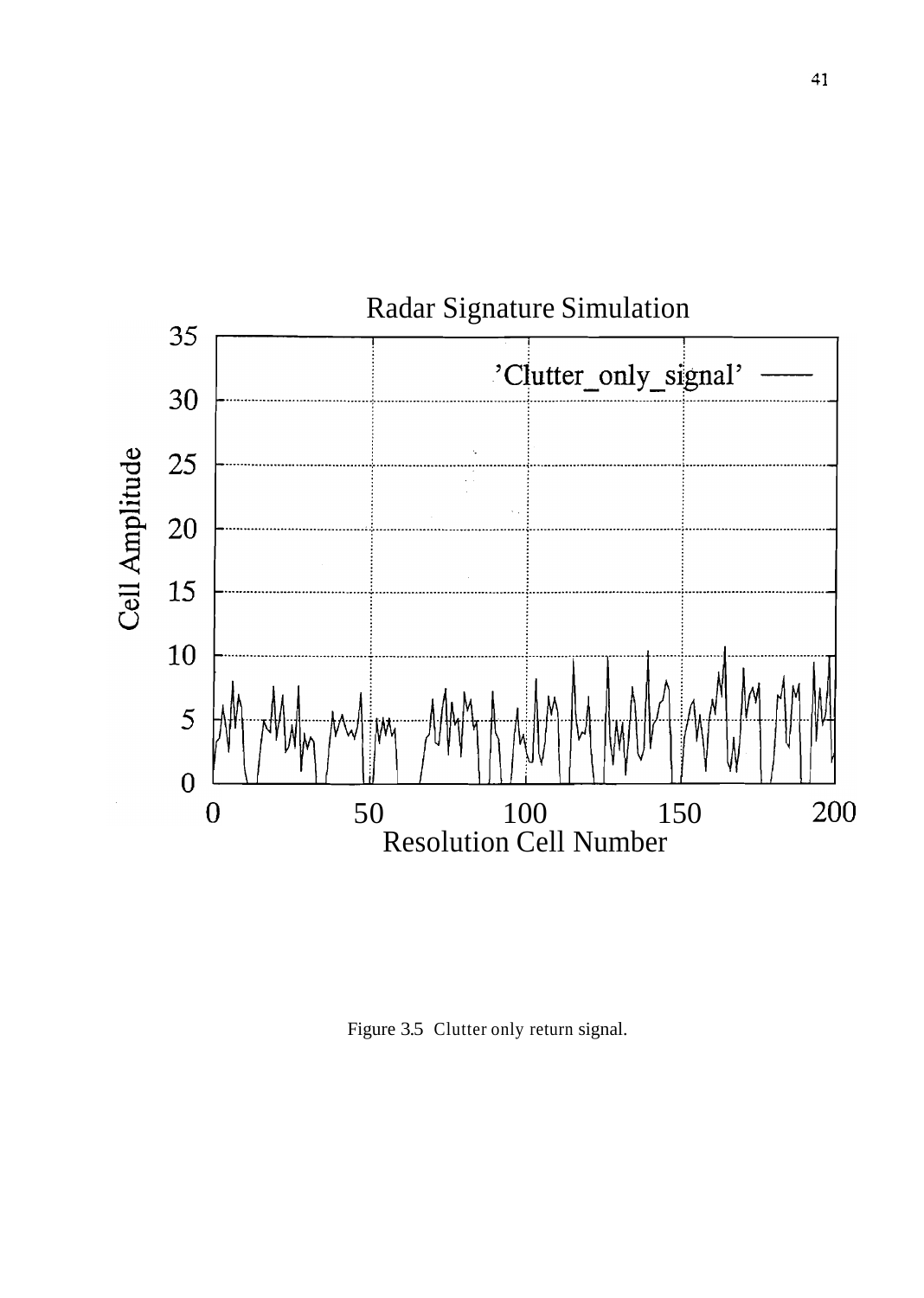Figure 3.5 Clutter only return signal.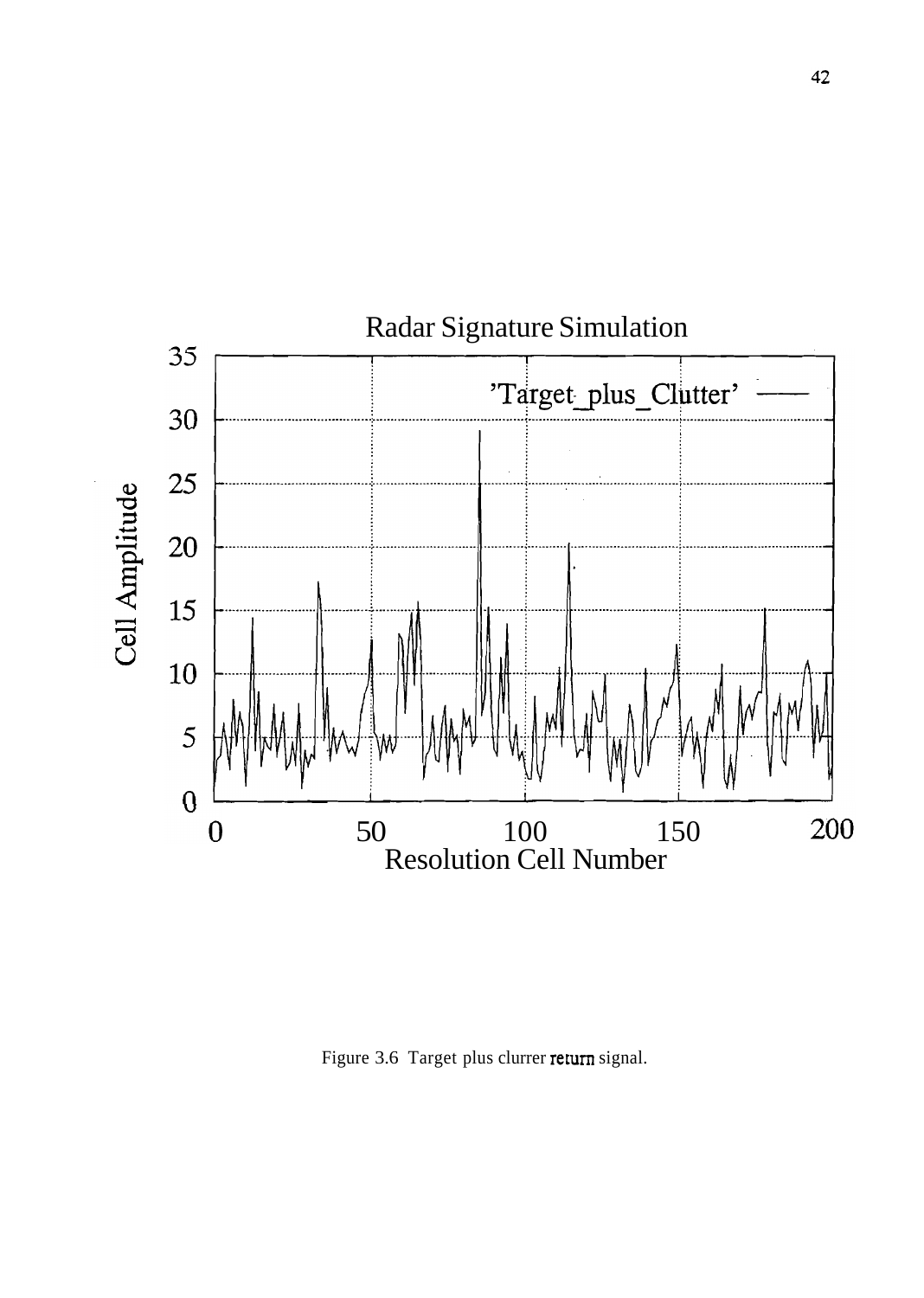Figure 3.6 Target plus clurrer return signal.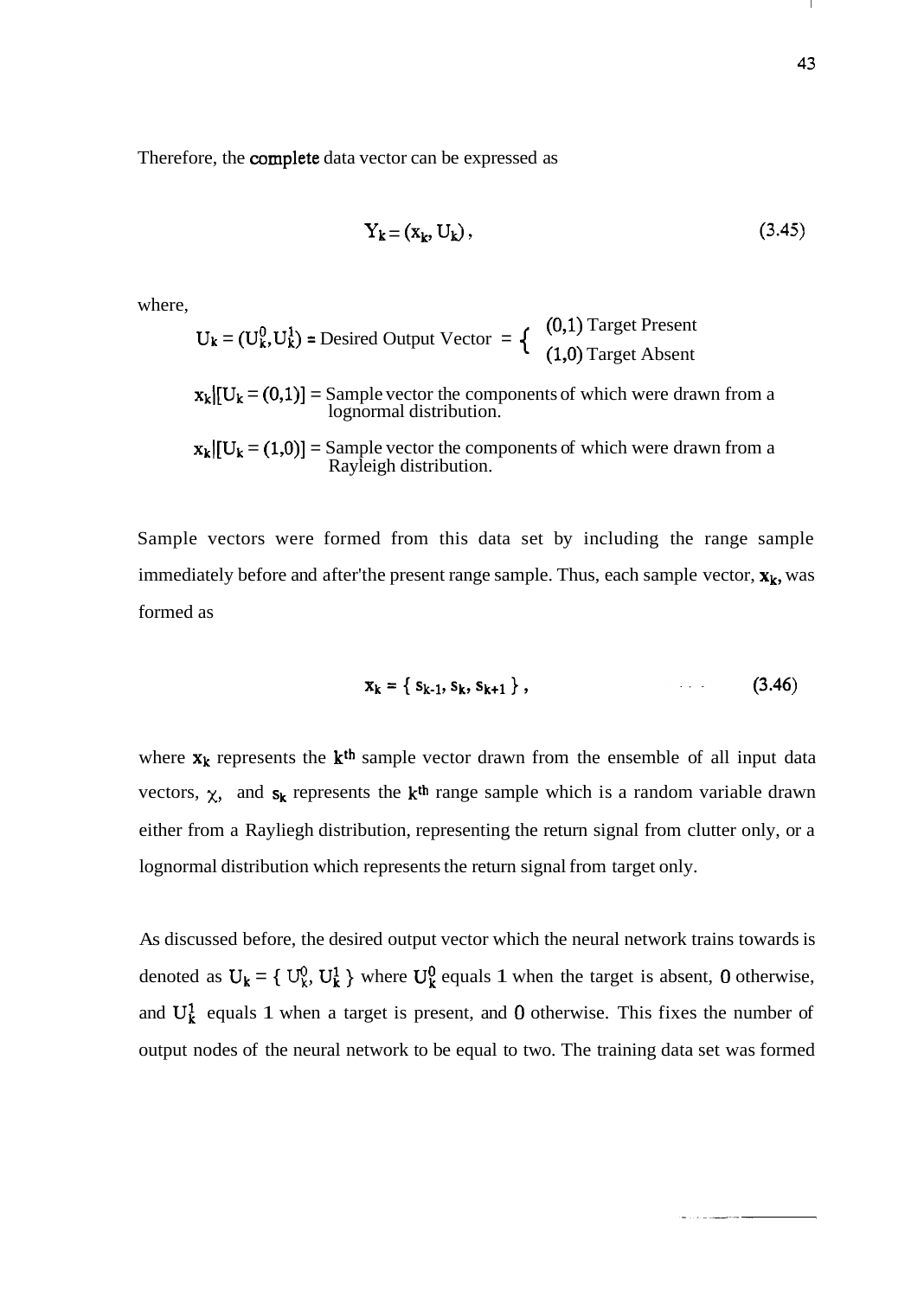Therefore, the complete data vector can be expressed as

$$Y_k = (x_k, U_k)\,, \tag{3.45}$$

where,

$$U_k = (U_k^0, U_k^1) = \text{Desired Output Vector } = \begin{cases} (0,1) \text{ Target Present} \\ (1,0) \text{ Target Absent} \end{cases}$$

$x_k|[U_k = (0,1)]$ = Sample vector the components of which were drawn from a lognormal distribution.

$x_k|[U_k = (1,0)]$ = Sample vector the components of which were drawn from a Rayleigh distribution.

Sample vectors were formed from this data set by including the range sample immediately before and after'the present range sample. Thus, each sample vector, $\mathbf{x_k}$, was formed as

$$\mathbf{x_k} = \{ s_{k-1}, s_k, s_{k+1} \}\,, \tag{3.46}$$

where $\mathbf{x_k}$ represents the $k^{th}$ sample vector drawn from the ensemble of all input data vectors, $\chi$, and $\mathbf{s_k}$ represents the $k^{th}$ range sample which is a random variable drawn either from a Rayliegh distribution, representing the return signal from clutter only, or a lognormal distribution which represents the return signal from target only.

As discussed before, the desired output vector which the neural network trains towards is denoted as $U_k = \{ U_k^0, U_k^1 \}$ where $U_k^0$ equals 1 when the target is absent, 0 otherwise, and $U_k^1$ equals 1 when a target is present, and 0 otherwise. This fixes the number of output nodes of the neural network to be equal to two. The training data set was formed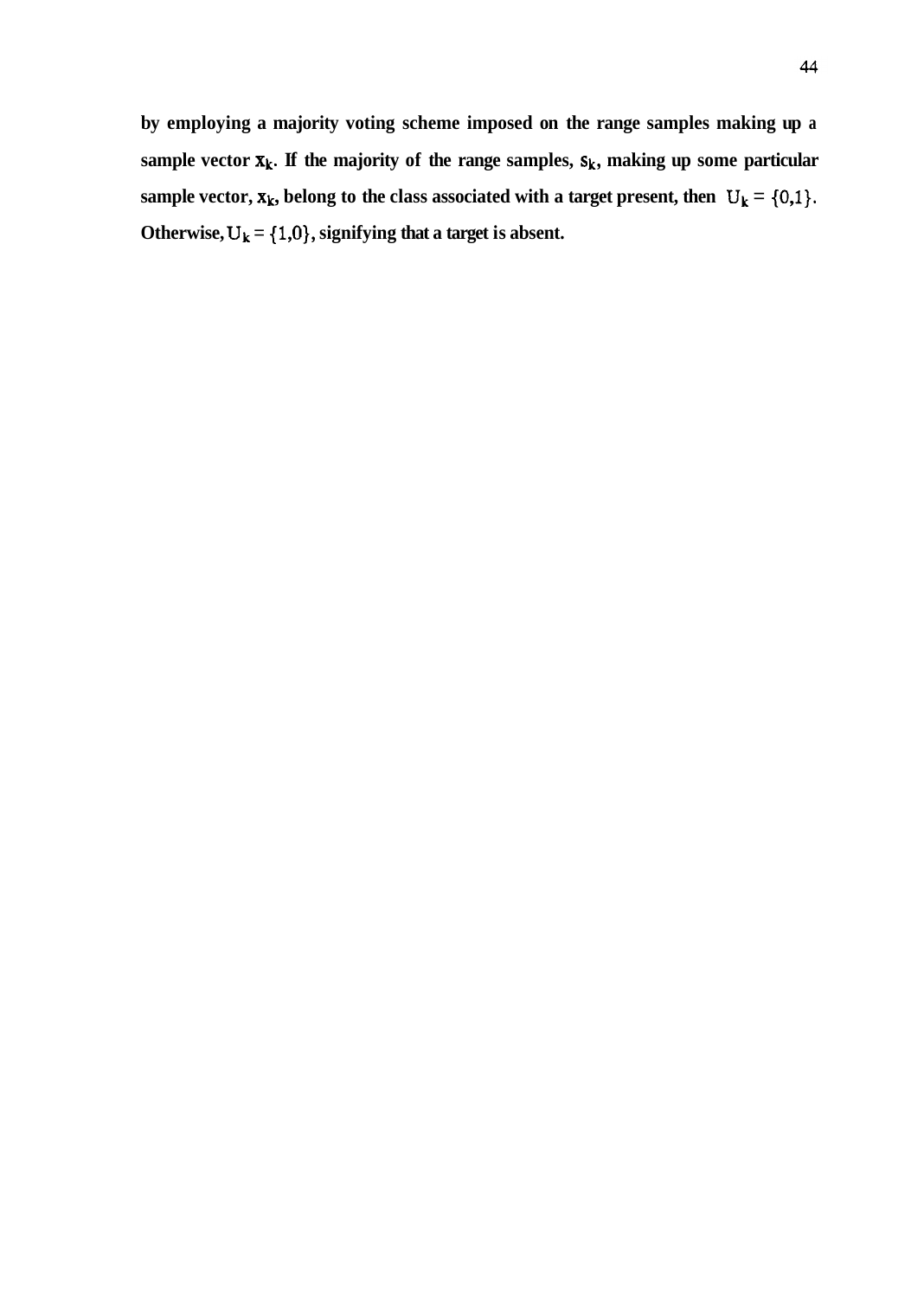**by employing a majority voting scheme imposed on the range samples making up a sample vector $\mathbf{x}_k$. If the majority of the range samples, $s_k$, making up some particular sample vector, $\mathbf{x}_k$, belong to the class associated with a target present, then $U_k = \{0,1\}$. Otherwise, $U_k = \{1,0\}$, signifying that a target is absent.**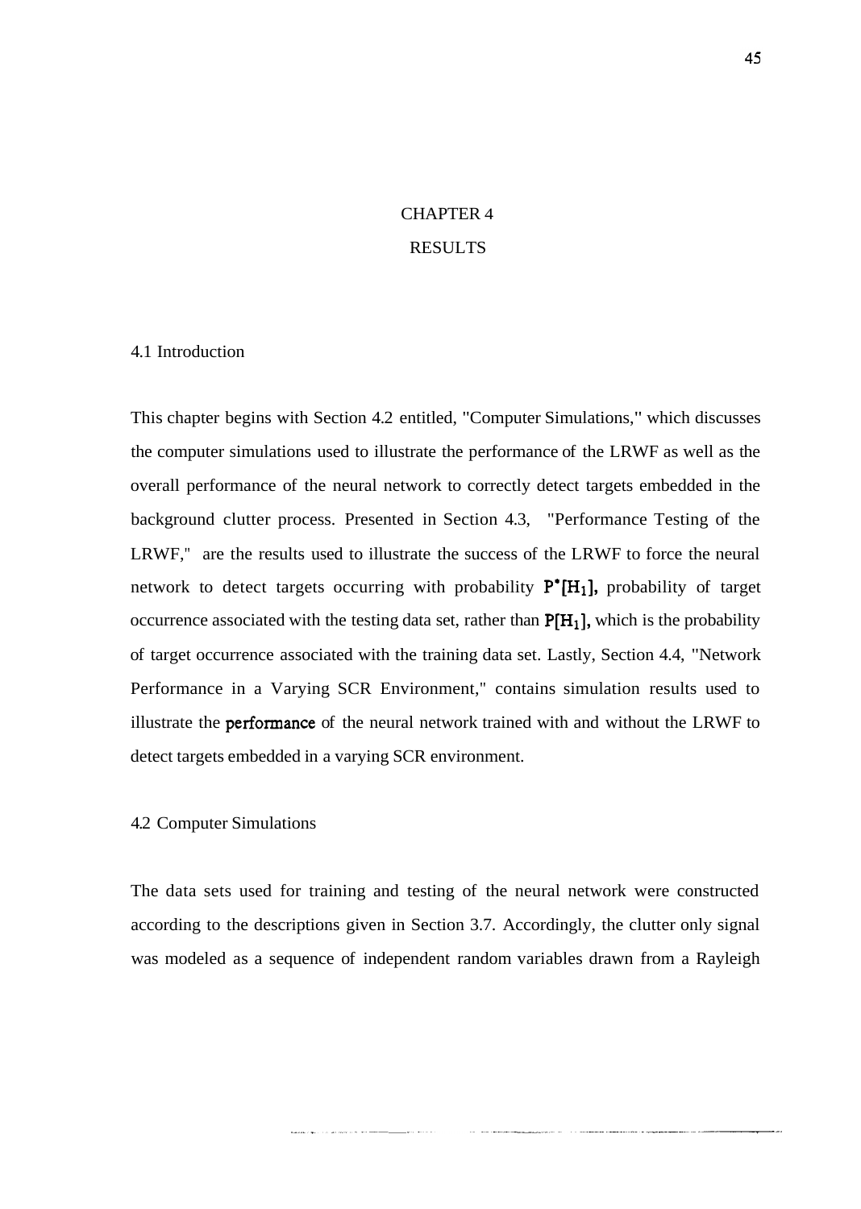# CHAPTER 4
# RESULTS

## 4.1 Introduction

This chapter begins with Section 4.2 entitled, "Computer Simulations," which discusses the computer simulations used to illustrate the performance of the LRWF as well as the overall performance of the neural network to correctly detect targets embedded in the background clutter process. Presented in Section 4.3, "Performance Testing of the LRWF," are the results used to illustrate the success of the LRWF to force the neural network to detect targets occurring with probability $P^*[H_1]$, probability of target occurrence associated with the testing data set, rather than $P[H_1]$, which is the probability of target occurrence associated with the training data set. Lastly, Section 4.4, "Network Performance in a Varying SCR Environment," contains simulation results used to illustrate the performance of the neural network trained with and without the LRWF to detect targets embedded in a varying SCR environment.

## 4.2 Computer Simulations

The data sets used for training and testing of the neural network were constructed according to the descriptions given in Section 3.7. Accordingly, the clutter only signal was modeled as a sequence of independent random variables drawn from a Rayleigh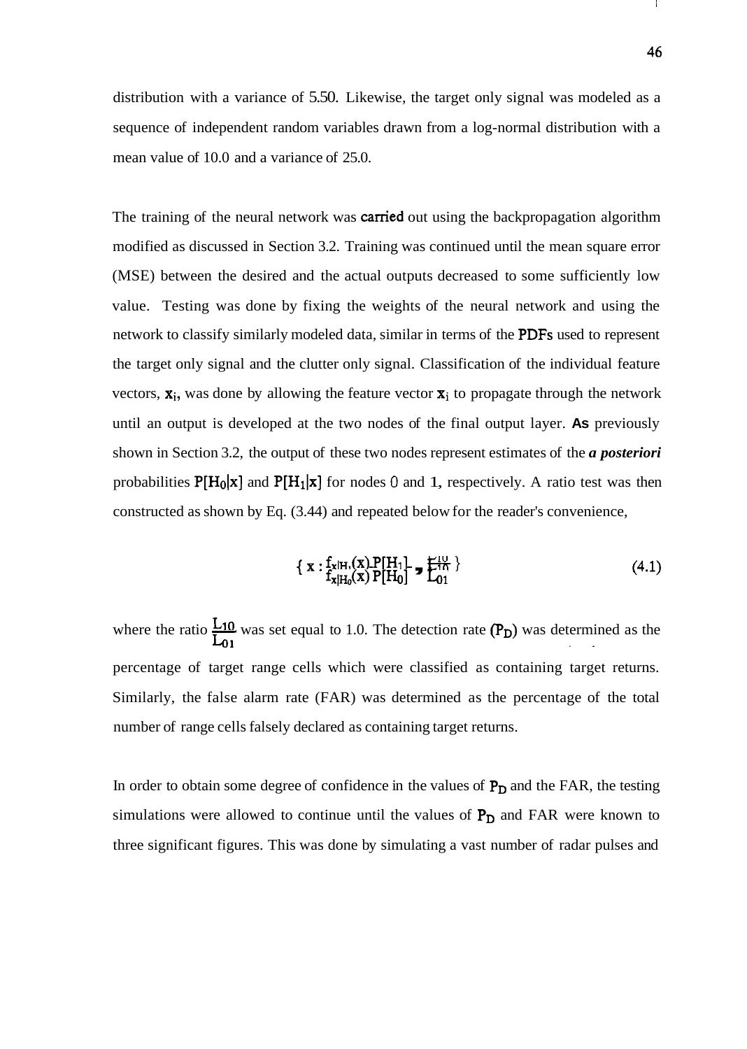distribution with a variance of 5.50. Likewise, the target only signal was modeled as a sequence of independent random variables drawn from a log-normal distribution with a mean value of 10.0 and a variance of 25.0.

The training of the neural network was carried out using the backpropagation algorithm modified as discussed in Section 3.2. Training was continued until the mean square error (MSE) between the desired and the actual outputs decreased to some sufficiently low value. Testing was done by fixing the weights of the neural network and using the network to classify similarly modeled data, similar in terms of the PDFs used to represent the target only signal and the clutter only signal. Classification of the individual feature vectors, $\mathbf{x}_i$, was done by allowing the feature vector $\mathbf{x}_i$ to propagate through the network until an output is developed at the two nodes of the final output layer. As previously shown in Section 3.2, the output of these two nodes represent estimates of the ***a posteriori*** probabilities $P[H_0|\mathbf{x}]$ and $P[H_1|\mathbf{x}]$ for nodes 0 and 1, respectively. A ratio test was then constructed as shown by Eq. (3.44) and repeated below for the reader's convenience,

$$\left\{ \mathbf{x} : \frac{f_{\mathbf{x}|H_1}(\mathbf{x})\, P[H_1]}{f_{\mathbf{x}|H_0}(\mathbf{x})\, P[H_0]} > \frac{L_{10}}{L_{01}} \right\} \tag{4.1}$$

where the ratio $\frac{L_{10}}{L_{01}}$ was set equal to 1.0. The detection rate $(P_D)$ was determined as the percentage of target range cells which were classified as containing target returns. Similarly, the false alarm rate (FAR) was determined as the percentage of the total number of range cells falsely declared as containing target returns.

In order to obtain some degree of confidence in the values of $P_D$ and the FAR, the testing simulations were allowed to continue until the values of $P_D$ and FAR were known to three significant figures. This was done by simulating a vast number of radar pulses and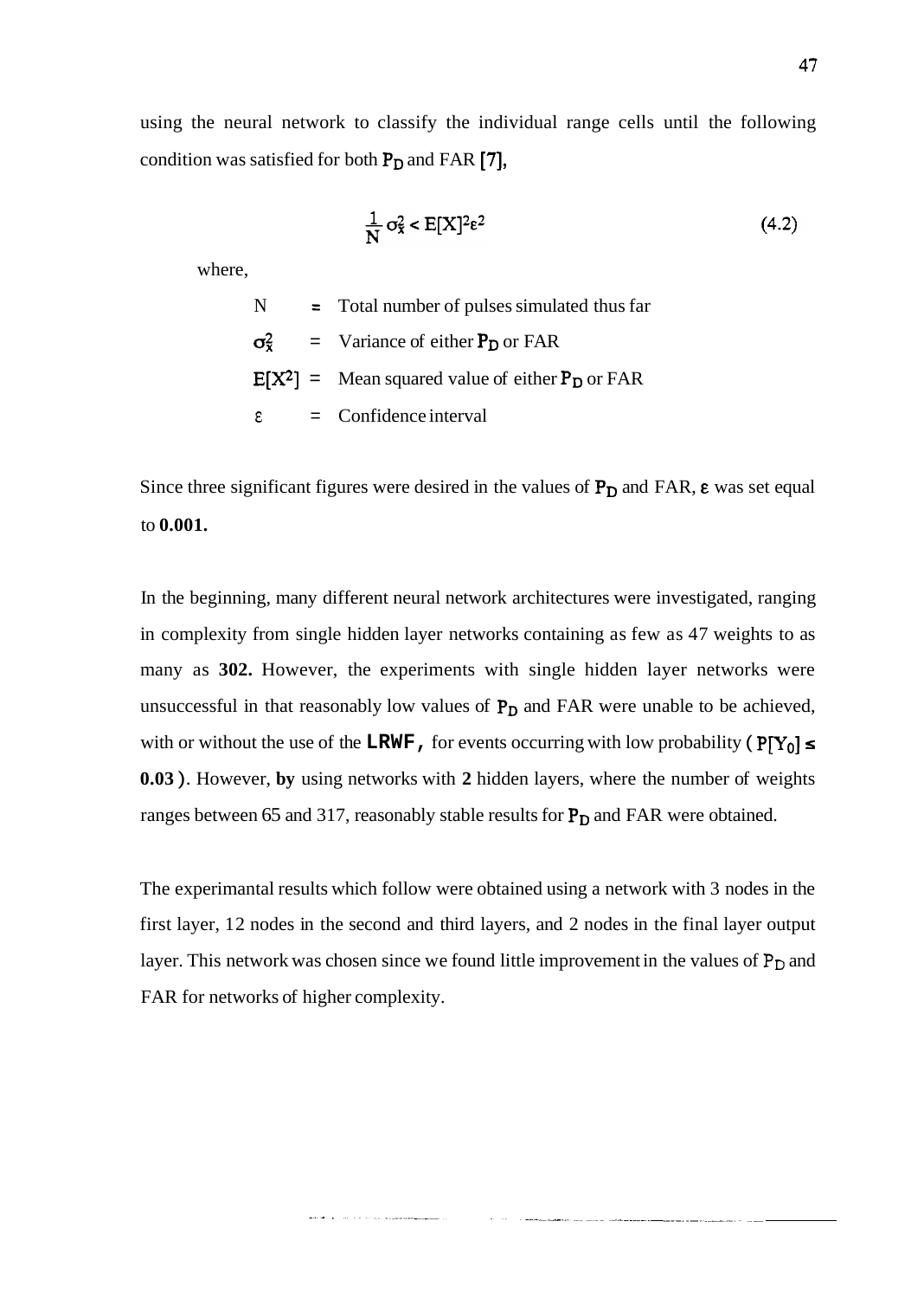using the neural network to classify the individual range cells until the following condition was satisfied for both $P_D$ and FAR [7],

$$\frac{1}{N}\sigma_x^2 < E[X]^2\varepsilon^2 \tag{4.2}$$

where,

| | | |
|---|---|---|
| N | = | Total number of pulses simulated thus far |
| $\sigma_x^2$ | = | Variance of either $P_D$ or FAR |
| $E[X^2]$ | = | Mean squared value of either $P_D$ or FAR |
| $\varepsilon$ | = | Confidence interval |

Since three significant figures were desired in the values of $P_D$ and FAR, $\varepsilon$ was set equal to **0.001.**

In the beginning, many different neural network architectures were investigated, ranging in complexity from single hidden layer networks containing as few as 47 weights to as many as **302.** However, the experiments with single hidden layer networks were unsuccessful in that reasonably low values of $P_D$ and FAR were unable to be achieved, with or without the use of the **LRWF,** for events occurring with low probability ( $P[Y_0] \leq$ **0.03** ). However, **by** using networks with **2** hidden layers, where the number of weights ranges between 65 and 317, reasonably stable results for $P_D$ and FAR were obtained.

The experimantal results which follow were obtained using a network with 3 nodes in the first layer, 12 nodes in the second and third layers, and 2 nodes in the final layer output layer. This network was chosen since we found little improvement in the values of $P_D$ and FAR for networks of higher complexity.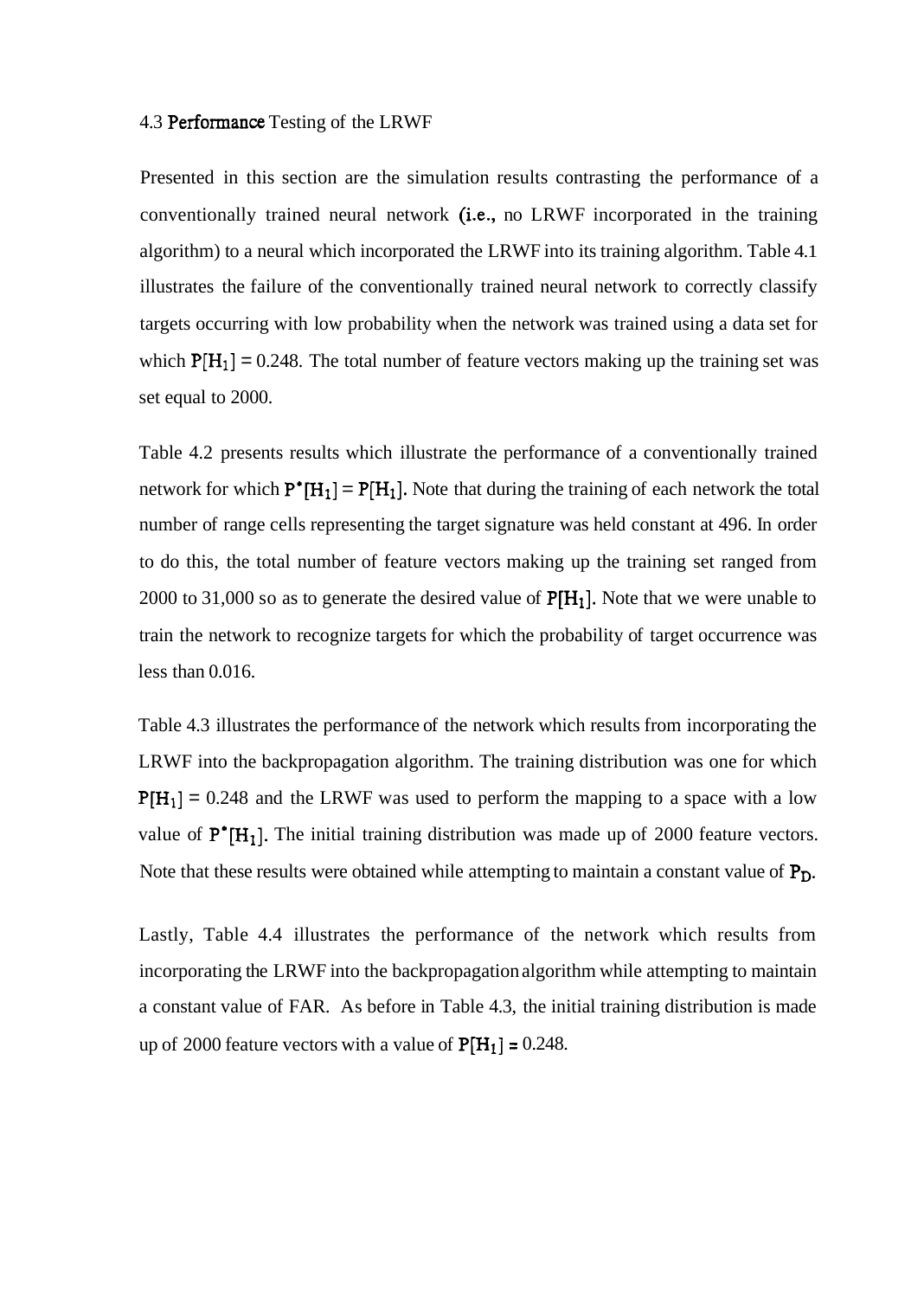### 4.3 Performance Testing of the LRWF

Presented in this section are the simulation results contrasting the performance of a conventionally trained neural network (i.e., no LRWF incorporated in the training algorithm) to a neural which incorporated the LRWF into its training algorithm. Table 4.1 illustrates the failure of the conventionally trained neural network to correctly classify targets occurring with low probability when the network was trained using a data set for which $P[H_1] = 0.248$. The total number of feature vectors making up the training set was set equal to 2000.

Table 4.2 presents results which illustrate the performance of a conventionally trained network for which $P^*[H_1] = P[H_1]$. Note that during the training of each network the total number of range cells representing the target signature was held constant at 496. In order to do this, the total number of feature vectors making up the training set ranged from 2000 to 31,000 so as to generate the desired value of $P[H_1]$. Note that we were unable to train the network to recognize targets for which the probability of target occurrence was less than 0.016.

Table 4.3 illustrates the performance of the network which results from incorporating the LRWF into the backpropagation algorithm. The training distribution was one for which $P[H_1] = 0.248$ and the LRWF was used to perform the mapping to a space with a low value of $P^*[H_1]$. The initial training distribution was made up of 2000 feature vectors. Note that these results were obtained while attempting to maintain a constant value of $P_D$.

Lastly, Table 4.4 illustrates the performance of the network which results from incorporating the LRWF into the backpropagation algorithm while attempting to maintain a constant value of FAR. As before in Table 4.3, the initial training distribution is made up of 2000 feature vectors with a value of $P[H_1] = 0.248$.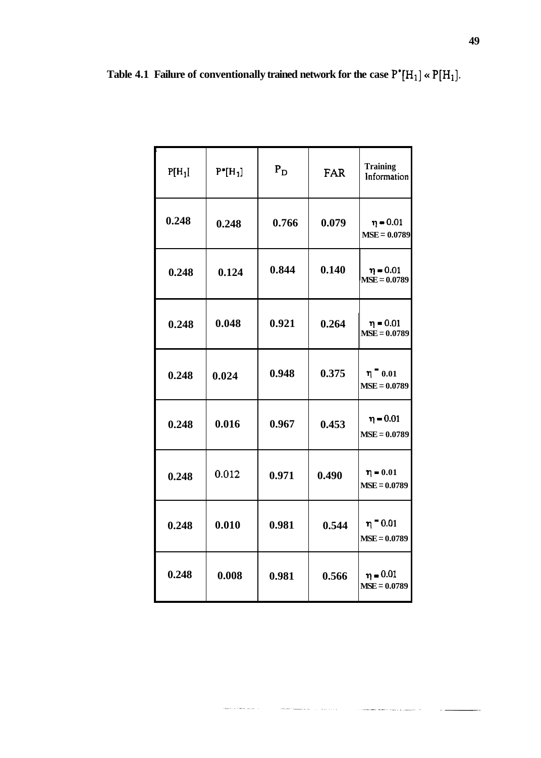**Table 4.1 Failure of conventionally trained network for the case $P^*[H_1] \ll P[H_1]$.**

| $P[H_1]$ | $P^*[H_1]$ | $P_D$ | FAR | Training Information |
|---|---|---|---|---|
| 0.248 | 0.248 | 0.766 | 0.079 | $\eta = 0.01$ MSE = 0.0789 |
| 0.248 | 0.124 | 0.844 | 0.140 | $\eta = 0.01$ MSE = 0.0789 |
| 0.248 | 0.048 | 0.921 | 0.264 | $\eta = 0.01$ MSE = 0.0789 |
| 0.248 | 0.024 | 0.948 | 0.375 | $\eta = 0.01$ MSE = 0.0789 |
| 0.248 | 0.016 | 0.967 | 0.453 | $\eta = 0.01$ MSE = 0.0789 |
| 0.248 | 0.012 | 0.971 | 0.490 | $\eta = 0.01$ MSE = 0.0789 |
| 0.248 | 0.010 | 0.981 | 0.544 | $\eta = 0.01$ MSE = 0.0789 |
| 0.248 | 0.008 | 0.981 | 0.566 | $\eta = 0.01$ MSE = 0.0789 |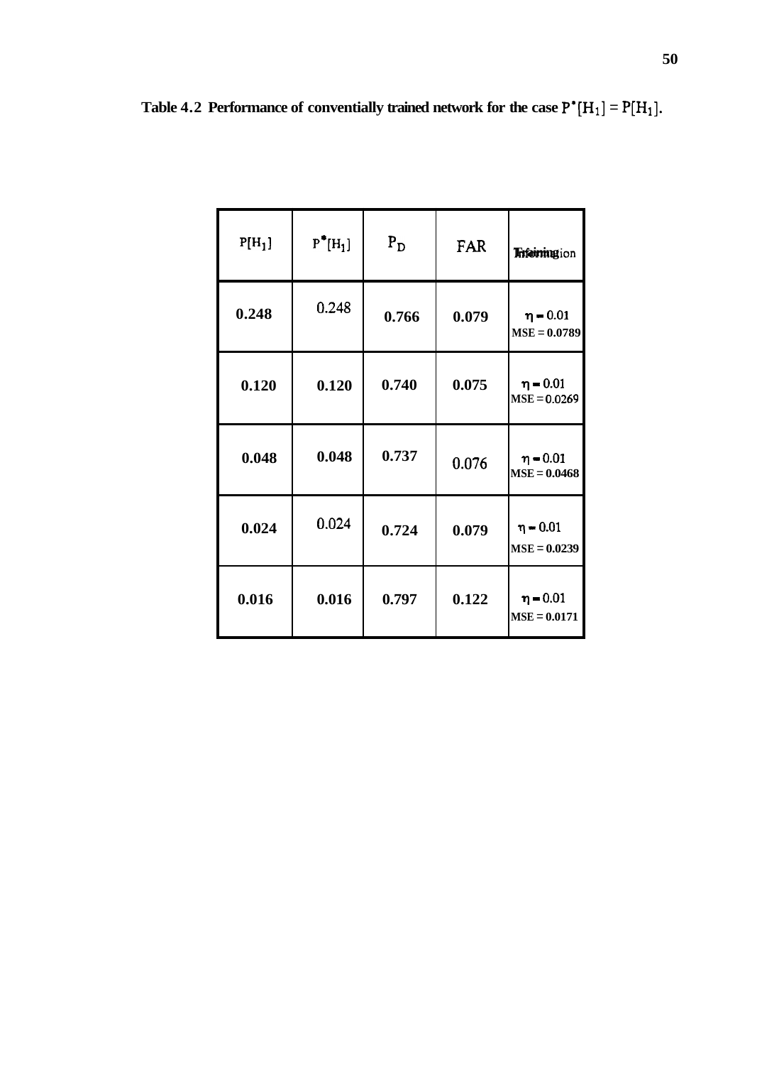**Table 4.2 Performance of conventially trained network for the case $P^*[H_1] = P[H_1]$.**

| $P[H_1]$ | $P^*[H_1]$ | $P_D$ | FAR | Training Information |
|---|---|---|---|---|
| 0.248 | 0.248 | 0.766 | 0.079 | $\eta = 0.01$ MSE = 0.0789 |
| 0.120 | 0.120 | 0.740 | 0.075 | $\eta = 0.01$ MSE = 0.0269 |
| 0.048 | 0.048 | 0.737 | 0.076 | $\eta = 0.01$ MSE = 0.0468 |
| 0.024 | 0.024 | 0.724 | 0.079 | $\eta = 0.01$ MSE = 0.0239 |
| 0.016 | 0.016 | 0.797 | 0.122 | $\eta = 0.01$ MSE = 0.0171 |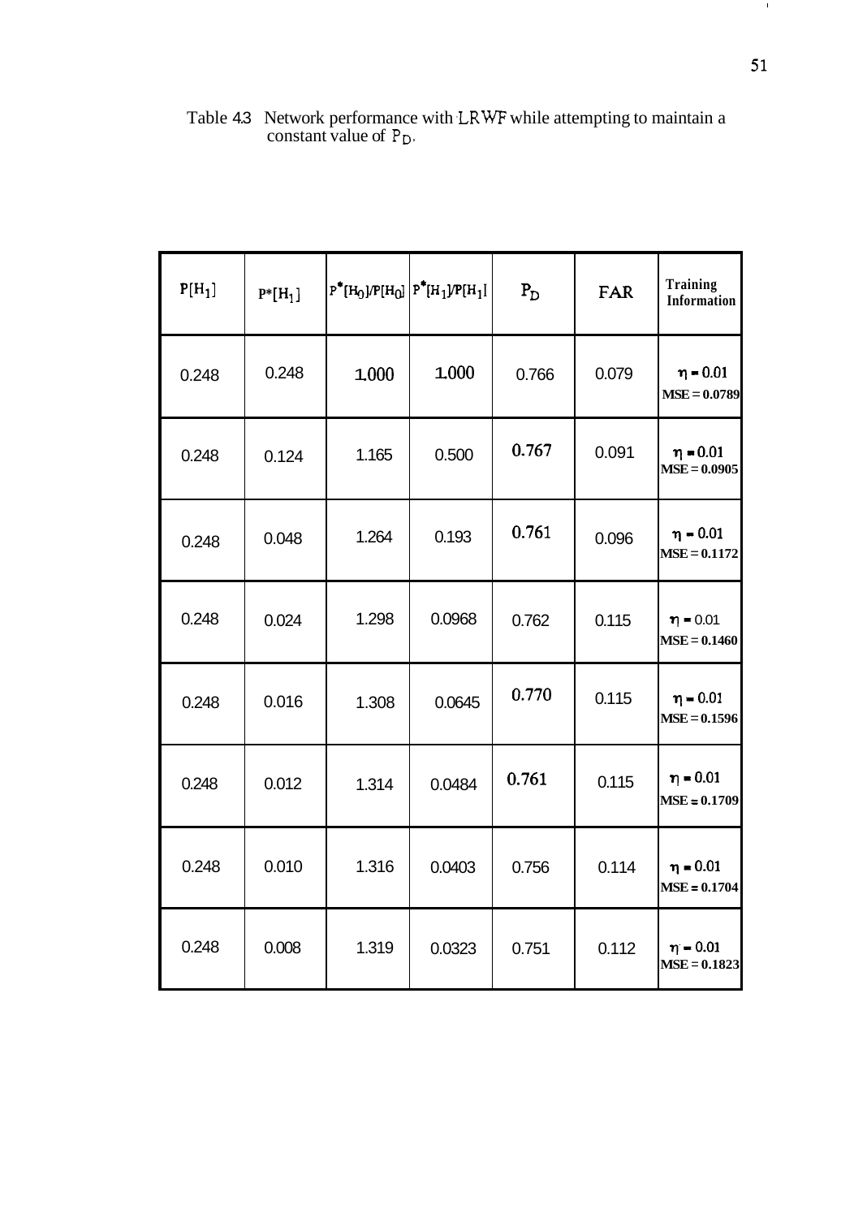Table 4.3 Network performance with LRWF while attempting to maintain a constant value of $P_D$.

| $P[H_1]$ | $P^*[H_1]$ | $P^*[H_0]/P[H_0]$ | $P^*[H_1]/P[H_1]$ | $P_D$ | FAR | Training Information |
|---|---|---|---|---|---|---|
| 0.248 | 0.248 | 1.000 | 1.000 | 0.766 | 0.079 | $\eta = 0.01$ **MSE = 0.0789** |
| 0.248 | 0.124 | 1.165 | 0.500 | 0.767 | 0.091 | $\eta = 0.01$ **MSE = 0.0905** |
| 0.248 | 0.048 | 1.264 | 0.193 | 0.761 | 0.096 | $\eta = 0.01$ **MSE = 0.1172** |
| 0.248 | 0.024 | 1.298 | 0.0968 | 0.762 | 0.115 | $\eta = 0.01$ **MSE = 0.1460** |
| 0.248 | 0.016 | 1.308 | 0.0645 | 0.770 | 0.115 | $\eta = 0.01$ **MSE = 0.1596** |
| 0.248 | 0.012 | 1.314 | 0.0484 | 0.761 | 0.115 | $\eta = 0.01$ **MSE = 0.1709** |
| 0.248 | 0.010 | 1.316 | 0.0403 | 0.756 | 0.114 | $\eta = 0.01$ **MSE = 0.1704** |
| 0.248 | 0.008 | 1.319 | 0.0323 | 0.751 | 0.112 | $\eta = 0.01$ **MSE = 0.1823** |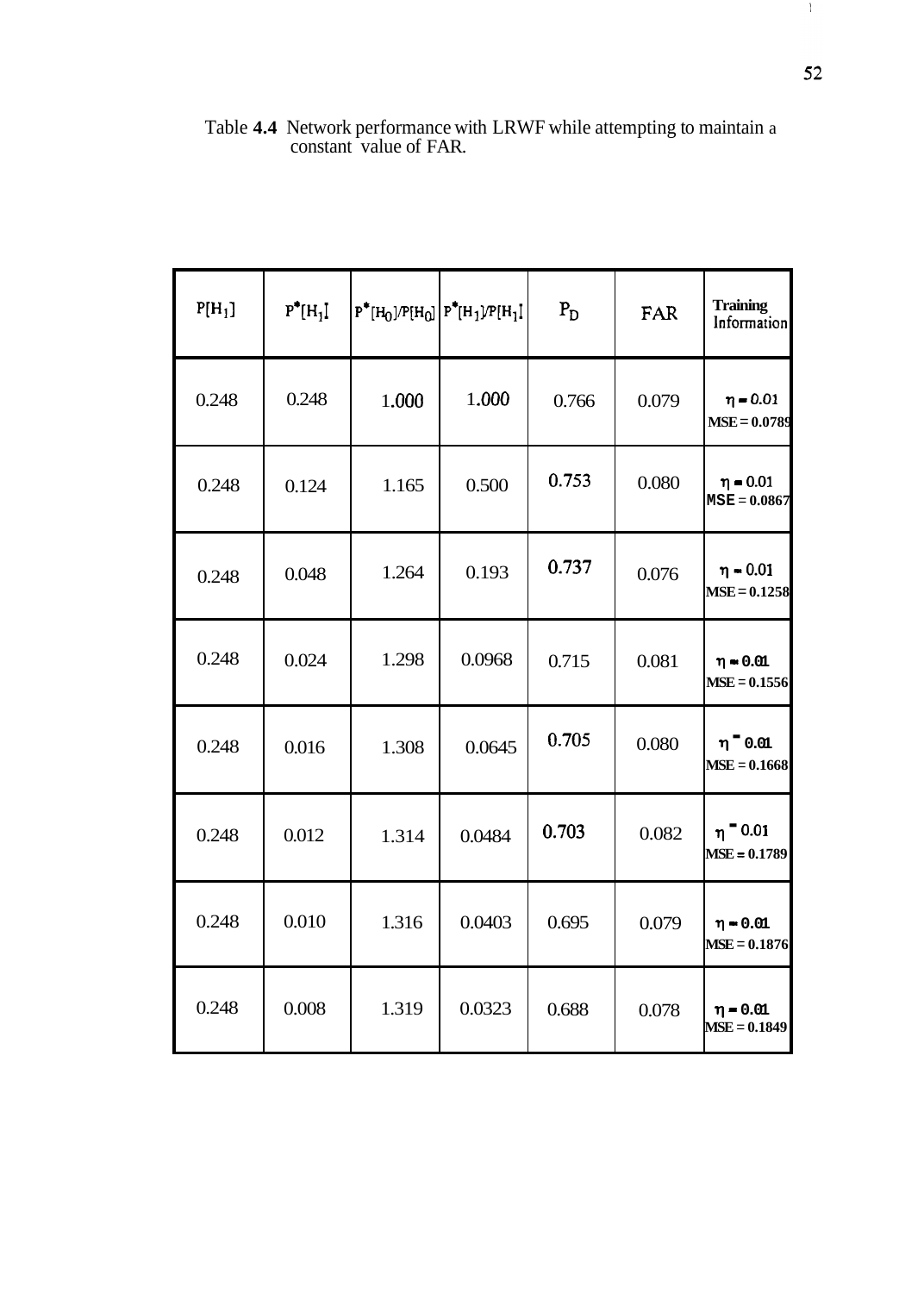Table **4.4** Network performance with LRWF while attempting to maintain a constant value of FAR.

| $P[H_1]$ | $P^*[H_1]$ | $P^*[H_0]/P[H_0]$ | $P^*[H_1]/P[H_1]$ | $P_D$ | FAR | Training Information |
|---|---|---|---|---|---|---|
| 0.248 | 0.248 | 1.000 | 1.000 | 0.766 | 0.079 | $\eta = 0.01$ MSE = 0.0789 |
| 0.248 | 0.124 | 1.165 | 0.500 | 0.753 | 0.080 | $\eta = 0.01$ MSE = 0.0867 |
| 0.248 | 0.048 | 1.264 | 0.193 | 0.737 | 0.076 | $\eta = 0.01$ MSE = 0.1258 |
| 0.248 | 0.024 | 1.298 | 0.0968 | 0.715 | 0.081 | $\eta = 0.01$ MSE = 0.1556 |
| 0.248 | 0.016 | 1.308 | 0.0645 | 0.705 | 0.080 | $\eta = 0.01$ MSE = 0.1668 |
| 0.248 | 0.012 | 1.314 | 0.0484 | 0.703 | 0.082 | $\eta = 0.01$ MSE = 0.1789 |
| 0.248 | 0.010 | 1.316 | 0.0403 | 0.695 | 0.079 | $\eta = 0.01$ MSE = 0.1876 |
| 0.248 | 0.008 | 1.319 | 0.0323 | 0.688 | 0.078 | $\eta = 0.01$ MSE = 0.1849 |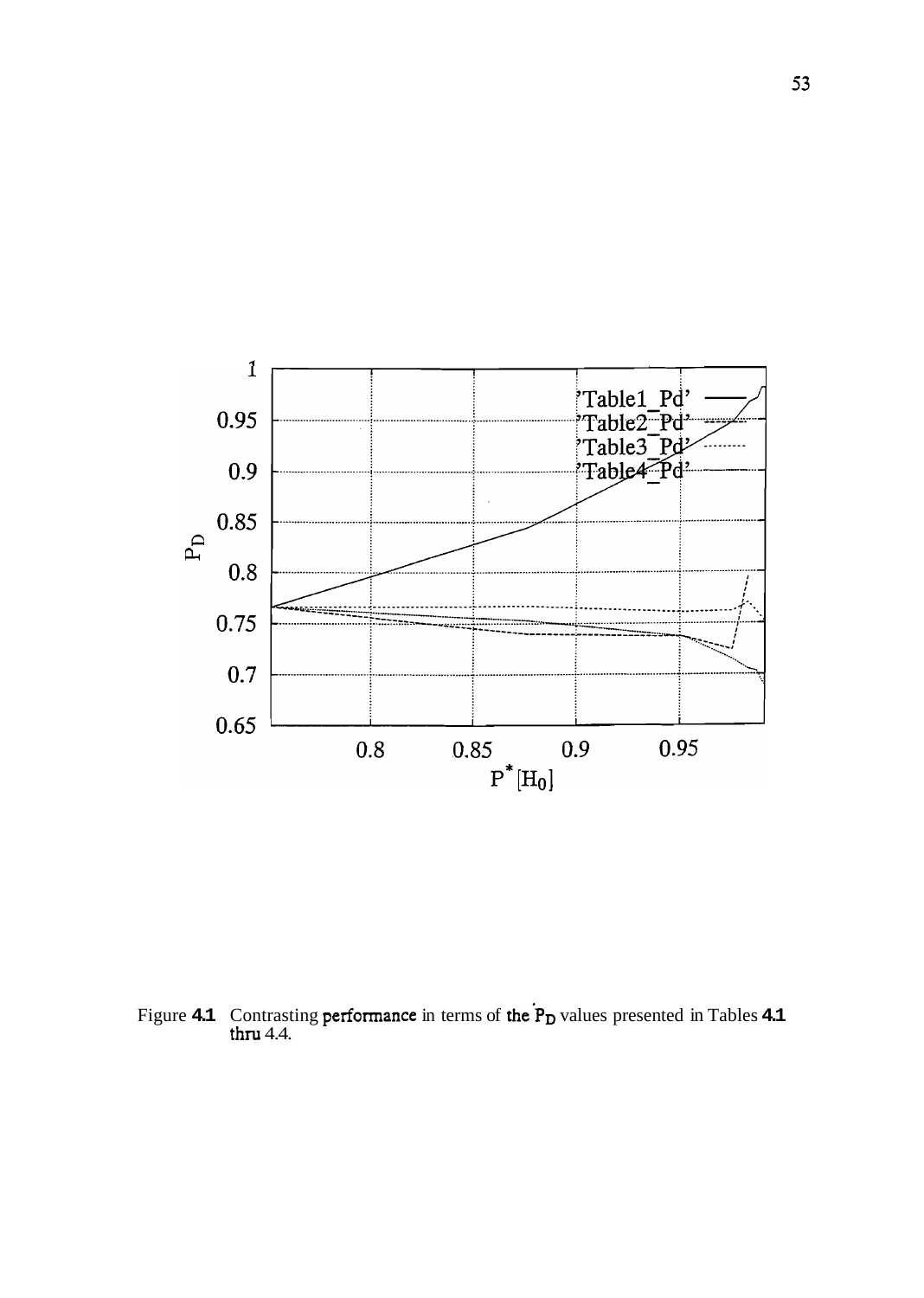Figure 4.1 Contrasting performance in terms of the $P_D$ values presented in Tables 4.1 thru 4.4.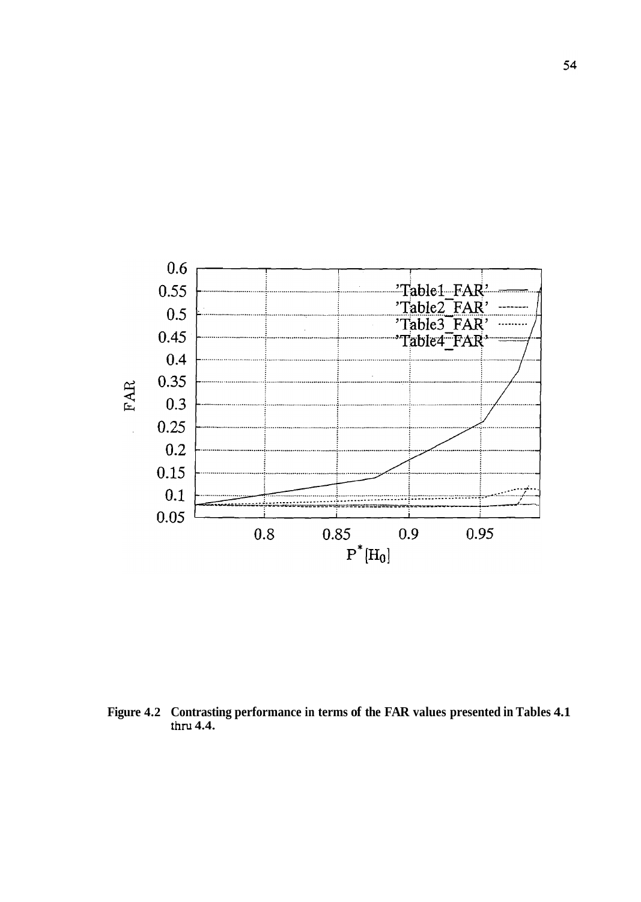Figure 4.2 Contrasting performance in terms of the FAR values presented in Tables 4.1 thru 4.4.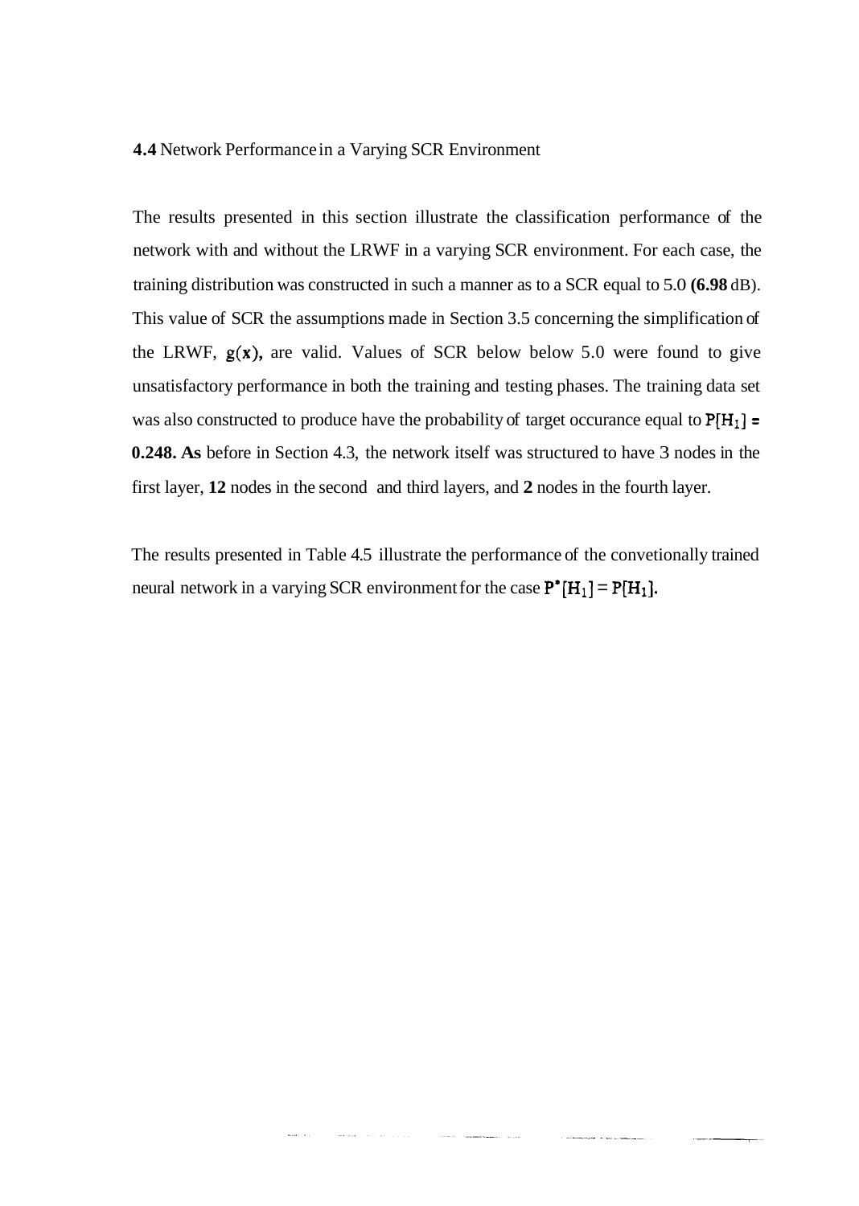**4.4** Network Performance in a Varying SCR Environment

The results presented in this section illustrate the classification performance of the network with and without the LRWF in a varying SCR environment. For each case, the training distribution was constructed in such a manner as to a SCR equal to 5.0 **(6.98** dB). This value of SCR the assumptions made in Section 3.5 concerning the simplification of the LRWF, $g(x)$, are valid. Values of SCR below below 5.0 were found to give unsatisfactory performance in both the training and testing phases. The training data set was also constructed to produce have the probability of target occurance equal to $P[H_1] =$ **0.248. As** before in Section 4.3, the network itself was structured to have 3 nodes in the first layer, **12** nodes in the second and third layers, and **2** nodes in the fourth layer.

The results presented in Table 4.5 illustrate the performance of the convetionally trained neural network in a varying SCR environment for the case $P^{*}[H_1] = P[H_1]$.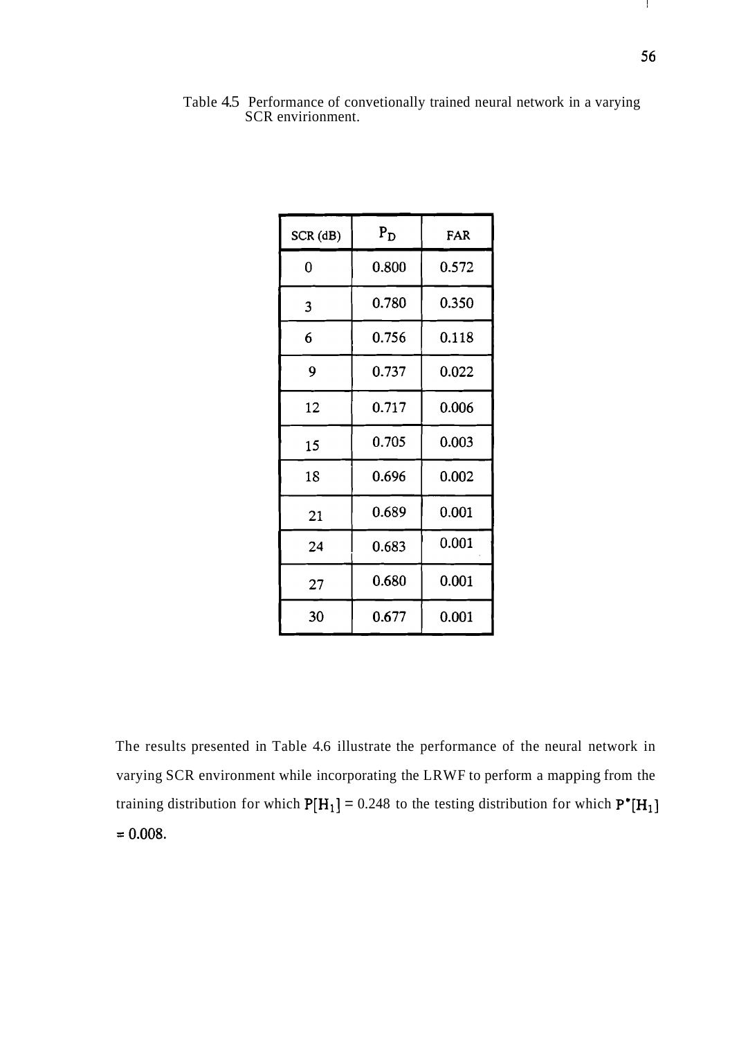Table 4.5 Performance of convetionally trained neural network in a varying SCR envirionment.

| SCR (dB) | $P_D$ | FAR |
|---|---|---|
| 0 | 0.800 | 0.572 |
| 3 | 0.780 | 0.350 |
| 6 | 0.756 | 0.118 |
| 9 | 0.737 | 0.022 |
| 12 | 0.717 | 0.006 |
| 15 | 0.705 | 0.003 |
| 18 | 0.696 | 0.002 |
| 21 | 0.689 | 0.001 |
| 24 | 0.683 | 0.001 |
| 27 | 0.680 | 0.001 |
| 30 | 0.677 | 0.001 |

The results presented in Table 4.6 illustrate the performance of the neural network in varying SCR environment while incorporating the LRWF to perform a mapping from the training distribution for which $P[H_1] = 0.248$ to the testing distribution for which $P^*[H_1] = 0.008$.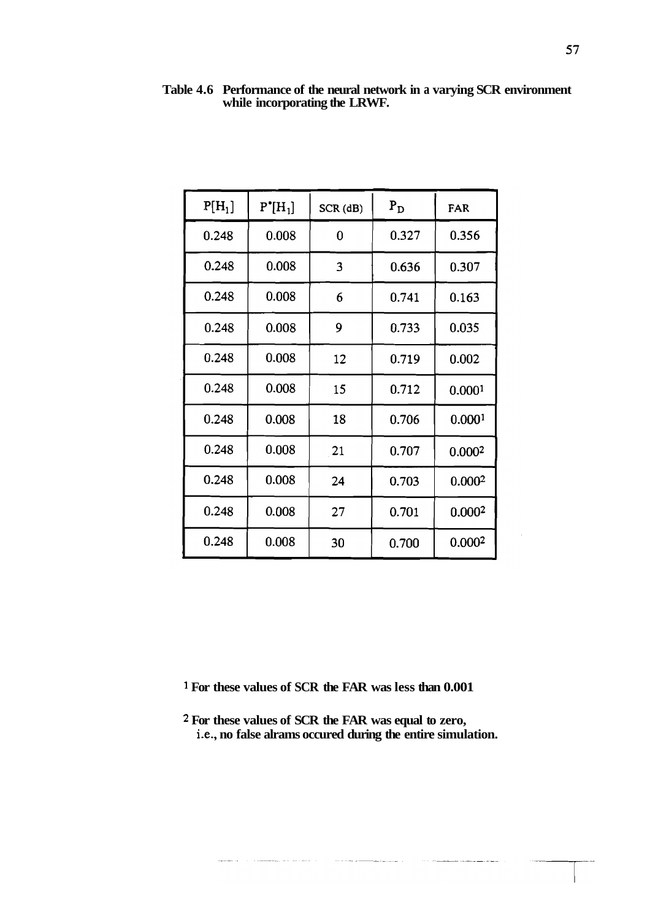**Table 4.6 Performance of the neural network in a varying SCR environment while incorporating the LRWF.**

| $P[H_1]$ | $P^*[H_1]$ | SCR (dB) | $P_D$ | FAR |
|---|---|---|---|---|
| 0.248 | 0.008 | 0 | 0.327 | 0.356 |
| 0.248 | 0.008 | 3 | 0.636 | 0.307 |
| 0.248 | 0.008 | 6 | 0.741 | 0.163 |
| 0.248 | 0.008 | 9 | 0.733 | 0.035 |
| 0.248 | 0.008 | 12 | 0.719 | 0.002 |
| 0.248 | 0.008 | 15 | 0.712 | 0.000[1] |
| 0.248 | 0.008 | 18 | 0.706 | 0.000[1] |
| 0.248 | 0.008 | 21 | 0.707 | 0.000[2] |
| 0.248 | 0.008 | 24 | 0.703 | 0.000[2] |
| 0.248 | 0.008 | 27 | 0.701 | 0.000[2] |
| 0.248 | 0.008 | 30 | 0.700 | 0.000[2] |

**[1] For these values of SCR the FAR was less than 0.001**

**[2] For these values of SCR the FAR was equal to zero, i.e., no false alrams occured during the entire simulation.**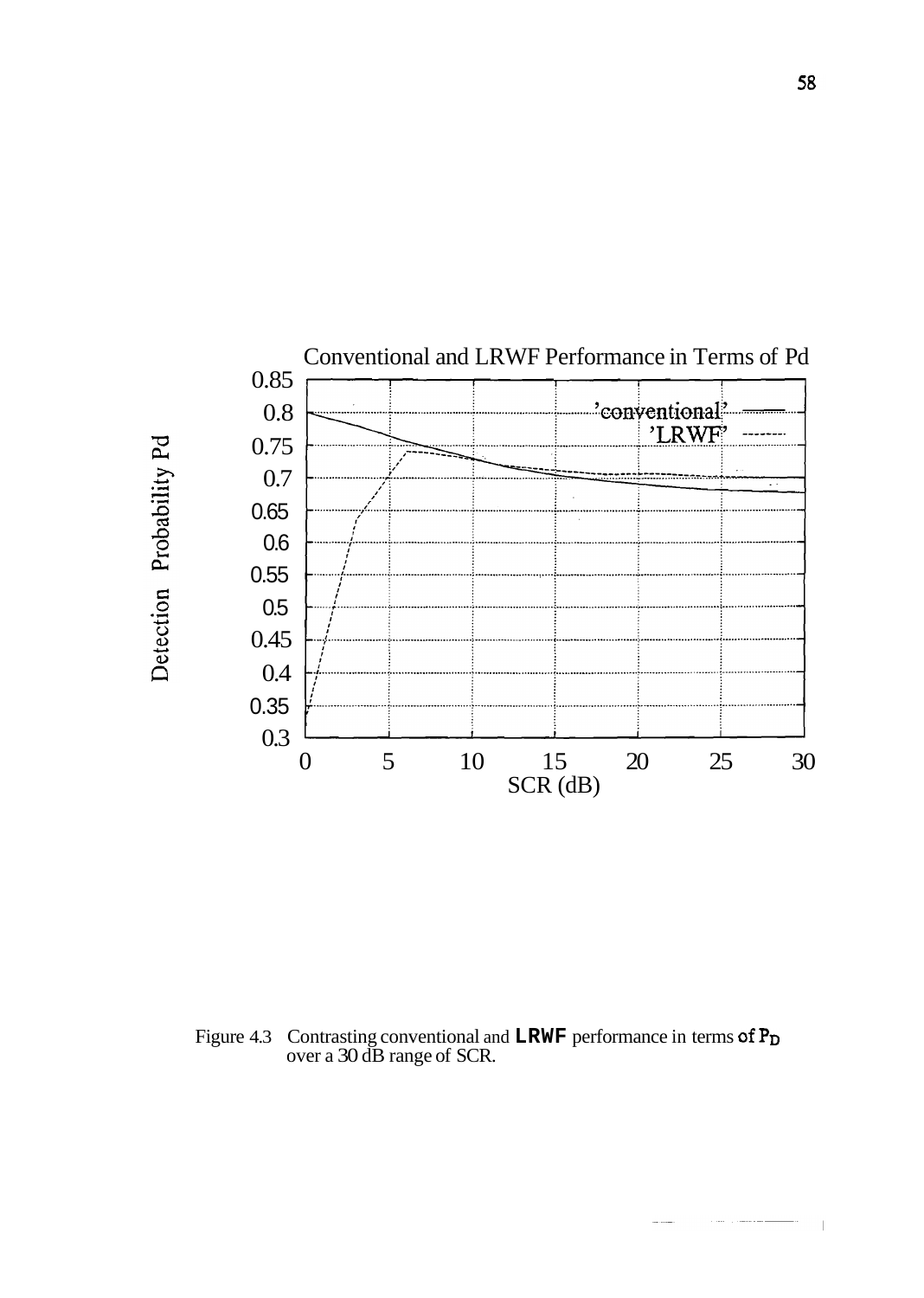Figure 4.3 Contrasting conventional and **LRWF** performance in terms of $P_D$ over a 30 dB range of SCR.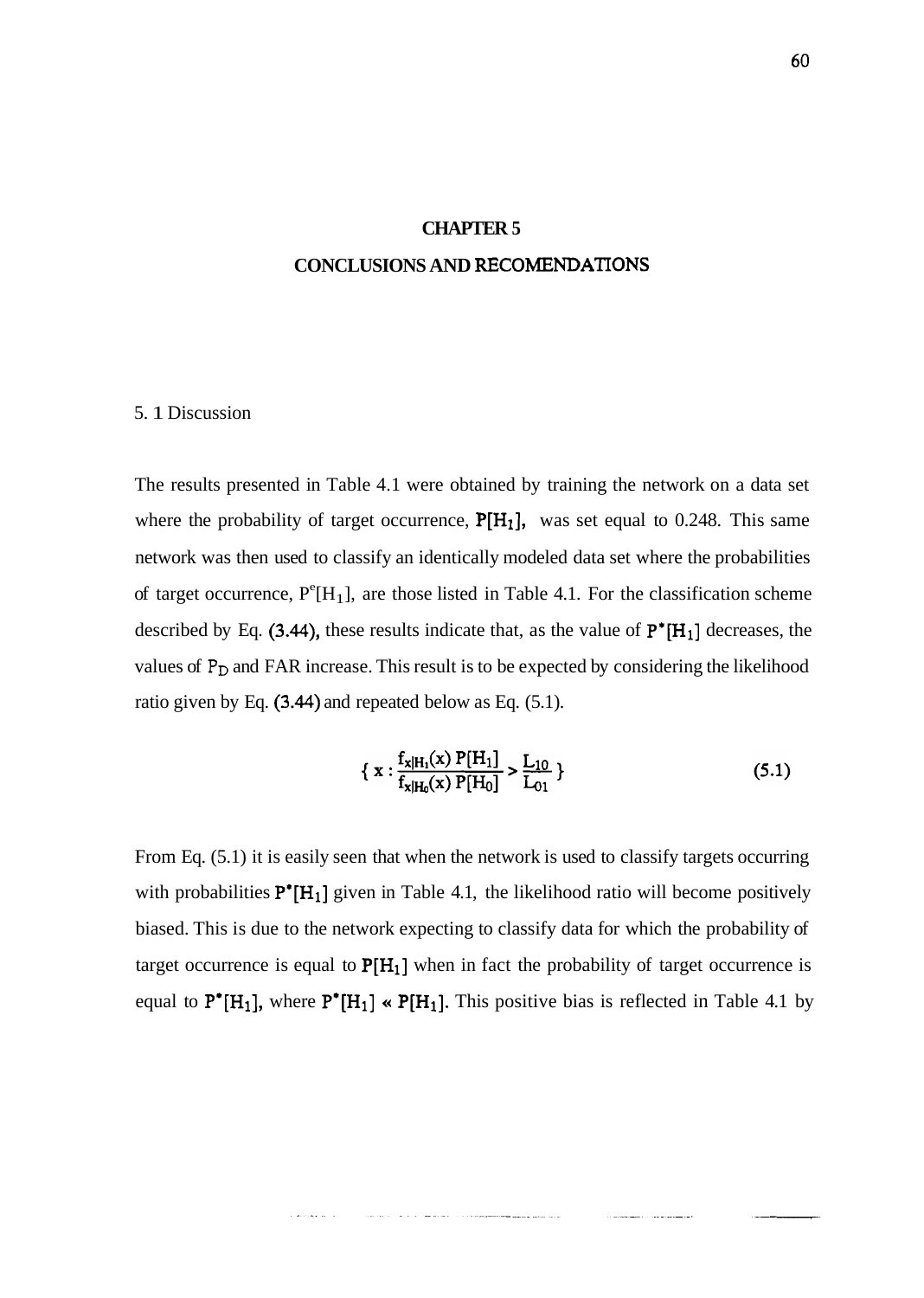# CHAPTER 5

# CONCLUSIONS AND RECOMENDATIONS

## 5. 1 Discussion

The results presented in Table 4.1 were obtained by training the network on a data set where the probability of target occurrence, $P[H_1]$, was set equal to 0.248. This same network was then used to classify an identically modeled data set where the probabilities of target occurrence, $P^e[H_1]$, are those listed in Table 4.1. For the classification scheme described by Eq. (3.44), these results indicate that, as the value of $P^*[H_1]$ decreases, the values of $P_D$ and FAR increase. This result is to be expected by considering the likelihood ratio given by Eq. (3.44) and repeated below as Eq. (5.1).

$$\{ x : \frac{f_{x|H_1}(x)\ P[H_1]}{f_{x|H_0}(x)\ P[H_0]} > \frac{L_{10}}{L_{01}} \} \tag{5.1}$$

From Eq. (5.1) it is easily seen that when the network is used to classify targets occurring with probabilities $P^*[H_1]$ given in Table 4.1, the likelihood ratio will become positively biased. This is due to the network expecting to classify data for which the probability of target occurrence is equal to $P[H_1]$ when in fact the probability of target occurrence is equal to $P^*[H_1]$, where $P^*[H_1] \ll P[H_1]$. This positive bias is reflected in Table 4.1 by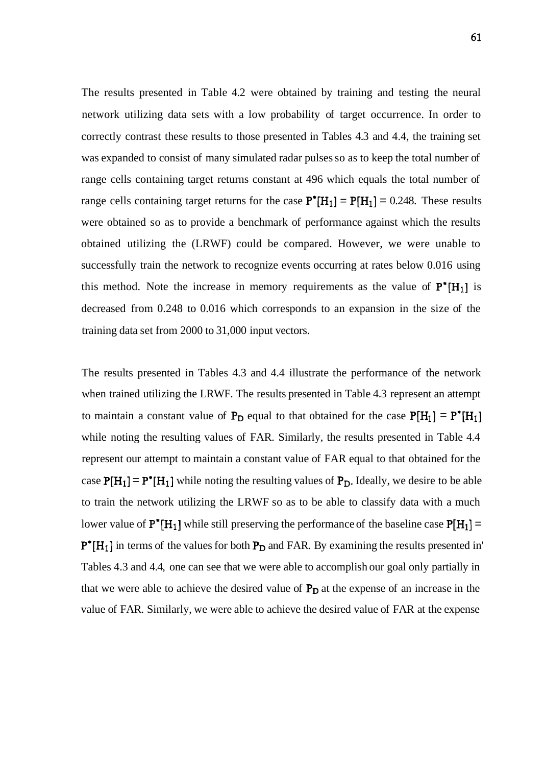The results presented in Table 4.2 were obtained by training and testing the neural network utilizing data sets with a low probability of target occurrence. In order to correctly contrast these results to those presented in Tables 4.3 and 4.4, the training set was expanded to consist of many simulated radar pulses so as to keep the total number of range cells containing target returns constant at 496 which equals the total number of range cells containing target returns for the case $P^*[H_1] = P[H_1] = 0.248$. These results were obtained so as to provide a benchmark of performance against which the results obtained utilizing the (LRWF) could be compared. However, we were unable to successfully train the network to recognize events occurring at rates below 0.016 using this method. Note the increase in memory requirements as the value of $P^*[H_1]$ is decreased from 0.248 to 0.016 which corresponds to an expansion in the size of the training data set from 2000 to 31,000 input vectors.

The results presented in Tables 4.3 and 4.4 illustrate the performance of the network when trained utilizing the LRWF. The results presented in Table 4.3 represent an attempt to maintain a constant value of $P_D$ equal to that obtained for the case $P[H_1] = P^*[H_1]$ while noting the resulting values of FAR. Similarly, the results presented in Table 4.4 represent our attempt to maintain a constant value of FAR equal to that obtained for the case $P[H_1] = P^*[H_1]$ while noting the resulting values of $P_D$. Ideally, we desire to be able to train the network utilizing the LRWF so as to be able to classify data with a much lower value of $P^*[H_1]$ while still preserving the performance of the baseline case $P[H_1] = P^*[H_1]$ in terms of the values for both $P_D$ and FAR. By examining the results presented in' Tables 4.3 and 4.4, one can see that we were able to accomplish our goal only partially in that we were able to achieve the desired value of $P_D$ at the expense of an increase in the value of FAR. Similarly, we were able to achieve the desired value of FAR at the expense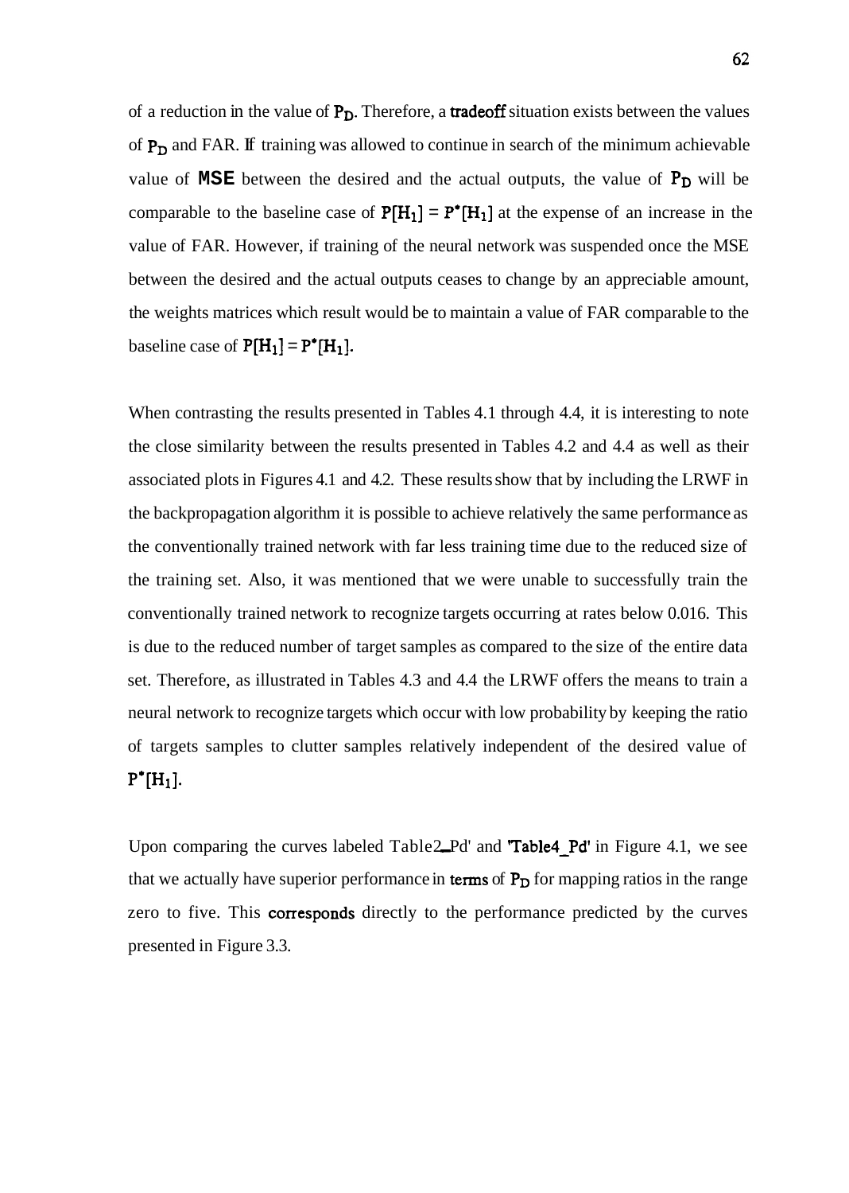of a reduction in the value of $P_D$. Therefore, a tradeoff situation exists between the values of $P_D$ and FAR. If training was allowed to continue in search of the minimum achievable value of MSE between the desired and the actual outputs, the value of $P_D$ will be comparable to the baseline case of $P[H_1] = P^*[H_1]$ at the expense of an increase in the value of FAR. However, if training of the neural network was suspended once the MSE between the desired and the actual outputs ceases to change by an appreciable amount, the weights matrices which result would be to maintain a value of FAR comparable to the baseline case of $P[H_1] = P^*[H_1]$.

When contrasting the results presented in Tables 4.1 through 4.4, it is interesting to note the close similarity between the results presented in Tables 4.2 and 4.4 as well as their associated plots in Figures 4.1 and 4.2. These results show that by including the LRWF in the backpropagation algorithm it is possible to achieve relatively the same performance as the conventionally trained network with far less training time due to the reduced size of the training set. Also, it was mentioned that we were unable to successfully train the conventionally trained network to recognize targets occurring at rates below 0.016. This is due to the reduced number of target samples as compared to the size of the entire data set. Therefore, as illustrated in Tables 4.3 and 4.4 the LRWF offers the means to train a neural network to recognize targets which occur with low probability by keeping the ratio of targets samples to clutter samples relatively independent of the desired value of $P^*[H_1]$.

Upon comparing the curves labeled Table2_Pd' and 'Table4_Pd' in Figure 4.1, we see that we actually have superior performance in terms of $P_D$ for mapping ratios in the range zero to five. This corresponds directly to the performance predicted by the curves presented in Figure 3.3.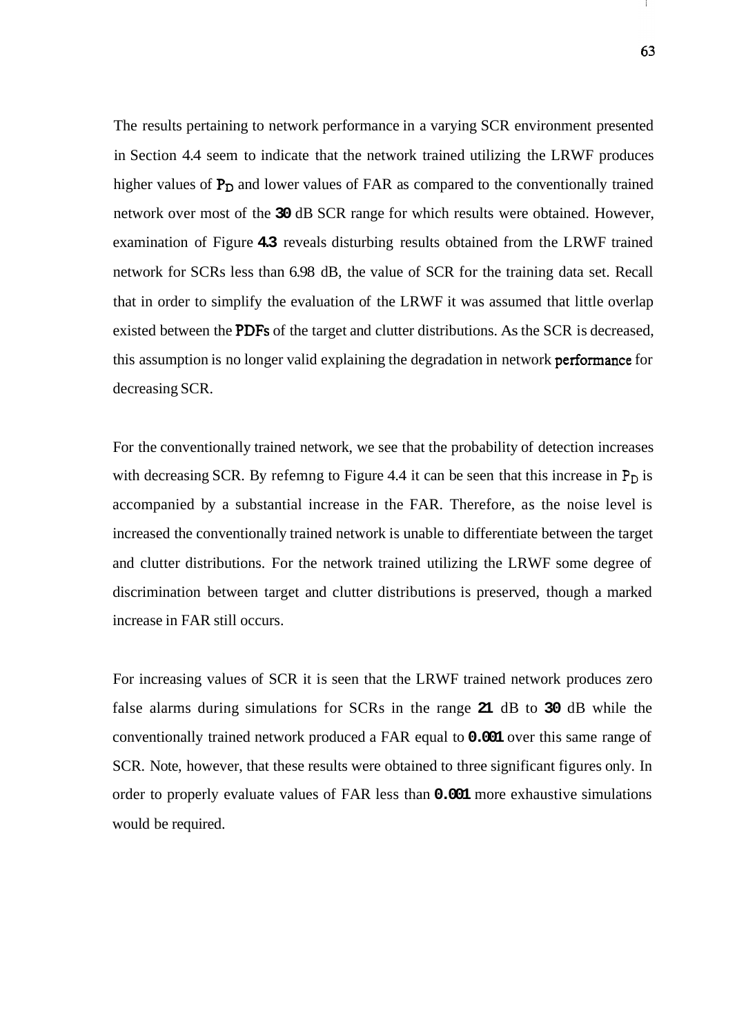The results pertaining to network performance in a varying SCR environment presented in Section 4.4 seem to indicate that the network trained utilizing the LRWF produces higher values of $P_D$ and lower values of FAR as compared to the conventionally trained network over most of the 30 dB SCR range for which results were obtained. However, examination of Figure 4.3 reveals disturbing results obtained from the LRWF trained network for SCRs less than 6.98 dB, the value of SCR for the training data set. Recall that in order to simplify the evaluation of the LRWF it was assumed that little overlap existed between the PDFs of the target and clutter distributions. As the SCR is decreased, this assumption is no longer valid explaining the degradation in network performance for decreasing SCR.

For the conventionally trained network, we see that the probability of detection increases with decreasing SCR. By refemng to Figure 4.4 it can be seen that this increase in $P_D$ is accompanied by a substantial increase in the FAR. Therefore, as the noise level is increased the conventionally trained network is unable to differentiate between the target and clutter distributions. For the network trained utilizing the LRWF some degree of discrimination between target and clutter distributions is preserved, though a marked increase in FAR still occurs.

For increasing values of SCR it is seen that the LRWF trained network produces zero false alarms during simulations for SCRs in the range 21 dB to 30 dB while the conventionally trained network produced a FAR equal to 0.001 over this same range of SCR. Note, however, that these results were obtained to three significant figures only. In order to properly evaluate values of FAR less than 0.001 more exhaustive simulations would be required.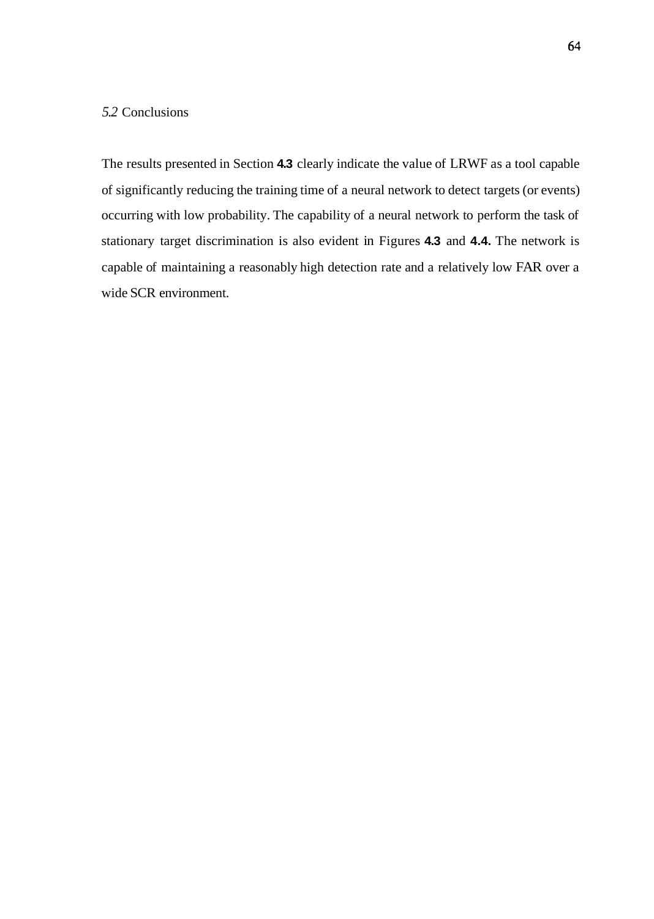## *5.2* Conclusions

The results presented in Section **4.3** clearly indicate the value of LRWF as a tool capable of significantly reducing the training time of a neural network to detect targets (or events) occurring with low probability. The capability of a neural network to perform the task of stationary target discrimination is also evident in Figures **4.3** and **4.4.** The network is capable of maintaining a reasonably high detection rate and a relatively low FAR over a wide SCR environment.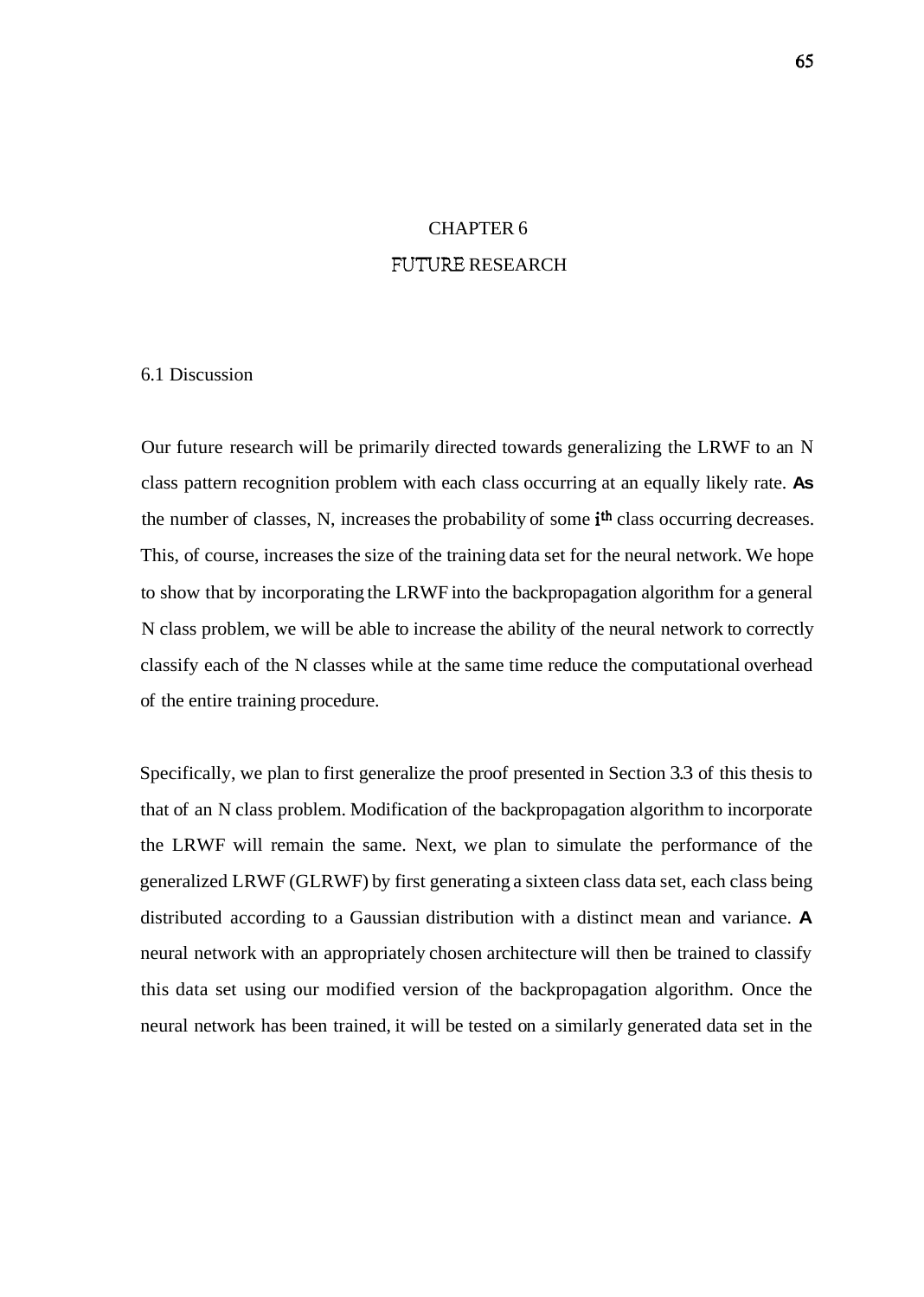# CHAPTER 6
# FUTURE RESEARCH

## 6.1 Discussion

Our future research will be primarily directed towards generalizing the LRWF to an N class pattern recognition problem with each class occurring at an equally likely rate. As the number of classes, N, increases the probability of some $i^{th}$ class occurring decreases. This, of course, increases the size of the training data set for the neural network. We hope to show that by incorporating the LRWF into the backpropagation algorithm for a general N class problem, we will be able to increase the ability of the neural network to correctly classify each of the N classes while at the same time reduce the computational overhead of the entire training procedure.

Specifically, we plan to first generalize the proof presented in Section 3.3 of this thesis to that of an N class problem. Modification of the backpropagation algorithm to incorporate the LRWF will remain the same. Next, we plan to simulate the performance of the generalized LRWF (GLRWF) by first generating a sixteen class data set, each class being distributed according to a Gaussian distribution with a distinct mean and variance. A neural network with an appropriately chosen architecture will then be trained to classify this data set using our modified version of the backpropagation algorithm. Once the neural network has been trained, it will be tested on a similarly generated data set in the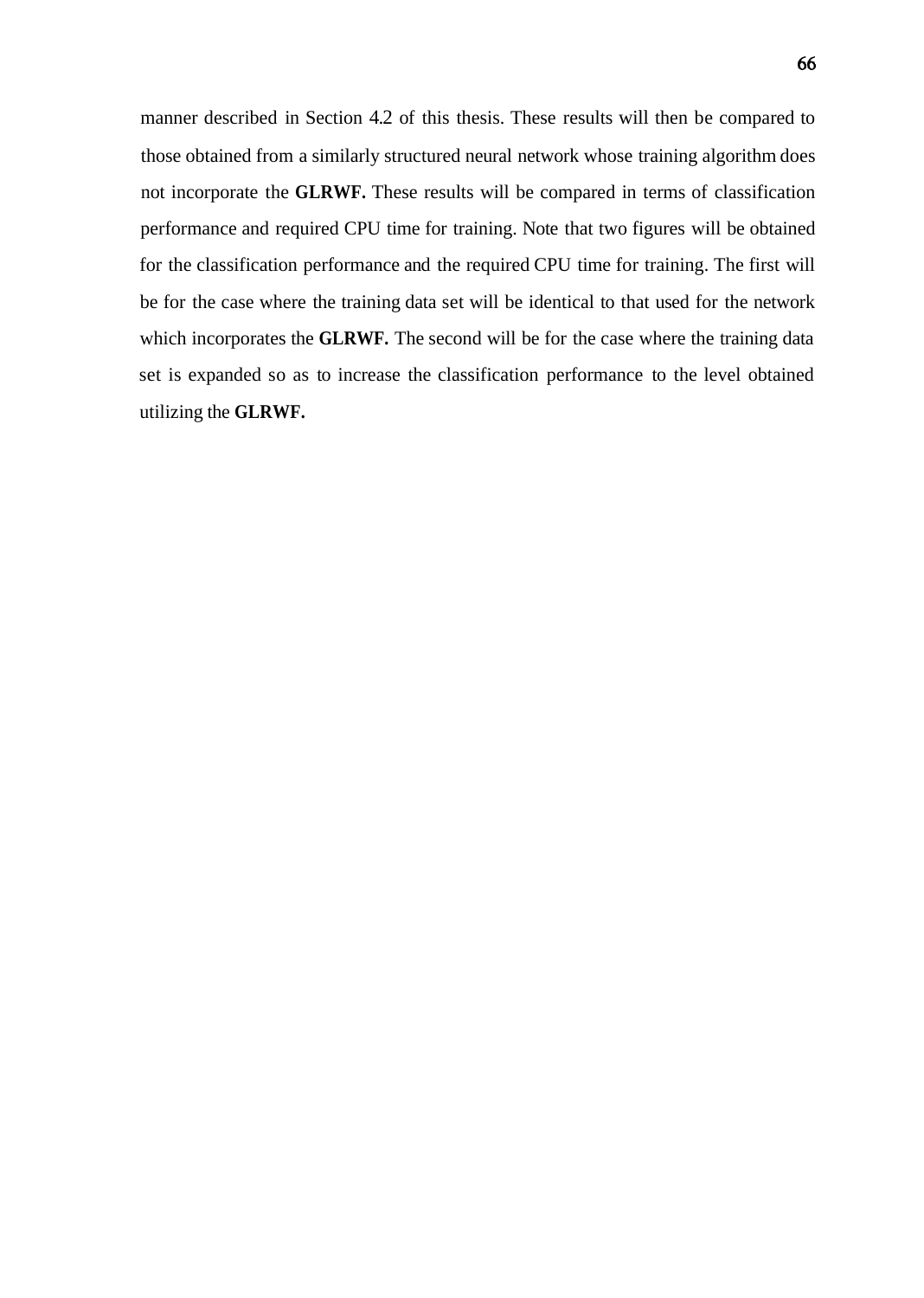manner described in Section 4.2 of this thesis. These results will then be compared to those obtained from a similarly structured neural network whose training algorithm does not incorporate the **GLRWF.** These results will be compared in terms of classification performance and required CPU time for training. Note that two figures will be obtained for the classification performance and the required CPU time for training. The first will be for the case where the training data set will be identical to that used for the network which incorporates the **GLRWF.** The second will be for the case where the training data set is expanded so as to increase the classification performance to the level obtained utilizing the **GLRWF.**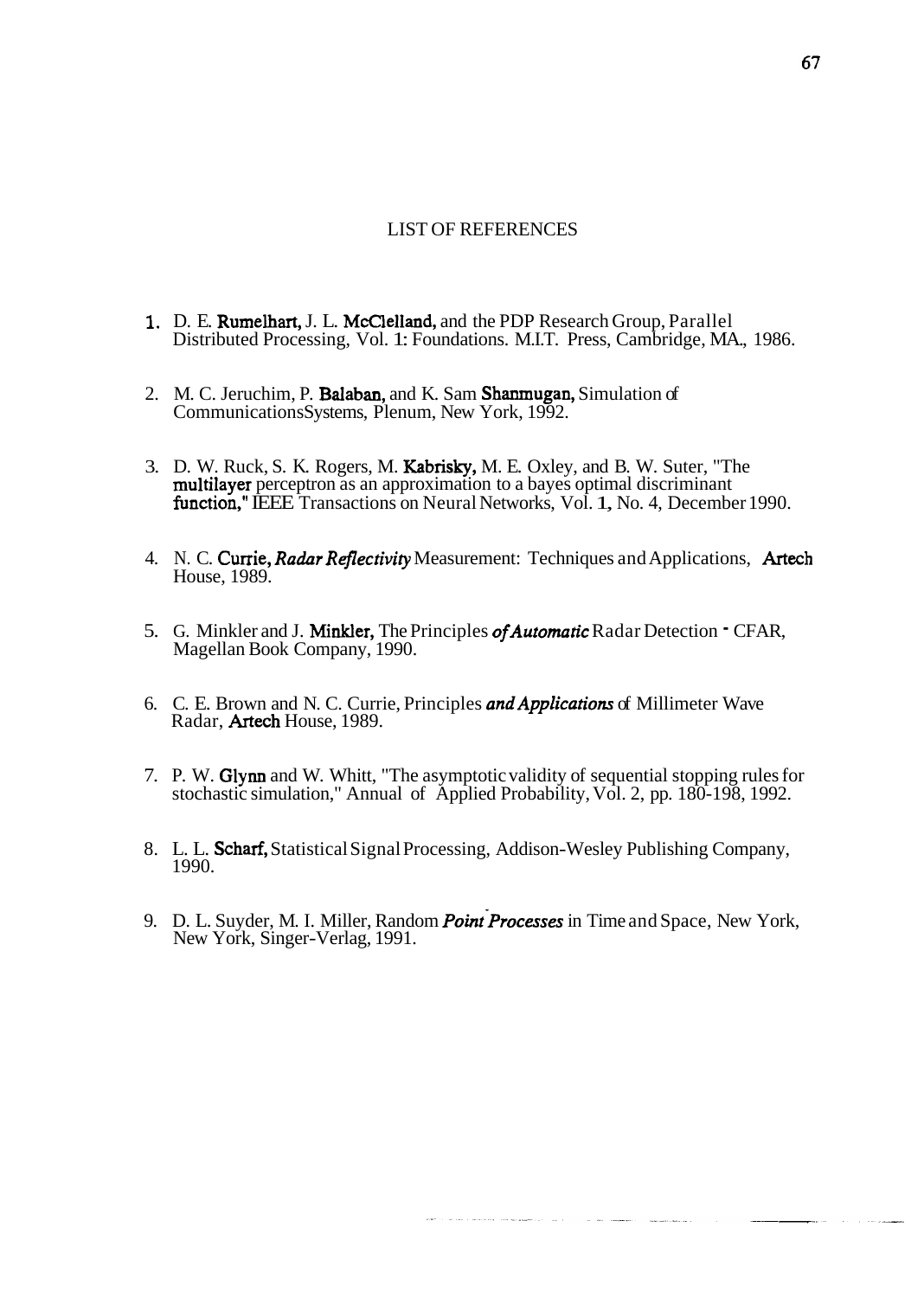# LIST OF REFERENCES

1. D. E. Rumelhart, J. L. McClelland, and the PDP Research Group, Parallel Distributed Processing, Vol. 1: Foundations. M.I.T. Press, Cambridge, MA., 1986.

2. M. C. Jeruchim, P. Balaban, and K. Sam Shanmugan, Simulation of CommunicationsSystems, Plenum, New York, 1992.

3. D. W. Ruck, S. K. Rogers, M. Kabrisky, M. E. Oxley, and B. W. Suter, "The multilayer perceptron as an approximation to a bayes optimal discriminant function," IEEE Transactions on Neural Networks, Vol. 1, No. 4, December 1990.

4. N. C. Currie, *Radar Reflectivity* Measurement: Techniques and Applications, Artech House, 1989.

5. G. Minkler and J. Minkler, The Principles *of Automatic* Radar Detection - CFAR, Magellan Book Company, 1990.

6. C. E. Brown and N. C. Currie, Principles *and Applications* of Millimeter Wave Radar, Artech House, 1989.

7. P. W. Glynn and W. Whitt, "The asymptotic validity of sequential stopping rules for stochastic simulation," Annual of Applied Probability, Vol. 2, pp. 180-198, 1992.

8. L. L. Scharf, Statistical Signal Processing, Addison-Wesley Publishing Company, 1990.

9. D. L. Suyder, M. I. Miller, Random *Point Processes* in Time and Space, New York, New York, Singer-Verlag, 1991.